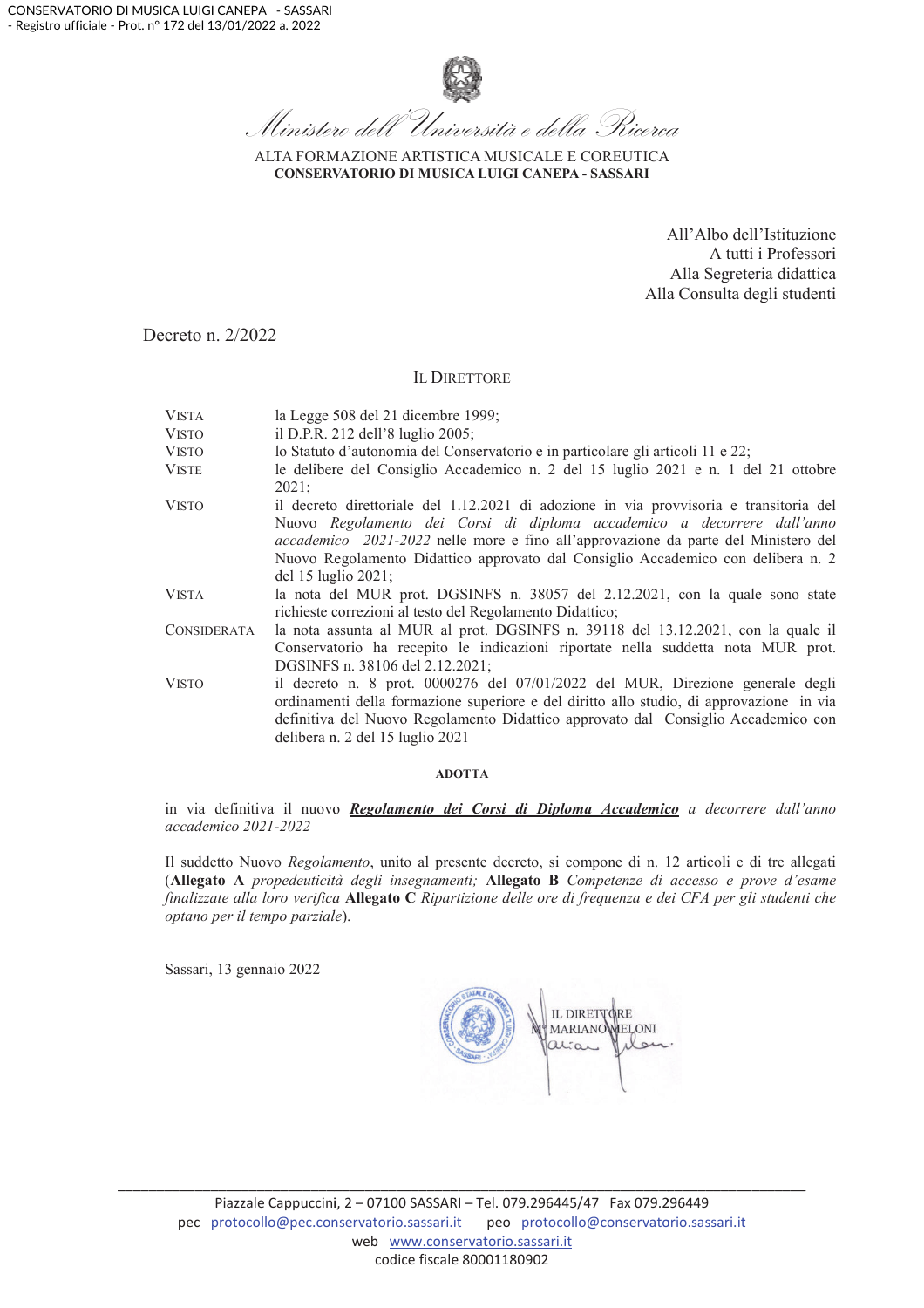CONSERVATORIO DI MUSICA LUIGI CANEPA - SASSARI
- Registro ufficiale - Prot. n° 172 del 13/01/2022 a. 2022

*Ministero dell'Università e della Ricerca*

ALTA FORMAZIONE ARTISTICA MUSICALE E COREUTICA
**CONSERVATORIO DI MUSICA LUIGI CANEPA - SASSARI**

All'Albo dell'Istituzione
A tutti i Professori
Alla Segreteria didattica
Alla Consulta degli studenti

Decreto n. 2/2022

IL DIRETTORE

VISTA la Legge 508 del 21 dicembre 1999;

VISTO il D.P.R. 212 dell'8 luglio 2005;

VISTO lo Statuto d'autonomia del Conservatorio e in particolare gli articoli 11 e 22;

VISTE le delibere del Consiglio Accademico n. 2 del 15 luglio 2021 e n. 1 del 21 ottobre 2021;

VISTO il decreto direttoriale del 1.12.2021 di adozione in via provvisoria e transitoria del Nuovo *Regolamento dei Corsi di diploma accademico a decorrere dall'anno accademico 2021-2022* nelle more e fino all'approvazione da parte del Ministero del Nuovo Regolamento Didattico approvato dal Consiglio Accademico con delibera n. 2 del 15 luglio 2021;

VISTA la nota del MUR prot. DGSINFS n. 38057 del 2.12.2021, con la quale sono state richieste correzioni al testo del Regolamento Didattico;

CONSIDERATA la nota assunta al MUR al prot. DGSINFS n. 39118 del 13.12.2021, con la quale il Conservatorio ha recepito le indicazioni riportate nella suddetta nota MUR prot. DGSINFS n. 38106 del 2.12.2021;

VISTO il decreto n. 8 prot. 0000276 del 07/01/2022 del MUR, Direzione generale degli ordinamenti della formazione superiore e del diritto allo studio, di approvazione in via definitiva del Nuovo Regolamento Didattico approvato dal Consiglio Accademico con delibera n. 2 del 15 luglio 2021

**ADOTTA**

in via definitiva il nuovo ***Regolamento dei Corsi di Diploma Accademico*** *a decorrere dall'anno accademico 2021-2022*

Il suddetto Nuovo *Regolamento*, unito al presente decreto, si compone di n. 12 articoli e di tre allegati (**Allegato A** *propedeuticità degli insegnamenti;* **Allegato B** *Competenze di accesso e prove d'esame finalizzate alla loro verifica* **Allegato C** *Ripartizione delle ore di frequenza e dei CFA per gli studenti che optano per il tempo parziale*).

Sassari, 13 gennaio 2022

IL DIRETTORE
M° MARIANO MELONI

Piazzale Cappuccini, 2 – 07100 SASSARI – Tel. 079.296445/47 Fax 079.296449
pec protocollo@pec.conservatorio.sassari.it peo protocollo@conservatorio.sassari.it
web www.conservatorio.sassari.it
codice fiscale 80001180902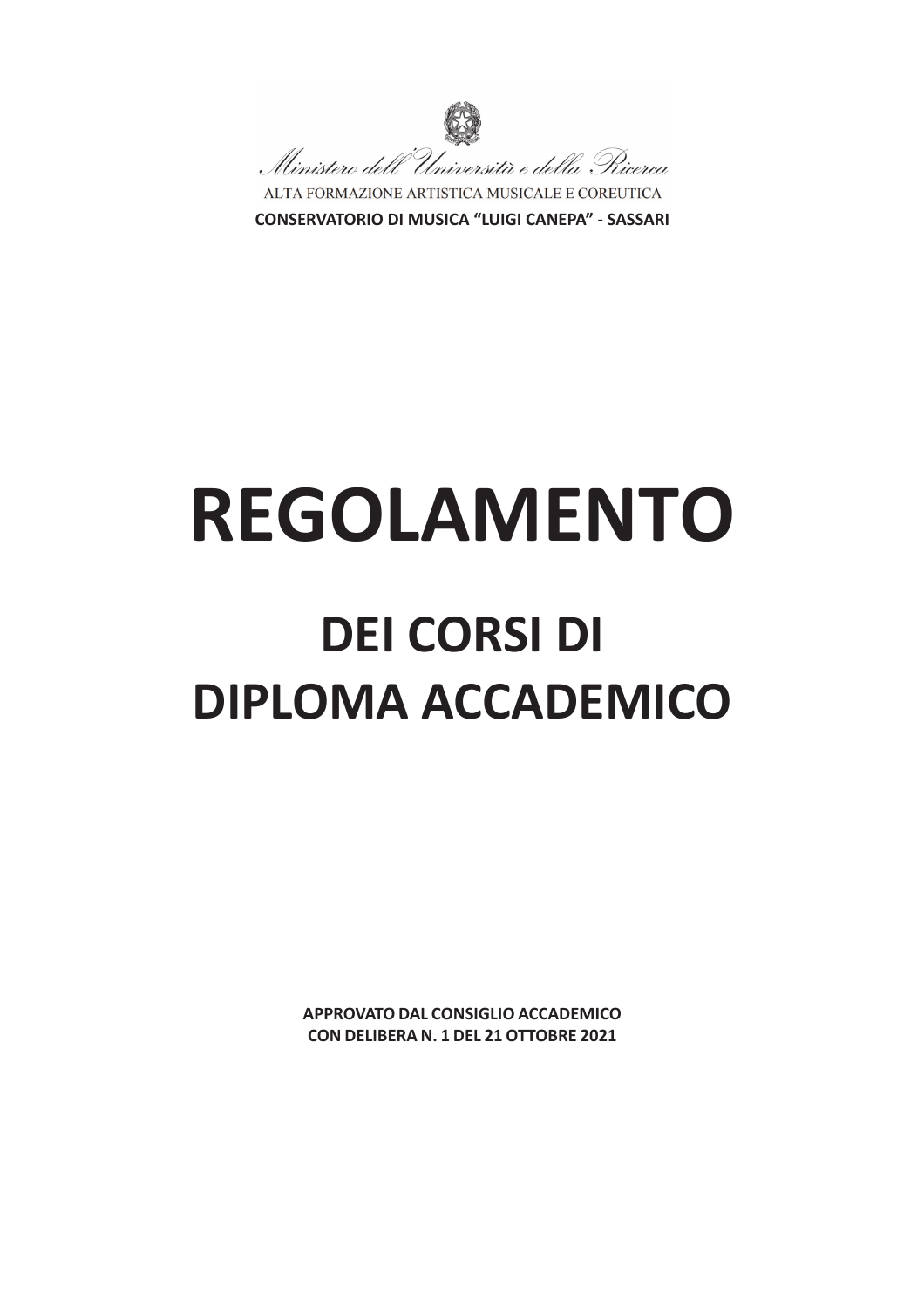Ministero dell'Università e della Ricerca

ALTA FORMAZIONE ARTISTICA MUSICALE E COREUTICA

**CONSERVATORIO DI MUSICA "LUIGI CANEPA" - SASSARI**

# REGOLAMENTO

## DEI CORSI DI DIPLOMA ACCADEMICO

**APPROVATO DAL CONSIGLIO ACCADEMICO CON DELIBERA N. 1 DEL 21 OTTOBRE 2021**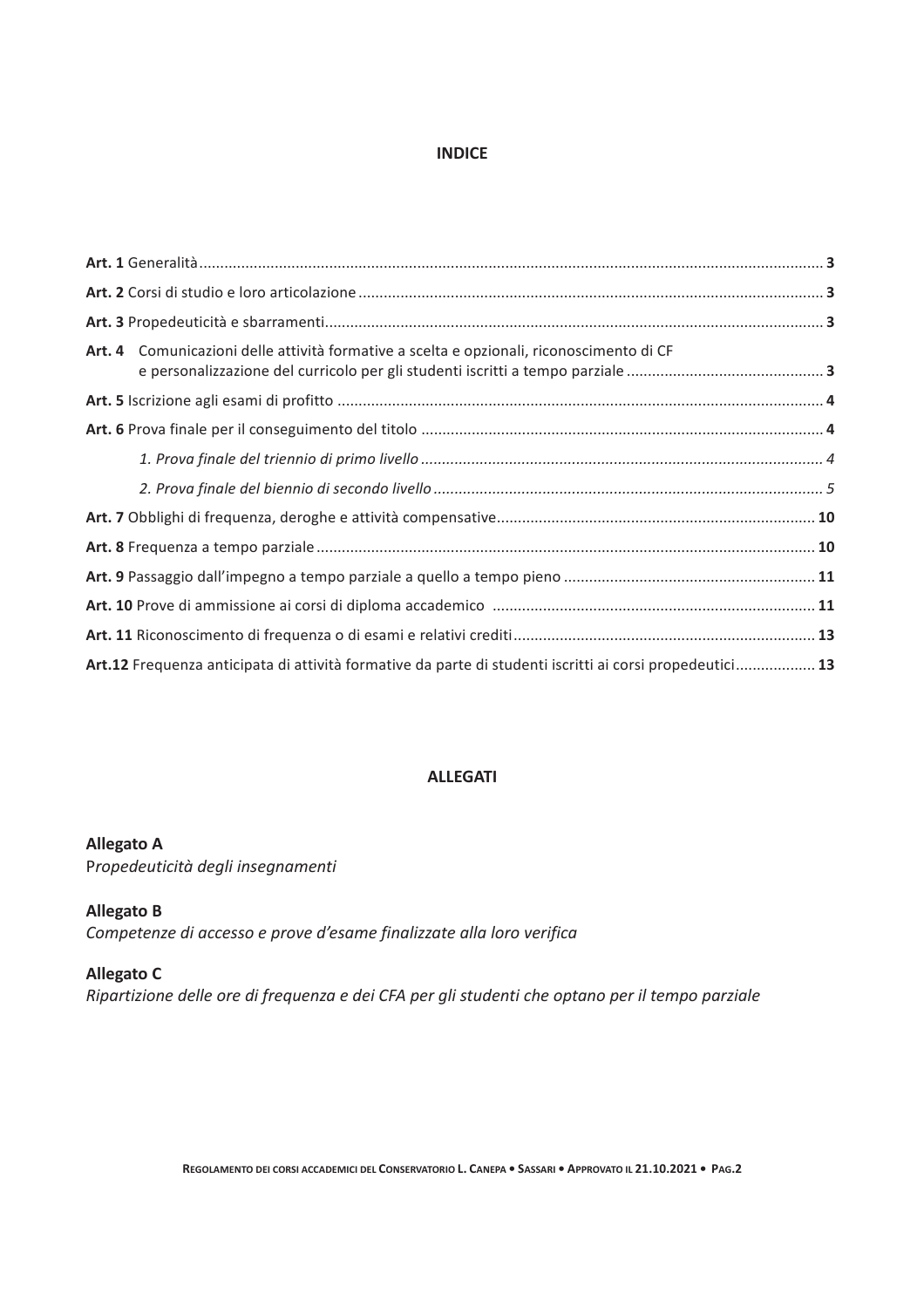## INDICE

**Art. 1** Generalità ........................................................................................................................ **3**

**Art. 2** Corsi di studio e loro articolazione ........................................................................................ **3**

**Art. 3** Propedeuticità e sbarramenti................................................................................................. **3**

**Art. 4** Comunicazioni delle attività formative a scelta e opzionali, riconoscimento di CF e personalizzazione del curricolo per gli studenti iscritti a tempo parziale ............................................ **3**

**Art. 5** Iscrizione agli esami di profitto ............................................................................................. **4**

**Art. 6** Prova finale per il conseguimento del titolo ........................................................................... **4**

*1. Prova finale del triennio di primo livello ..................................................................................... 4*

*2. Prova finale del biennio di secondo livello ................................................................................... 5*

**Art. 7** Obblighi di frequenza, deroghe e attività compensative........................................................ **10**

**Art. 8** Frequenza a tempo parziale .................................................................................................. **10**

**Art. 9** Passaggio dall'impegno a tempo parziale a quello a tempo pieno ........................................... **11**

**Art. 10** Prove di ammissione ai corsi di diploma accademico ............................................................ **11**

**Art. 11** Riconoscimento di frequenza o di esami e relativi crediti ....................................................... **13**

**Art.12** Frequenza anticipata di attività formative da parte di studenti iscritti ai corsi propedeutici.................. **13**

## ALLEGATI

**Allegato A**
*Propedeuticità degli insegnamenti*

**Allegato B**
*Competenze di accesso e prove d'esame finalizzate alla loro verifica*

**Allegato C**
*Ripartizione delle ore di frequenza e dei CFA per gli studenti che optano per il tempo parziale*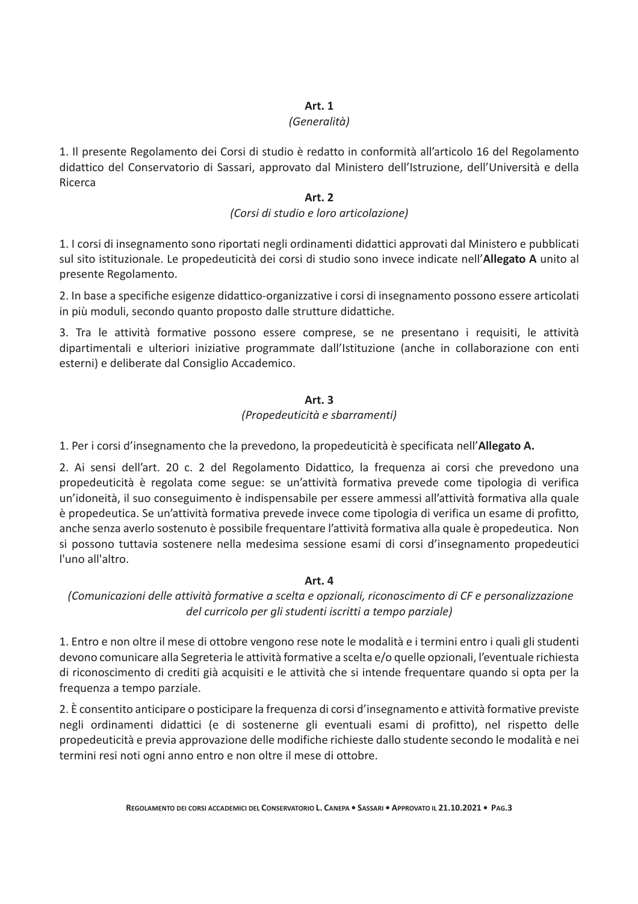## Art. 1
*(Generalità)*

1. Il presente Regolamento dei Corsi di studio è redatto in conformità all'articolo 16 del Regolamento didattico del Conservatorio di Sassari, approvato dal Ministero dell'Istruzione, dell'Università e della Ricerca

## Art. 2
*(Corsi di studio e loro articolazione)*

1. I corsi di insegnamento sono riportati negli ordinamenti didattici approvati dal Ministero e pubblicati sul sito istituzionale. Le propedeuticità dei corsi di studio sono invece indicate nell'**Allegato A** unito al presente Regolamento.

2. In base a specifiche esigenze didattico-organizzative i corsi di insegnamento possono essere articolati in più moduli, secondo quanto proposto dalle strutture didattiche.

3. Tra le attività formative possono essere comprese, se ne presentano i requisiti, le attività dipartimentali e ulteriori iniziative programmate dall'Istituzione (anche in collaborazione con enti esterni) e deliberate dal Consiglio Accademico.

## Art. 3
*(Propedeuticità e sbarramenti)*

1. Per i corsi d'insegnamento che la prevedono, la propedeuticità è specificata nell'**Allegato A.**

2. Ai sensi dell'art. 20 c. 2 del Regolamento Didattico, la frequenza ai corsi che prevedono una propedeuticità è regolata come segue: se un'attività formativa prevede come tipologia di verifica un'idoneità, il suo conseguimento è indispensabile per essere ammessi all'attività formativa alla quale è propedeutica. Se un'attività formativa prevede invece come tipologia di verifica un esame di profitto, anche senza averlo sostenuto è possibile frequentare l'attività formativa alla quale è propedeutica. Non si possono tuttavia sostenere nella medesima sessione esami di corsi d'insegnamento propedeutici l'uno all'altro.

## Art. 4
*(Comunicazioni delle attività formative a scelta e opzionali, riconoscimento di CF e personalizzazione del curricolo per gli studenti iscritti a tempo parziale)*

1. Entro e non oltre il mese di ottobre vengono rese note le modalità e i termini entro i quali gli studenti devono comunicare alla Segreteria le attività formative a scelta e/o quelle opzionali, l'eventuale richiesta di riconoscimento di crediti già acquisiti e le attività che si intende frequentare quando si opta per la frequenza a tempo parziale.

2. È consentito anticipare o posticipare la frequenza di corsi d'insegnamento e attività formative previste negli ordinamenti didattici (e di sostenerne gli eventuali esami di profitto), nel rispetto delle propedeuticità e previa approvazione delle modifiche richieste dallo studente secondo le modalità e nei termini resi noti ogni anno entro e non oltre il mese di ottobre.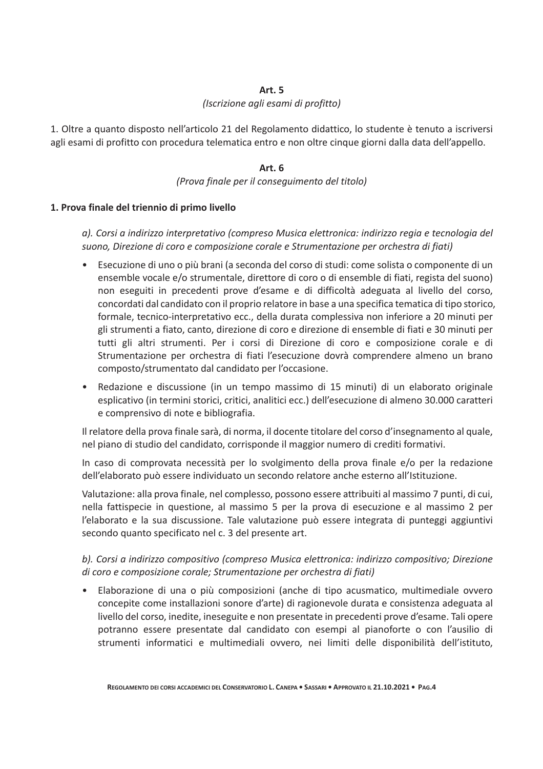**Art. 5**

*(Iscrizione agli esami di profitto)*

1. Oltre a quanto disposto nell'articolo 21 del Regolamento didattico, lo studente è tenuto a iscriversi agli esami di profitto con procedura telematica entro e non oltre cinque giorni dalla data dell'appello.

**Art. 6**

*(Prova finale per il conseguimento del titolo)*

**1. Prova finale del triennio di primo livello**

*a). Corsi a indirizzo interpretativo (compreso Musica elettronica: indirizzo regia e tecnologia del suono, Direzione di coro e composizione corale e Strumentazione per orchestra di fiati)*

- Esecuzione di uno o più brani (a seconda del corso di studi: come solista o componente di un ensemble vocale e/o strumentale, direttore di coro o di ensemble di fiati, regista del suono) non eseguiti in precedenti prove d'esame e di difficoltà adeguata al livello del corso, concordati dal candidato con il proprio relatore in base a una specifica tematica di tipo storico, formale, tecnico-interpretativo ecc., della durata complessiva non inferiore a 20 minuti per gli strumenti a fiato, canto, direzione di coro e direzione di ensemble di fiati e 30 minuti per tutti gli altri strumenti. Per i corsi di Direzione di coro e composizione corale e di Strumentazione per orchestra di fiati l'esecuzione dovrà comprendere almeno un brano composto/strumentato dal candidato per l'occasione.
- Redazione e discussione (in un tempo massimo di 15 minuti) di un elaborato originale esplicativo (in termini storici, critici, analitici ecc.) dell'esecuzione di almeno 30.000 caratteri e comprensivo di note e bibliografia.

Il relatore della prova finale sarà, di norma, il docente titolare del corso d'insegnamento al quale, nel piano di studio del candidato, corrisponde il maggior numero di crediti formativi.

In caso di comprovata necessità per lo svolgimento della prova finale e/o per la redazione dell'elaborato può essere individuato un secondo relatore anche esterno all'Istituzione.

Valutazione: alla prova finale, nel complesso, possono essere attribuiti al massimo 7 punti, di cui, nella fattispecie in questione, al massimo 5 per la prova di esecuzione e al massimo 2 per l'elaborato e la sua discussione. Tale valutazione può essere integrata di punteggi aggiuntivi secondo quanto specificato nel c. 3 del presente art.

*b). Corsi a indirizzo compositivo (compreso Musica elettronica: indirizzo compositivo; Direzione di coro e composizione corale; Strumentazione per orchestra di fiati)*

- Elaborazione di una o più composizioni (anche di tipo acusmatico, multimediale ovvero concepite come installazioni sonore d'arte) di ragionevole durata e consistenza adeguata al livello del corso, inedite, ineseguite e non presentate in precedenti prove d'esame. Tali opere potranno essere presentate dal candidato con esempi al pianoforte o con l'ausilio di strumenti informatici e multimediali ovvero, nei limiti delle disponibilità dell'istituto,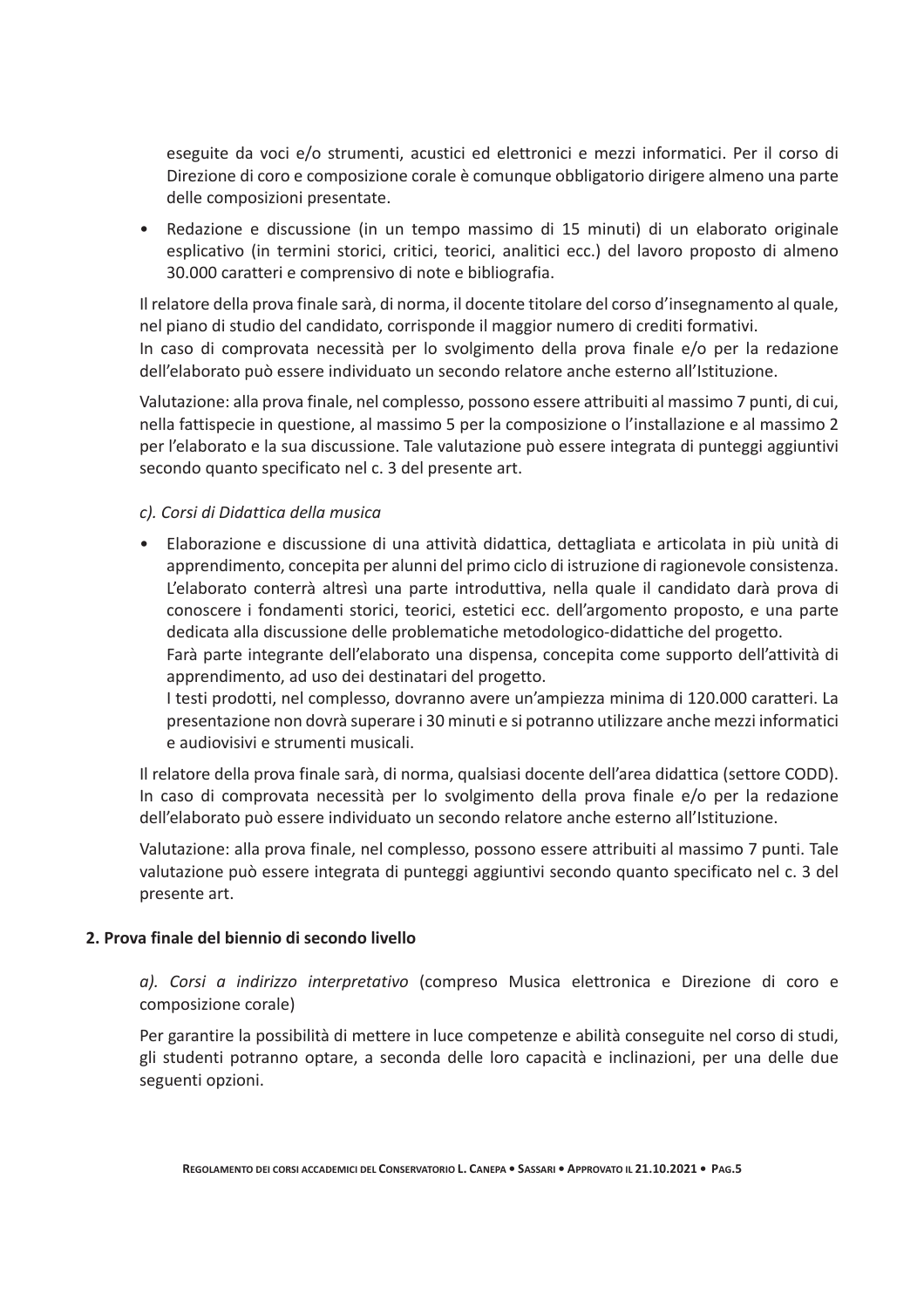eseguite da voci e/o strumenti, acustici ed elettronici e mezzi informatici. Per il corso di Direzione di coro e composizione corale è comunque obbligatorio dirigere almeno una parte delle composizioni presentate.

- Redazione e discussione (in un tempo massimo di 15 minuti) di un elaborato originale esplicativo (in termini storici, critici, teorici, analitici ecc.) del lavoro proposto di almeno 30.000 caratteri e comprensivo di note e bibliografia.

Il relatore della prova finale sarà, di norma, il docente titolare del corso d'insegnamento al quale, nel piano di studio del candidato, corrisponde il maggior numero di crediti formativi.
In caso di comprovata necessità per lo svolgimento della prova finale e/o per la redazione dell'elaborato può essere individuato un secondo relatore anche esterno all'Istituzione.

Valutazione: alla prova finale, nel complesso, possono essere attribuiti al massimo 7 punti, di cui, nella fattispecie in questione, al massimo 5 per la composizione o l'installazione e al massimo 2 per l'elaborato e la sua discussione. Tale valutazione può essere integrata di punteggi aggiuntivi secondo quanto specificato nel c. 3 del presente art.

*c). Corsi di Didattica della musica*

- Elaborazione e discussione di una attività didattica, dettagliata e articolata in più unità di apprendimento, concepita per alunni del primo ciclo di istruzione di ragionevole consistenza. L'elaborato conterrà altresì una parte introduttiva, nella quale il candidato darà prova di conoscere i fondamenti storici, teorici, estetici ecc. dell'argomento proposto, e una parte dedicata alla discussione delle problematiche metodologico-didattiche del progetto.
  Farà parte integrante dell'elaborato una dispensa, concepita come supporto dell'attività di apprendimento, ad uso dei destinatari del progetto.
  I testi prodotti, nel complesso, dovranno avere un'ampiezza minima di 120.000 caratteri. La presentazione non dovrà superare i 30 minuti e si potranno utilizzare anche mezzi informatici e audiovisivi e strumenti musicali.

Il relatore della prova finale sarà, di norma, qualsiasi docente dell'area didattica (settore CODD).
In caso di comprovata necessità per lo svolgimento della prova finale e/o per la redazione dell'elaborato può essere individuato un secondo relatore anche esterno all'Istituzione.

Valutazione: alla prova finale, nel complesso, possono essere attribuiti al massimo 7 punti. Tale valutazione può essere integrata di punteggi aggiuntivi secondo quanto specificato nel c. 3 del presente art.

**2. Prova finale del biennio di secondo livello**

*a). Corsi a indirizzo interpretativo* (compreso Musica elettronica e Direzione di coro e composizione corale)

Per garantire la possibilità di mettere in luce competenze e abilità conseguite nel corso di studi, gli studenti potranno optare, a seconda delle loro capacità e inclinazioni, per una delle due seguenti opzioni.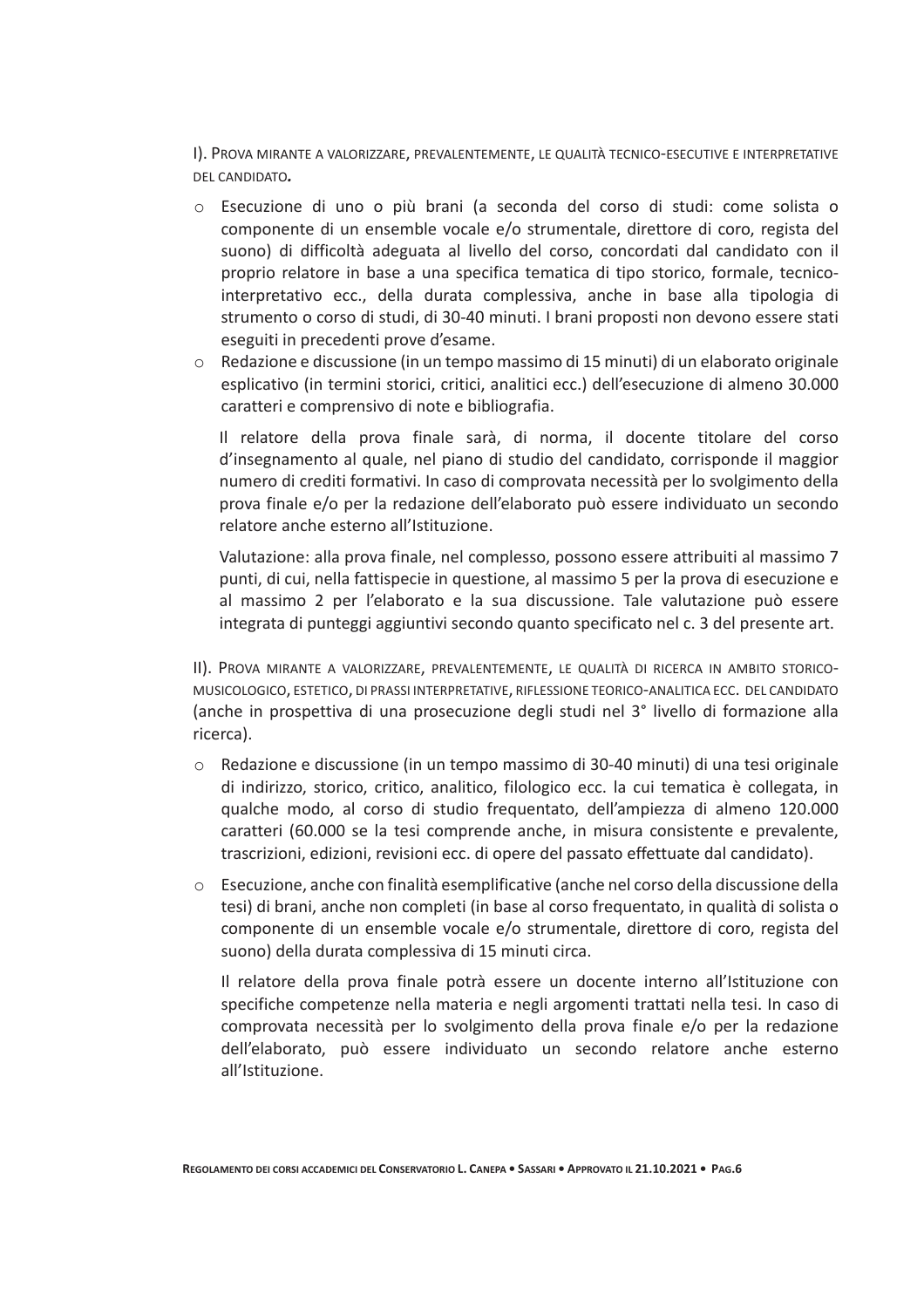I). Prova mirante a valorizzare, prevalentemente, le qualità tecnico-esecutive e interpretative del candidato**.**

- Esecuzione di uno o più brani (a seconda del corso di studi: come solista o componente di un ensemble vocale e/o strumentale, direttore di coro, regista del suono) di difficoltà adeguata al livello del corso, concordati dal candidato con il proprio relatore in base a una specifica tematica di tipo storico, formale, tecnico-interpretativo ecc., della durata complessiva, anche in base alla tipologia di strumento o corso di studi, di 30-40 minuti. I brani proposti non devono essere stati eseguiti in precedenti prove d'esame.
- Redazione e discussione (in un tempo massimo di 15 minuti) di un elaborato originale esplicativo (in termini storici, critici, analitici ecc.) dell'esecuzione di almeno 30.000 caratteri e comprensivo di note e bibliografia.

  Il relatore della prova finale sarà, di norma, il docente titolare del corso d'insegnamento al quale, nel piano di studio del candidato, corrisponde il maggior numero di crediti formativi. In caso di comprovata necessità per lo svolgimento della prova finale e/o per la redazione dell'elaborato può essere individuato un secondo relatore anche esterno all'Istituzione.

  Valutazione: alla prova finale, nel complesso, possono essere attribuiti al massimo 7 punti, di cui, nella fattispecie in questione, al massimo 5 per la prova di esecuzione e al massimo 2 per l'elaborato e la sua discussione. Tale valutazione può essere integrata di punteggi aggiuntivi secondo quanto specificato nel c. 3 del presente art.

II). Prova mirante a valorizzare, prevalentemente, le qualità di ricerca in ambito storico-musicologico, estetico, di prassi interpretative, riflessione teorico-analitica ecc. del candidato (anche in prospettiva di una prosecuzione degli studi nel 3° livello di formazione alla ricerca).

- Redazione e discussione (in un tempo massimo di 30-40 minuti) di una tesi originale di indirizzo, storico, critico, analitico, filologico ecc. la cui tematica è collegata, in qualche modo, al corso di studio frequentato, dell'ampiezza di almeno 120.000 caratteri (60.000 se la tesi comprende anche, in misura consistente e prevalente, trascrizioni, edizioni, revisioni ecc. di opere del passato effettuate dal candidato).
- Esecuzione, anche con finalità esemplificative (anche nel corso della discussione della tesi) di brani, anche non completi (in base al corso frequentato, in qualità di solista o componente di un ensemble vocale e/o strumentale, direttore di coro, regista del suono) della durata complessiva di 15 minuti circa.

  Il relatore della prova finale potrà essere un docente interno all'Istituzione con specifiche competenze nella materia e negli argomenti trattati nella tesi. In caso di comprovata necessità per lo svolgimento della prova finale e/o per la redazione dell'elaborato, può essere individuato un secondo relatore anche esterno all'Istituzione.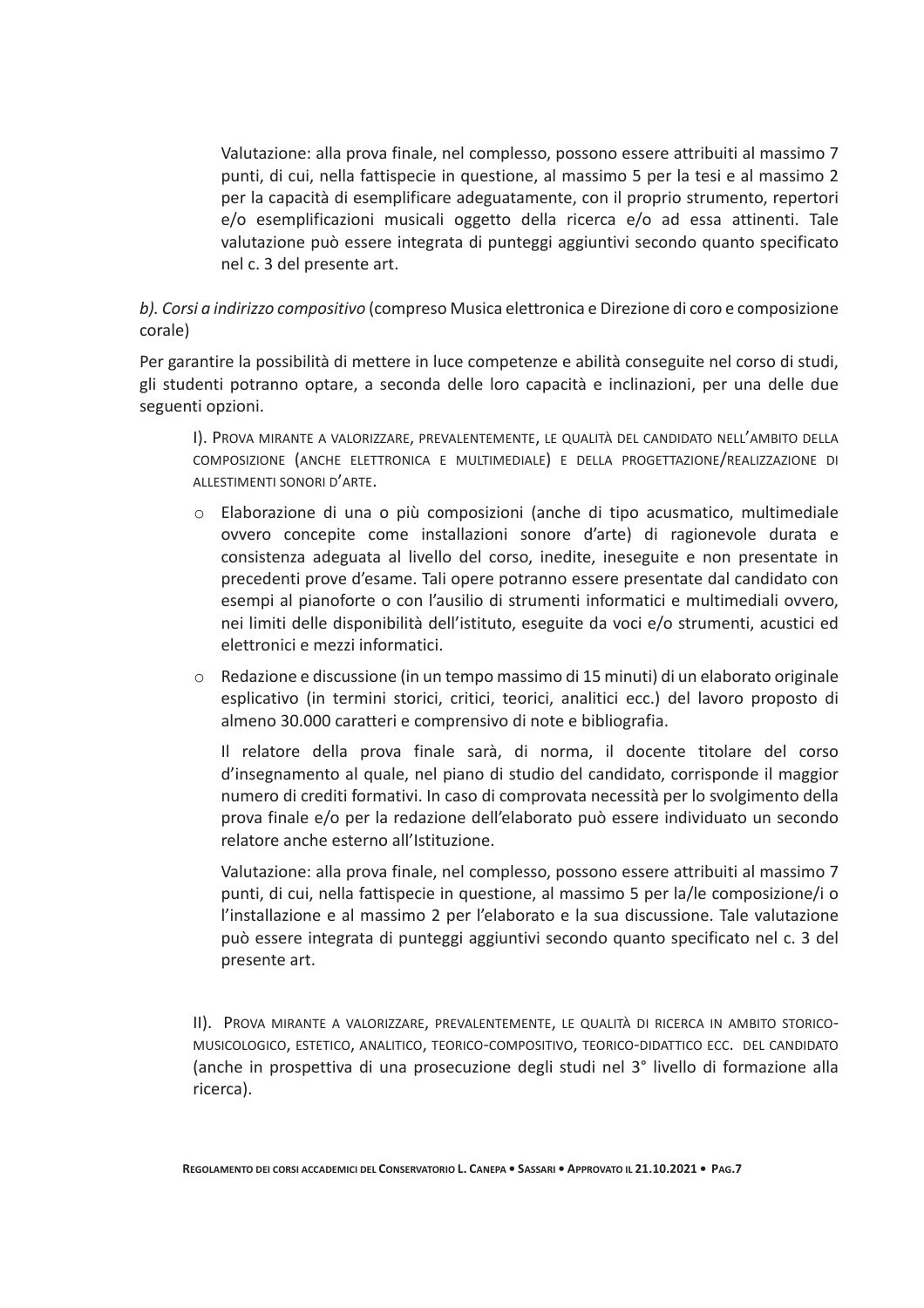Valutazione: alla prova finale, nel complesso, possono essere attribuiti al massimo 7 punti, di cui, nella fattispecie in questione, al massimo 5 per la tesi e al massimo 2 per la capacità di esemplificare adeguatamente, con il proprio strumento, repertori e/o esemplificazioni musicali oggetto della ricerca e/o ad essa attinenti. Tale valutazione può essere integrata di punteggi aggiuntivi secondo quanto specificato nel c. 3 del presente art.

*b). Corsi a indirizzo compositivo* (compreso Musica elettronica e Direzione di coro e composizione corale)

Per garantire la possibilità di mettere in luce competenze e abilità conseguite nel corso di studi, gli studenti potranno optare, a seconda delle loro capacità e inclinazioni, per una delle due seguenti opzioni.

I). Prova mirante a valorizzare, prevalentemente, le qualità del candidato nell'ambito della composizione (anche elettronica e multimediale) e della progettazione/realizzazione di allestimenti sonori d'arte.

- Elaborazione di una o più composizioni (anche di tipo acusmatico, multimediale ovvero concepite come installazioni sonore d'arte) di ragionevole durata e consistenza adeguata al livello del corso, inedite, ineseguite e non presentate in precedenti prove d'esame. Tali opere potranno essere presentate dal candidato con esempi al pianoforte o con l'ausilio di strumenti informatici e multimediali ovvero, nei limiti delle disponibilità dell'istituto, eseguite da voci e/o strumenti, acustici ed elettronici e mezzi informatici.
- Redazione e discussione (in un tempo massimo di 15 minuti) di un elaborato originale esplicativo (in termini storici, critici, teorici, analitici ecc.) del lavoro proposto di almeno 30.000 caratteri e comprensivo di note e bibliografia.

  Il relatore della prova finale sarà, di norma, il docente titolare del corso d'insegnamento al quale, nel piano di studio del candidato, corrisponde il maggior numero di crediti formativi. In caso di comprovata necessità per lo svolgimento della prova finale e/o per la redazione dell'elaborato può essere individuato un secondo relatore anche esterno all'Istituzione.

  Valutazione: alla prova finale, nel complesso, possono essere attribuiti al massimo 7 punti, di cui, nella fattispecie in questione, al massimo 5 per la/le composizione/i o l'installazione e al massimo 2 per l'elaborato e la sua discussione. Tale valutazione può essere integrata di punteggi aggiuntivi secondo quanto specificato nel c. 3 del presente art.

II). Prova mirante a valorizzare, prevalentemente, le qualità di ricerca in ambito storico-musicologico, estetico, analitico, teorico-compositivo, teorico-didattico ecc. del candidato (anche in prospettiva di una prosecuzione degli studi nel 3° livello di formazione alla ricerca).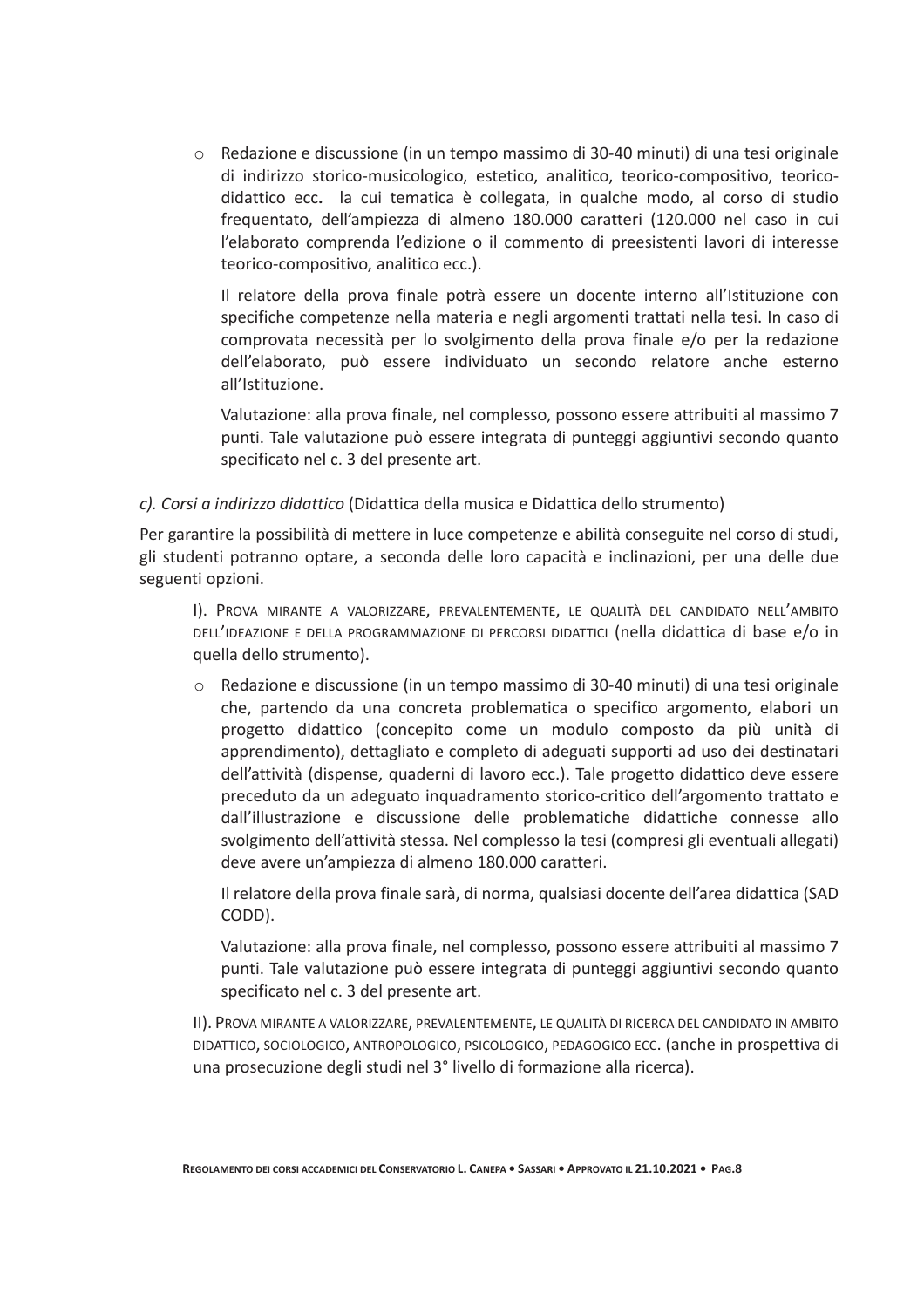- Redazione e discussione (in un tempo massimo di 30-40 minuti) di una tesi originale di indirizzo storico-musicologico, estetico, analitico, teorico-compositivo, teorico-didattico ecc**.** la cui tematica è collegata, in qualche modo, al corso di studio frequentato, dell'ampiezza di almeno 180.000 caratteri (120.000 nel caso in cui l'elaborato comprenda l'edizione o il commento di preesistenti lavori di interesse teorico-compositivo, analitico ecc.).

  Il relatore della prova finale potrà essere un docente interno all'Istituzione con specifiche competenze nella materia e negli argomenti trattati nella tesi. In caso di comprovata necessità per lo svolgimento della prova finale e/o per la redazione dell'elaborato, può essere individuato un secondo relatore anche esterno all'Istituzione.

  Valutazione: alla prova finale, nel complesso, possono essere attribuiti al massimo 7 punti. Tale valutazione può essere integrata di punteggi aggiuntivi secondo quanto specificato nel c. 3 del presente art.

*c). Corsi a indirizzo didattico* (Didattica della musica e Didattica dello strumento)

Per garantire la possibilità di mettere in luce competenze e abilità conseguite nel corso di studi, gli studenti potranno optare, a seconda delle loro capacità e inclinazioni, per una delle due seguenti opzioni.

I). Prova mirante a valorizzare, prevalentemente, le qualità del candidato nell'ambito dell'ideazione e della programmazione di percorsi didattici (nella didattica di base e/o in quella dello strumento).

- Redazione e discussione (in un tempo massimo di 30-40 minuti) di una tesi originale che, partendo da una concreta problematica o specifico argomento, elabori un progetto didattico (concepito come un modulo composto da più unità di apprendimento), dettagliato e completo di adeguati supporti ad uso dei destinatari dell'attività (dispense, quaderni di lavoro ecc.). Tale progetto didattico deve essere preceduto da un adeguato inquadramento storico-critico dell'argomento trattato e dall'illustrazione e discussione delle problematiche didattiche connesse allo svolgimento dell'attività stessa. Nel complesso la tesi (compresi gli eventuali allegati) deve avere un'ampiezza di almeno 180.000 caratteri.

  Il relatore della prova finale sarà, di norma, qualsiasi docente dell'area didattica (SAD CODD).

  Valutazione: alla prova finale, nel complesso, possono essere attribuiti al massimo 7 punti. Tale valutazione può essere integrata di punteggi aggiuntivi secondo quanto specificato nel c. 3 del presente art.

II). Prova mirante a valorizzare, prevalentemente, le qualità di ricerca del candidato in ambito didattico, sociologico, antropologico, psicologico, pedagogico ecc. (anche in prospettiva di una prosecuzione degli studi nel 3° livello di formazione alla ricerca).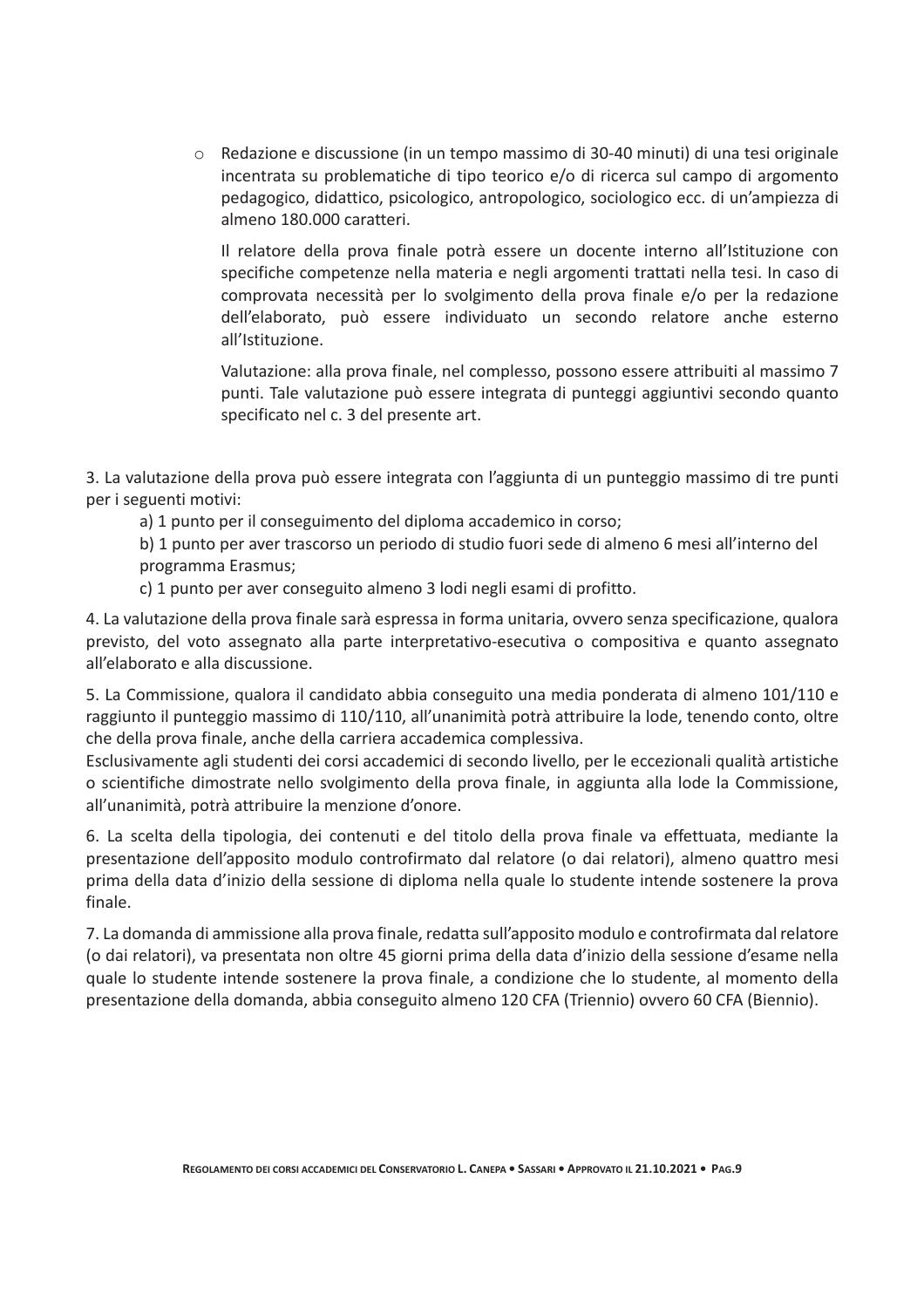- Redazione e discussione (in un tempo massimo di 30-40 minuti) di una tesi originale incentrata su problematiche di tipo teorico e/o di ricerca sul campo di argomento pedagogico, didattico, psicologico, antropologico, sociologico ecc. di un'ampiezza di almeno 180.000 caratteri.

  Il relatore della prova finale potrà essere un docente interno all'Istituzione con specifiche competenze nella materia e negli argomenti trattati nella tesi. In caso di comprovata necessità per lo svolgimento della prova finale e/o per la redazione dell'elaborato, può essere individuato un secondo relatore anche esterno all'Istituzione.

  Valutazione: alla prova finale, nel complesso, possono essere attribuiti al massimo 7 punti. Tale valutazione può essere integrata di punteggi aggiuntivi secondo quanto specificato nel c. 3 del presente art.

3. La valutazione della prova può essere integrata con l'aggiunta di un punteggio massimo di tre punti per i seguenti motivi:

   a) 1 punto per il conseguimento del diploma accademico in corso;

   b) 1 punto per aver trascorso un periodo di studio fuori sede di almeno 6 mesi all'interno del programma Erasmus;

   c) 1 punto per aver conseguito almeno 3 lodi negli esami di profitto.

4. La valutazione della prova finale sarà espressa in forma unitaria, ovvero senza specificazione, qualora previsto, del voto assegnato alla parte interpretativo-esecutiva o compositiva e quanto assegnato all'elaborato e alla discussione.

5. La Commissione, qualora il candidato abbia conseguito una media ponderata di almeno 101/110 e raggiunto il punteggio massimo di 110/110, all'unanimità potrà attribuire la lode, tenendo conto, oltre che della prova finale, anche della carriera accademica complessiva.
Esclusivamente agli studenti dei corsi accademici di secondo livello, per le eccezionali qualità artistiche o scientifiche dimostrate nello svolgimento della prova finale, in aggiunta alla lode la Commissione, all'unanimità, potrà attribuire la menzione d'onore.

6. La scelta della tipologia, dei contenuti e del titolo della prova finale va effettuata, mediante la presentazione dell'apposito modulo controfirmato dal relatore (o dai relatori), almeno quattro mesi prima della data d'inizio della sessione di diploma nella quale lo studente intende sostenere la prova finale.

7. La domanda di ammissione alla prova finale, redatta sull'apposito modulo e controfirmata dal relatore (o dai relatori), va presentata non oltre 45 giorni prima della data d'inizio della sessione d'esame nella quale lo studente intende sostenere la prova finale, a condizione che lo studente, al momento della presentazione della domanda, abbia conseguito almeno 120 CFA (Triennio) ovvero 60 CFA (Biennio).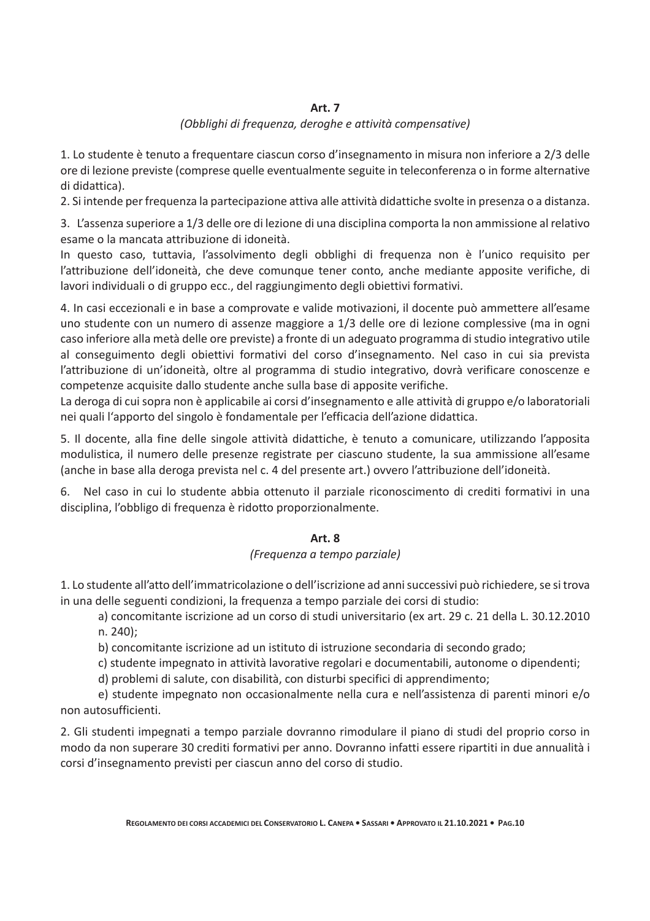## Art. 7

*(Obblighi di frequenza, deroghe e attività compensative)*

1. Lo studente è tenuto a frequentare ciascun corso d'insegnamento in misura non inferiore a 2/3 delle ore di lezione previste (comprese quelle eventualmente seguite in teleconferenza o in forme alternative di didattica).
2. Si intende per frequenza la partecipazione attiva alle attività didattiche svolte in presenza o a distanza.

3. L'assenza superiore a 1/3 delle ore di lezione di una disciplina comporta la non ammissione al relativo esame o la mancata attribuzione di idoneità.
In questo caso, tuttavia, l'assolvimento degli obblighi di frequenza non è l'unico requisito per l'attribuzione dell'idoneità, che deve comunque tener conto, anche mediante apposite verifiche, di lavori individuali o di gruppo ecc., del raggiungimento degli obiettivi formativi.

4. In casi eccezionali e in base a comprovate e valide motivazioni, il docente può ammettere all'esame uno studente con un numero di assenze maggiore a 1/3 delle ore di lezione complessive (ma in ogni caso inferiore alla metà delle ore previste) a fronte di un adeguato programma di studio integrativo utile al conseguimento degli obiettivi formativi del corso d'insegnamento. Nel caso in cui sia prevista l'attribuzione di un'idoneità, oltre al programma di studio integrativo, dovrà verificare conoscenze e competenze acquisite dallo studente anche sulla base di apposite verifiche.
La deroga di cui sopra non è applicabile ai corsi d'insegnamento e alle attività di gruppo e/o laboratoriali nei quali l'apporto del singolo è fondamentale per l'efficacia dell'azione didattica.

5. Il docente, alla fine delle singole attività didattiche, è tenuto a comunicare, utilizzando l'apposita modulistica, il numero delle presenze registrate per ciascuno studente, la sua ammissione all'esame (anche in base alla deroga prevista nel c. 4 del presente art.) ovvero l'attribuzione dell'idoneità.

6. Nel caso in cui lo studente abbia ottenuto il parziale riconoscimento di crediti formativi in una disciplina, l'obbligo di frequenza è ridotto proporzionalmente.

## Art. 8

*(Frequenza a tempo parziale)*

1. Lo studente all'atto dell'immatricolazione o dell'iscrizione ad anni successivi può richiedere, se si trova in una delle seguenti condizioni, la frequenza a tempo parziale dei corsi di studio:
   a) concomitante iscrizione ad un corso di studi universitario (ex art. 29 c. 21 della L. 30.12.2010 n. 240);
   b) concomitante iscrizione ad un istituto di istruzione secondaria di secondo grado;
   c) studente impegnato in attività lavorative regolari e documentabili, autonome o dipendenti;
   d) problemi di salute, con disabilità, con disturbi specifici di apprendimento;
   e) studente impegnato non occasionalmente nella cura e nell'assistenza di parenti minori e/o non autosufficienti.

2. Gli studenti impegnati a tempo parziale dovranno rimodulare il piano di studi del proprio corso in modo da non superare 30 crediti formativi per anno. Dovranno infatti essere ripartiti in due annualità i corsi d'insegnamento previsti per ciascun anno del corso di studio.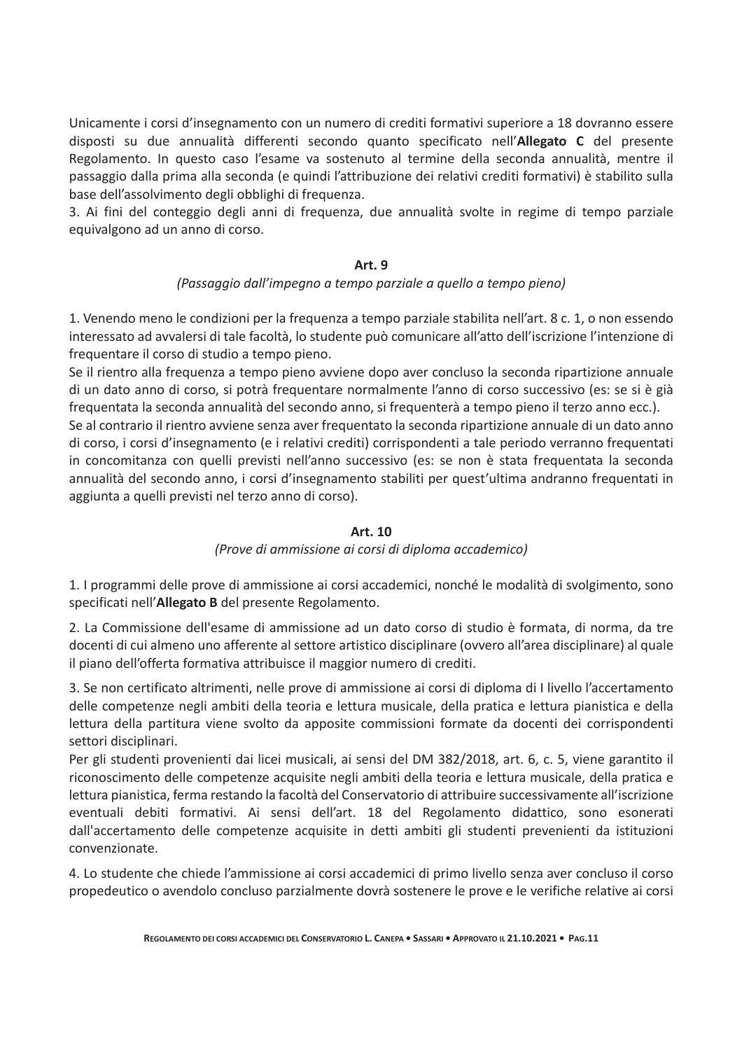Unicamente i corsi d'insegnamento con un numero di crediti formativi superiore a 18 dovranno essere disposti su due annualità differenti secondo quanto specificato nell'**Allegato C** del presente Regolamento. In questo caso l'esame va sostenuto al termine della seconda annualità, mentre il passaggio dalla prima alla seconda (e quindi l'attribuzione dei relativi crediti formativi) è stabilito sulla base dell'assolvimento degli obblighi di frequenza.

3. Ai fini del conteggio degli anni di frequenza, due annualità svolte in regime di tempo parziale equivalgono ad un anno di corso.

### Art. 9

*(Passaggio dall'impegno a tempo parziale a quello a tempo pieno)*

1. Venendo meno le condizioni per la frequenza a tempo parziale stabilita nell'art. 8 c. 1, o non essendo interessato ad avvalersi di tale facoltà, lo studente può comunicare all'atto dell'iscrizione l'intenzione di frequentare il corso di studio a tempo pieno.

Se il rientro alla frequenza a tempo pieno avviene dopo aver concluso la seconda ripartizione annuale di un dato anno di corso, si potrà frequentare normalmente l'anno di corso successivo (es: se si è già frequentata la seconda annualità del secondo anno, si frequenterà a tempo pieno il terzo anno ecc.).

Se al contrario il rientro avviene senza aver frequentato la seconda ripartizione annuale di un dato anno di corso, i corsi d'insegnamento (e i relativi crediti) corrispondenti a tale periodo verranno frequentati in concomitanza con quelli previsti nell'anno successivo (es: se non è stata frequentata la seconda annualità del secondo anno, i corsi d'insegnamento stabiliti per quest'ultima andranno frequentati in aggiunta a quelli previsti nel terzo anno di corso).

### Art. 10

*(Prove di ammissione ai corsi di diploma accademico)*

1. I programmi delle prove di ammissione ai corsi accademici, nonché le modalità di svolgimento, sono specificati nell'**Allegato B** del presente Regolamento.

2. La Commissione dell'esame di ammissione ad un dato corso di studio è formata, di norma, da tre docenti di cui almeno uno afferente al settore artistico disciplinare (ovvero all'area disciplinare) al quale il piano dell'offerta formativa attribuisce il maggior numero di crediti.

3. Se non certificato altrimenti, nelle prove di ammissione ai corsi di diploma di I livello l'accertamento delle competenze negli ambiti della teoria e lettura musicale, della pratica e lettura pianistica e della lettura della partitura viene svolto da apposite commissioni formate da docenti dei corrispondenti settori disciplinari.

Per gli studenti provenienti dai licei musicali, ai sensi del DM 382/2018, art. 6, c. 5, viene garantito il riconoscimento delle competenze acquisite negli ambiti della teoria e lettura musicale, della pratica e lettura pianistica, ferma restando la facoltà del Conservatorio di attribuire successivamente all'iscrizione eventuali debiti formativi. Ai sensi dell'art. 18 del Regolamento didattico, sono esonerati dall'accertamento delle competenze acquisite in detti ambiti gli studenti prevenienti da istituzioni convenzionate.

4. Lo studente che chiede l'ammissione ai corsi accademici di primo livello senza aver concluso il corso propedeutico o avendolo concluso parzialmente dovrà sostenere le prove e le verifiche relative ai corsi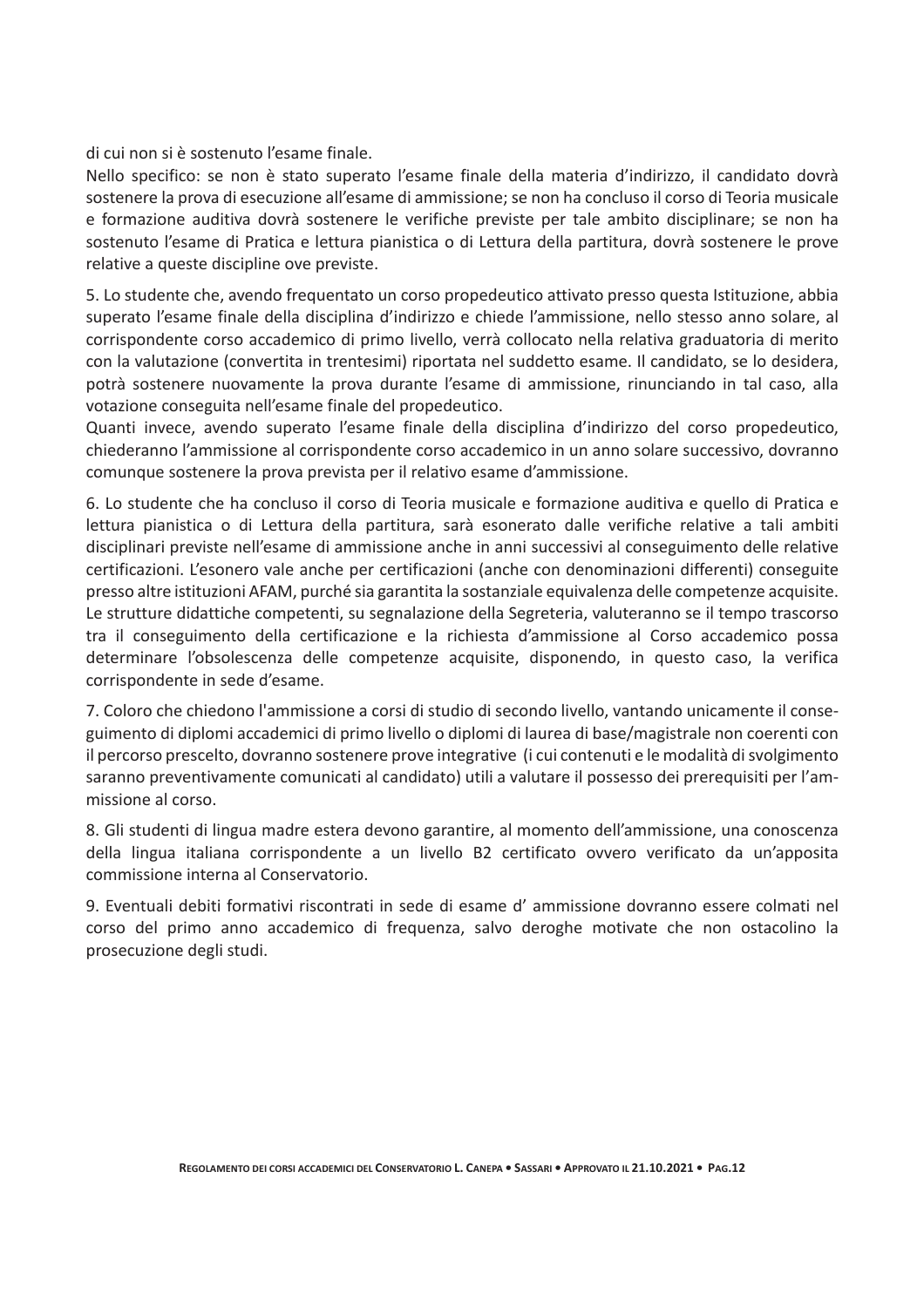di cui non si è sostenuto l'esame finale.
Nello specifico: se non è stato superato l'esame finale della materia d'indirizzo, il candidato dovrà sostenere la prova di esecuzione all'esame di ammissione; se non ha concluso il corso di Teoria musicale e formazione auditiva dovrà sostenere le verifiche previste per tale ambito disciplinare; se non ha sostenuto l'esame di Pratica e lettura pianistica o di Lettura della partitura, dovrà sostenere le prove relative a queste discipline ove previste.

5. Lo studente che, avendo frequentato un corso propedeutico attivato presso questa Istituzione, abbia superato l'esame finale della disciplina d'indirizzo e chiede l'ammissione, nello stesso anno solare, al corrispondente corso accademico di primo livello, verrà collocato nella relativa graduatoria di merito con la valutazione (convertita in trentesimi) riportata nel suddetto esame. Il candidato, se lo desidera, potrà sostenere nuovamente la prova durante l'esame di ammissione, rinunciando in tal caso, alla votazione conseguita nell'esame finale del propedeutico.
Quanti invece, avendo superato l'esame finale della disciplina d'indirizzo del corso propedeutico, chiederanno l'ammissione al corrispondente corso accademico in un anno solare successivo, dovranno comunque sostenere la prova prevista per il relativo esame d'ammissione.

6. Lo studente che ha concluso il corso di Teoria musicale e formazione auditiva e quello di Pratica e lettura pianistica o di Lettura della partitura, sarà esonerato dalle verifiche relative a tali ambiti disciplinari previste nell'esame di ammissione anche in anni successivi al conseguimento delle relative certificazioni. L'esonero vale anche per certificazioni (anche con denominazioni differenti) conseguite presso altre istituzioni AFAM, purché sia garantita la sostanziale equivalenza delle competenze acquisite. Le strutture didattiche competenti, su segnalazione della Segreteria, valuteranno se il tempo trascorso tra il conseguimento della certificazione e la richiesta d'ammissione al Corso accademico possa determinare l'obsolescenza delle competenze acquisite, disponendo, in questo caso, la verifica corrispondente in sede d'esame.

7. Coloro che chiedono l'ammissione a corsi di studio di secondo livello, vantando unicamente il conseguimento di diplomi accademici di primo livello o diplomi di laurea di base/magistrale non coerenti con il percorso prescelto, dovranno sostenere prove integrative (i cui contenuti e le modalità di svolgimento saranno preventivamente comunicati al candidato) utili a valutare il possesso dei prerequisiti per l'ammissione al corso.

8. Gli studenti di lingua madre estera devono garantire, al momento dell'ammissione, una conoscenza della lingua italiana corrispondente a un livello B2 certificato ovvero verificato da un'apposita commissione interna al Conservatorio.

9. Eventuali debiti formativi riscontrati in sede di esame d' ammissione dovranno essere colmati nel corso del primo anno accademico di frequenza, salvo deroghe motivate che non ostacolino la prosecuzione degli studi.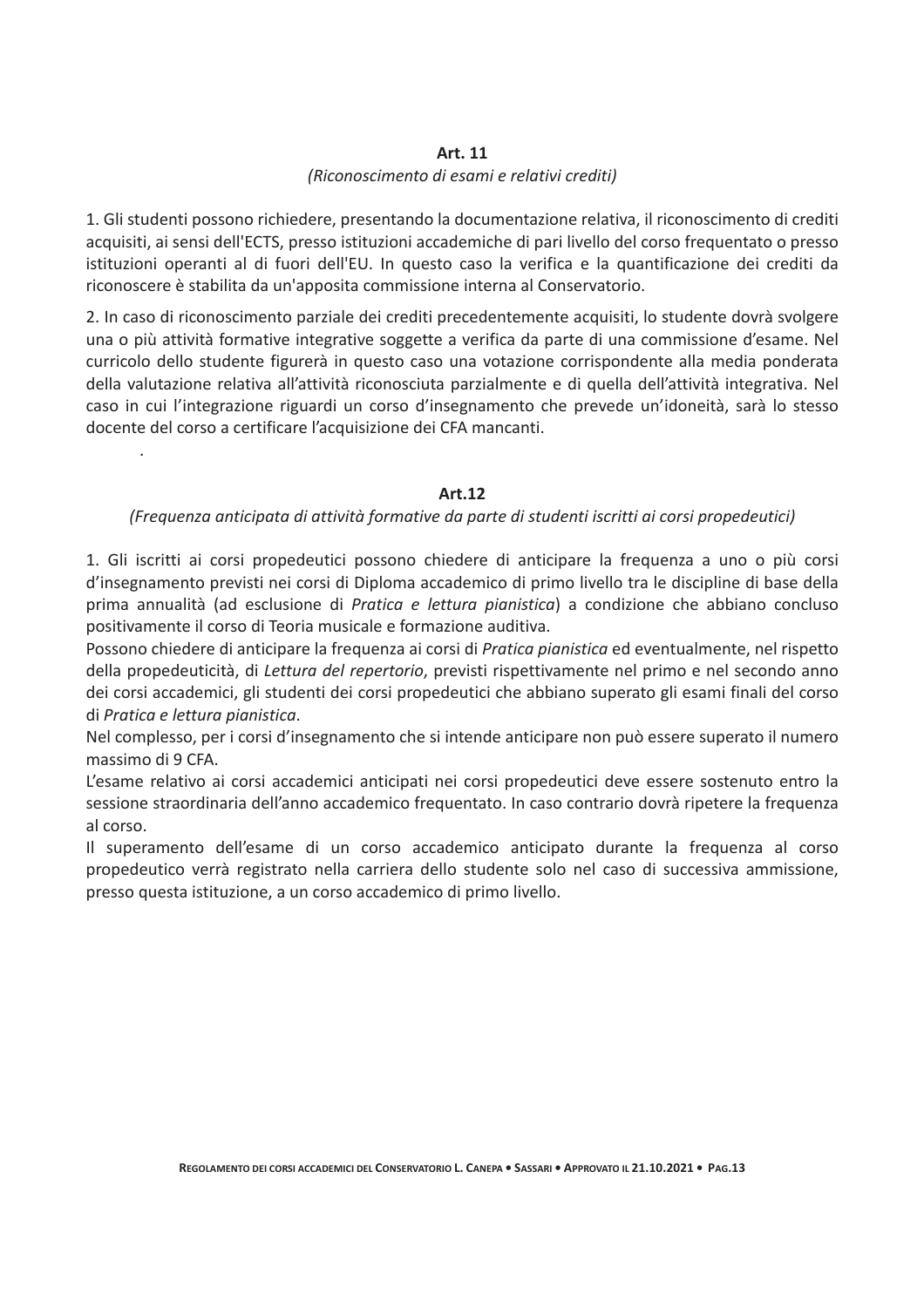**Art. 11**

*(Riconoscimento di esami e relativi crediti)*

1. Gli studenti possono richiedere, presentando la documentazione relativa, il riconoscimento di crediti acquisiti, ai sensi dell'ECTS, presso istituzioni accademiche di pari livello del corso frequentato o presso istituzioni operanti al di fuori dell'EU. In questo caso la verifica e la quantificazione dei crediti da riconoscere è stabilita da un'apposita commissione interna al Conservatorio.

2. In caso di riconoscimento parziale dei crediti precedentemente acquisiti, lo studente dovrà svolgere una o più attività formative integrative soggette a verifica da parte di una commissione d'esame. Nel curricolo dello studente figurerà in questo caso una votazione corrispondente alla media ponderata della valutazione relativa all'attività riconosciuta parzialmente e di quella dell'attività integrativa. Nel caso in cui l'integrazione riguardi un corso d'insegnamento che prevede un'idoneità, sarà lo stesso docente del corso a certificare l'acquisizione dei CFA mancanti.

.

**Art.12**

*(Frequenza anticipata di attività formative da parte di studenti iscritti ai corsi propedeutici)*

1. Gli iscritti ai corsi propedeutici possono chiedere di anticipare la frequenza a uno o più corsi d'insegnamento previsti nei corsi di Diploma accademico di primo livello tra le discipline di base della prima annualità (ad esclusione di *Pratica e lettura pianistica*) a condizione che abbiano concluso positivamente il corso di Teoria musicale e formazione auditiva.
Possono chiedere di anticipare la frequenza ai corsi di *Pratica pianistica* ed eventualmente, nel rispetto della propedeuticità, di *Lettura del repertorio*, previsti rispettivamente nel primo e nel secondo anno dei corsi accademici, gli studenti dei corsi propedeutici che abbiano superato gli esami finali del corso di *Pratica e lettura pianistica*.
Nel complesso, per i corsi d'insegnamento che si intende anticipare non può essere superato il numero massimo di 9 CFA.
L'esame relativo ai corsi accademici anticipati nei corsi propedeutici deve essere sostenuto entro la sessione straordinaria dell'anno accademico frequentato. In caso contrario dovrà ripetere la frequenza al corso.
Il superamento dell'esame di un corso accademico anticipato durante la frequenza al corso propedeutico verrà registrato nella carriera dello studente solo nel caso di successiva ammissione, presso questa istituzione, a un corso accademico di primo livello.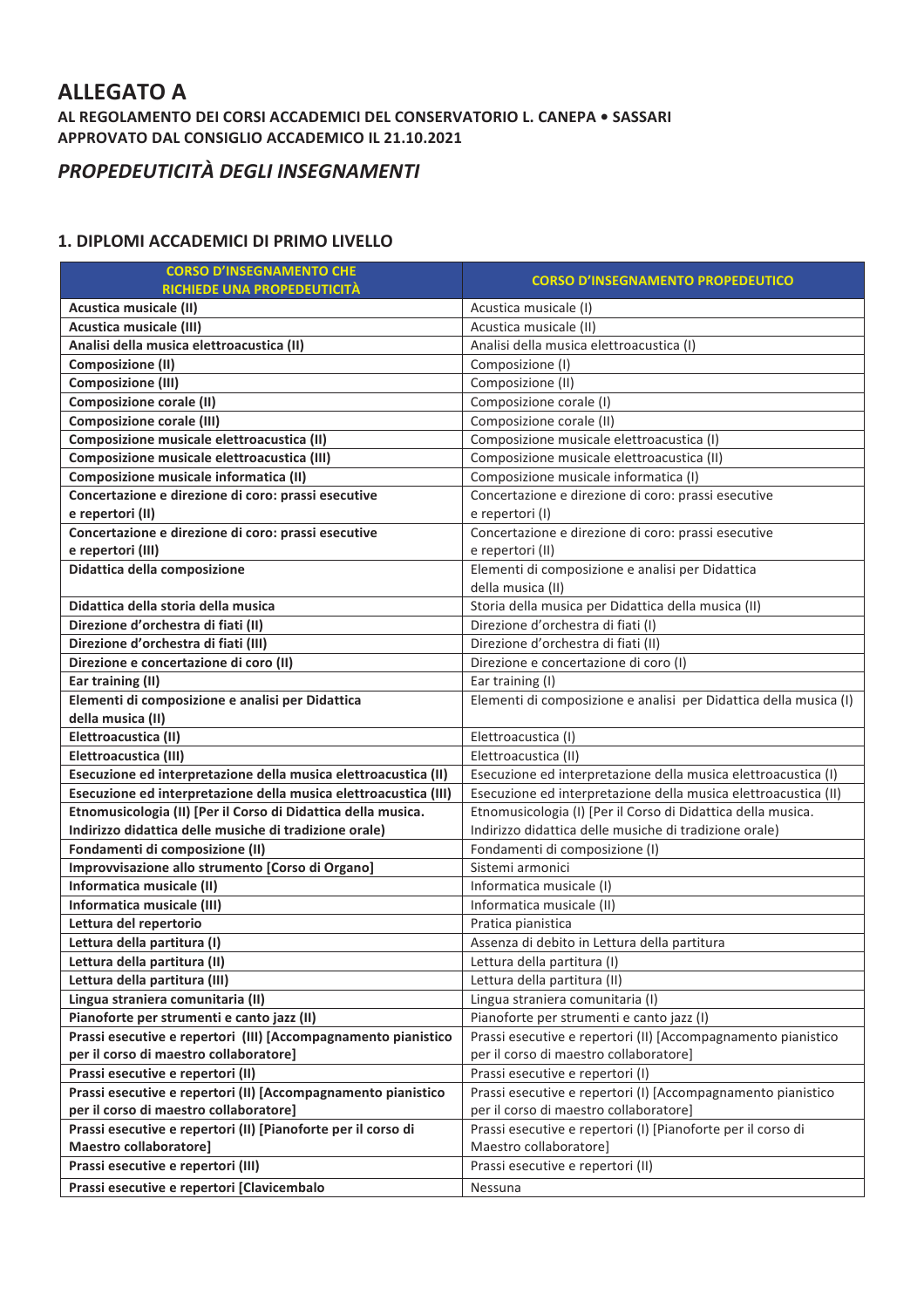# ALLEGATO A

### AL REGOLAMENTO DEI CORSI ACCADEMICI DEL CONSERVATORIO L. CANEPA • SASSARI
### APPROVATO DAL CONSIGLIO ACCADEMICO IL 21.10.2021

## *PROPEDEUTICITÀ DEGLI INSEGNAMENTI*

### 1. DIPLOMI ACCADEMICI DI PRIMO LIVELLO

| CORSO D'INSEGNAMENTO CHE RICHIEDE UNA PROPEDEUTICITÀ | CORSO D'INSEGNAMENTO PROPEDEUTICO |
|---|---|
| **Acustica musicale (II)** | Acustica musicale (I) |
| **Acustica musicale (III)** | Acustica musicale (II) |
| **Analisi della musica elettroacustica (II)** | Analisi della musica elettroacustica (I) |
| **Composizione (II)** | Composizione (I) |
| **Composizione (III)** | Composizione (II) |
| **Composizione corale (II)** | Composizione corale (I) |
| **Composizione corale (III)** | Composizione corale (II) |
| **Composizione musicale elettroacustica (II)** | Composizione musicale elettroacustica (I) |
| **Composizione musicale elettroacustica (III)** | Composizione musicale elettroacustica (II) |
| **Composizione musicale informatica (II)** | Composizione musicale informatica (I) |
| **Concertazione e direzione di coro: prassi esecutive e repertori (II)** | Concertazione e direzione di coro: prassi esecutive e repertori (I) |
| **Concertazione e direzione di coro: prassi esecutive e repertori (III)** | Concertazione e direzione di coro: prassi esecutive e repertori (II) |
| **Didattica della composizione** | Elementi di composizione e analisi per Didattica della musica (II) |
| **Didattica della storia della musica** | Storia della musica per Didattica della musica (II) |
| **Direzione d'orchestra di fiati (II)** | Direzione d'orchestra di fiati (I) |
| **Direzione d'orchestra di fiati (III)** | Direzione d'orchestra di fiati (II) |
| **Direzione e concertazione di coro (II)** | Direzione e concertazione di coro (I) |
| **Ear training (II)** | Ear training (I) |
| **Elementi di composizione e analisi per Didattica della musica (II)** | Elementi di composizione e analisi per Didattica della musica (I) |
| **Elettroacustica (II)** | Elettroacustica (I) |
| **Elettroacustica (III)** | Elettroacustica (II) |
| **Esecuzione ed interpretazione della musica elettroacustica (II)** | Esecuzione ed interpretazione della musica elettroacustica (I) |
| **Esecuzione ed interpretazione della musica elettroacustica (III)** | Esecuzione ed interpretazione della musica elettroacustica (II) |
| **Etnomusicologia (II) [Per il Corso di Didattica della musica. Indirizzo didattica delle musiche di tradizione orale)** | Etnomusicologia (I) [Per il Corso di Didattica della musica. Indirizzo didattica delle musiche di tradizione orale) |
| **Fondamenti di composizione (II)** | Fondamenti di composizione (I) |
| **Improvvisazione allo strumento [Corso di Organo]** | Sistemi armonici |
| **Informatica musicale (II)** | Informatica musicale (I) |
| **Informatica musicale (III)** | Informatica musicale (II) |
| **Lettura del repertorio** | Pratica pianistica |
| **Lettura della partitura (I)** | Assenza di debito in Lettura della partitura |
| **Lettura della partitura (II)** | Lettura della partitura (I) |
| **Lettura della partitura (III)** | Lettura della partitura (II) |
| **Lingua straniera comunitaria (II)** | Lingua straniera comunitaria (I) |
| **Pianoforte per strumenti e canto jazz (II)** | Pianoforte per strumenti e canto jazz (I) |
| **Prassi esecutive e repertori (III) [Accompagnamento pianistico per il corso di maestro collaboratore]** | Prassi esecutive e repertori (II) [Accompagnamento pianistico per il corso di maestro collaboratore] |
| **Prassi esecutive e repertori (II)** | Prassi esecutive e repertori (I) |
| **Prassi esecutive e repertori (II) [Accompagnamento pianistico per il corso di maestro collaboratore]** | Prassi esecutive e repertori (I) [Accompagnamento pianistico per il corso di maestro collaboratore] |
| **Prassi esecutive e repertori (II) [Pianoforte per il corso di Maestro collaboratore]** | Prassi esecutive e repertori (I) [Pianoforte per il corso di Maestro collaboratore] |
| **Prassi esecutive e repertori (III)** | Prassi esecutive e repertori (II) |
| **Prassi esecutive e repertori [Clavicembalo** | Nessuna |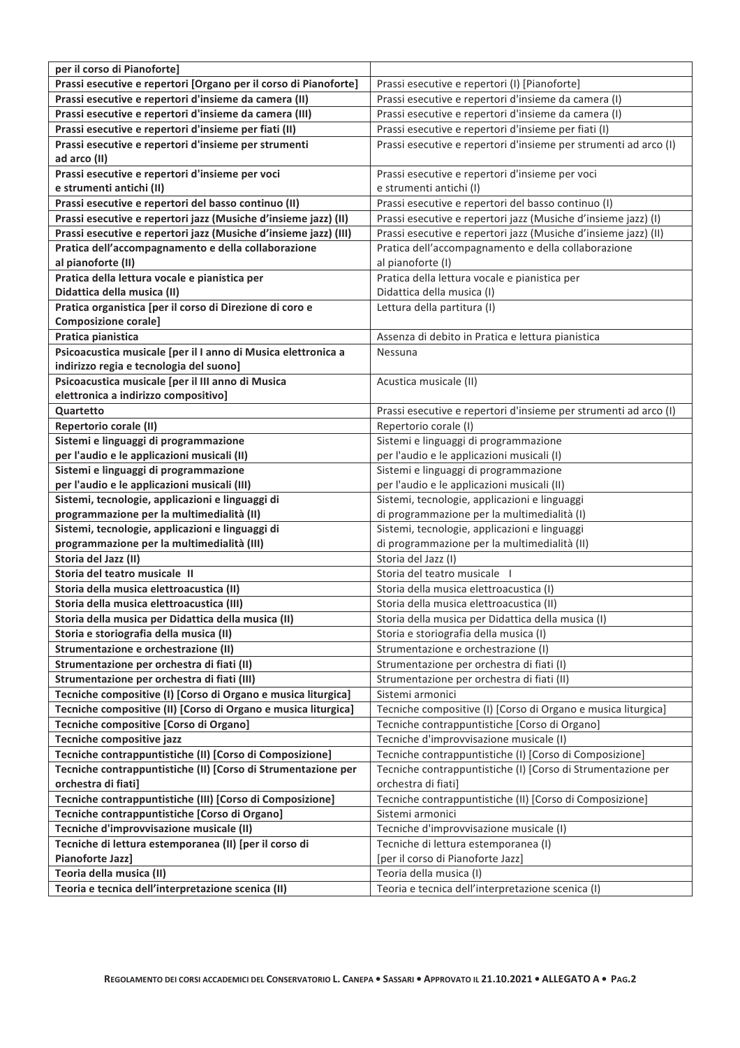| per il corso di Pianoforte] | |
|---|---|
| **Prassi esecutive e repertori [Organo per il corso di Pianoforte]** | Prassi esecutive e repertori (I) [Pianoforte] |
| **Prassi esecutive e repertori d'insieme da camera (II)** | Prassi esecutive e repertori d'insieme da camera (I) |
| **Prassi esecutive e repertori d'insieme da camera (III)** | Prassi esecutive e repertori d'insieme da camera (I) |
| **Prassi esecutive e repertori d'insieme per fiati (II)** | Prassi esecutive e repertori d'insieme per fiati (I) |
| **Prassi esecutive e repertori d'insieme per strumenti ad arco (II)** | Prassi esecutive e repertori d'insieme per strumenti ad arco (I) |
| **Prassi esecutive e repertori d'insieme per voci e strumenti antichi (II)** | Prassi esecutive e repertori d'insieme per voci e strumenti antichi (I) |
| **Prassi esecutive e repertori del basso continuo (II)** | Prassi esecutive e repertori del basso continuo (I) |
| **Prassi esecutive e repertori jazz (Musiche d'insieme jazz) (II)** | Prassi esecutive e repertori jazz (Musiche d'insieme jazz) (I) |
| **Prassi esecutive e repertori jazz (Musiche d'insieme jazz) (III)** | Prassi esecutive e repertori jazz (Musiche d'insieme jazz) (II) |
| **Pratica dell'accompagnamento e della collaborazione al pianoforte (II)** | Pratica dell'accompagnamento e della collaborazione al pianoforte (I) |
| **Pratica della lettura vocale e pianistica per Didattica della musica (II)** | Pratica della lettura vocale e pianistica per Didattica della musica (I) |
| **Pratica organistica [per il corso di Direzione di coro e Composizione corale]** | Lettura della partitura (I) |
| **Pratica pianistica** | Assenza di debito in Pratica e lettura pianistica |
| **Psicoacustica musicale [per il I anno di Musica elettronica a indirizzo regia e tecnologia del suono]** | Nessuna |
| **Psicoacustica musicale [per il III anno di Musica elettronica a indirizzo compositivo]** | Acustica musicale (II) |
| **Quartetto** | Prassi esecutive e repertori d'insieme per strumenti ad arco (I) |
| **Repertorio corale (II)** | Repertorio corale (I) |
| **Sistemi e linguaggi di programmazione per l'audio e le applicazioni musicali (II)** | Sistemi e linguaggi di programmazione per l'audio e le applicazioni musicali (I) |
| **Sistemi e linguaggi di programmazione per l'audio e le applicazioni musicali (III)** | Sistemi e linguaggi di programmazione per l'audio e le applicazioni musicali (II) |
| **Sistemi, tecnologie, applicazioni e linguaggi di programmazione per la multimedialità (II)** | Sistemi, tecnologie, applicazioni e linguaggi di programmazione per la multimedialità (I) |
| **Sistemi, tecnologie, applicazioni e linguaggi di programmazione per la multimedialità (III)** | Sistemi, tecnologie, applicazioni e linguaggi di programmazione per la multimedialità (II) |
| **Storia del Jazz (II)** | Storia del Jazz (I) |
| **Storia del teatro musicale II** | Storia del teatro musicale I |
| **Storia della musica elettroacustica (II)** | Storia della musica elettroacustica (I) |
| **Storia della musica elettroacustica (III)** | Storia della musica elettroacustica (II) |
| **Storia della musica per Didattica della musica (II)** | Storia della musica per Didattica della musica (I) |
| **Storia e storiografia della musica (II)** | Storia e storiografia della musica (I) |
| **Strumentazione e orchestrazione (II)** | Strumentazione e orchestrazione (I) |
| **Strumentazione per orchestra di fiati (II)** | Strumentazione per orchestra di fiati (I) |
| **Strumentazione per orchestra di fiati (III)** | Strumentazione per orchestra di fiati (II) |
| **Tecniche compositive (I) [Corso di Organo e musica liturgica]** | Sistemi armonici |
| **Tecniche compositive (II) [Corso di Organo e musica liturgica]** | Tecniche compositive (I) [Corso di Organo e musica liturgica] |
| **Tecniche compositive [Corso di Organo]** | Tecniche contrappuntistiche [Corso di Organo] |
| **Tecniche compositive jazz** | Tecniche d'improvvisazione musicale (I) |
| **Tecniche contrappuntistiche (II) [Corso di Composizione]** | Tecniche contrappuntistiche (I) [Corso di Composizione] |
| **Tecniche contrappuntistiche (II) [Corso di Strumentazione per orchestra di fiati]** | Tecniche contrappuntistiche (I) [Corso di Strumentazione per orchestra di fiati] |
| **Tecniche contrappuntistiche (III) [Corso di Composizione]** | Tecniche contrappuntistiche (II) [Corso di Composizione] |
| **Tecniche contrappuntistiche [Corso di Organo]** | Sistemi armonici |
| **Tecniche d'improvvisazione musicale (II)** | Tecniche d'improvvisazione musicale (I) |
| **Tecniche di lettura estemporanea (II) [per il corso di Pianoforte Jazz]** | Tecniche di lettura estemporanea (I) [per il corso di Pianoforte Jazz] |
| **Teoria della musica (II)** | Teoria della musica (I) |
| **Teoria e tecnica dell'interpretazione scenica (II)** | Teoria e tecnica dell'interpretazione scenica (I) |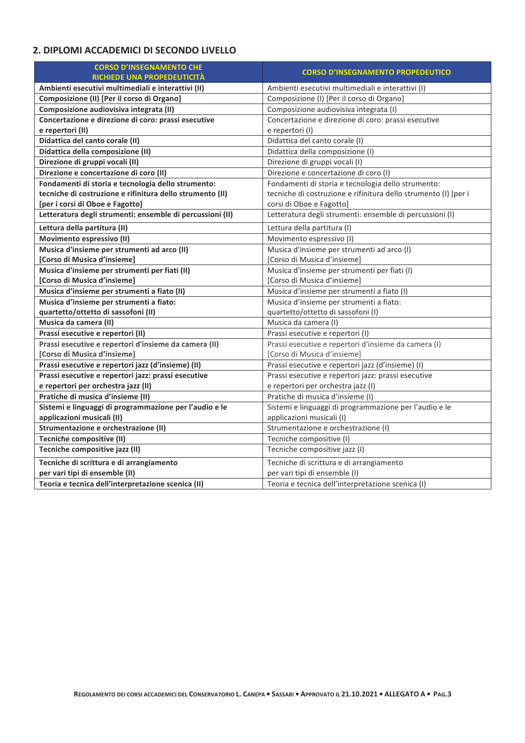## 2. DIPLOMI ACCADEMICI DI SECONDO LIVELLO

| CORSO D'INSEGNAMENTO CHE RICHIEDE UNA PROPEDEUTICITÀ | CORSO D'INSEGNAMENTO PROPEDEUTICO |
|---|---|
| **Ambienti esecutivi multimediali e interattivi (II)** | Ambienti esecutivi multimediali e interattivi (I) |
| **Composizione (II) [Per il corso di Organo]** | Composizione (I) [Per il corso di Organo] |
| **Composizione audiovisiva integrata (II)** | Composizione audiovisiva integrata (I) |
| **Concertazione e direzione di coro: prassi esecutive e repertori (II)** | Concertazione e direzione di coro: prassi esecutive e repertori (I) |
| **Didattica del canto corale (II)** | Didattica del canto corale (I) |
| **Didattica della composizione (II)** | Didattica della composizione (I) |
| **Direzione di gruppi vocali (II)** | Direzione di gruppi vocali (I) |
| **Direzione e concertazione di coro (II)** | Direzione e concertazione di coro (I) |
| **Fondamenti di storia e tecnologia dello strumento: tecniche di costruzione e rifinitura dello strumento (II) [per i corsi di Oboe e Fagotto]** | Fondamenti di storia e tecnologia dello strumento: tecniche di costruzione e rifinitura dello strumento (I) [per i corsi di Oboe e Fagotto] |
| **Letteratura degli strumenti: ensemble di percussioni (II)** | Letteratura degli strumenti: ensemble di percussioni (I) |
| **Lettura della partitura (II)** | Lettura della partitura (I) |
| **Movimento espressivo (II)** | Movimento espressivo (I) |
| **Musica d'insieme per strumenti ad arco (II) [Corso di Musica d'insieme]** | Musica d'insieme per strumenti ad arco (I) [Corso di Musica d'insieme] |
| **Musica d'insieme per strumenti per fiati (II) [Corso di Musica d'insieme]** | Musica d'insieme per strumenti per fiati (I) [Corso di Musica d'insieme] |
| **Musica d'insieme per strumenti a fiato (II)** | Musica d'insieme per strumenti a fiato (I) |
| **Musica d'insieme per strumenti a fiato: quartetto/ottetto di sassofoni (II)** | Musica d'insieme per strumenti a fiato: quartetto/ottetto di sassofoni (I) |
| **Musica da camera (II)** | Musica da camera (I) |
| **Prassi esecutive e repertori (II)** | Prassi esecutive e repertori (I) |
| **Prassi esecutive e repertori d'insieme da camera (II) [Corso di Musica d'insieme]** | Prassi esecutive e repertori d'insieme da camera (I) [Corso di Musica d'insieme] |
| **Prassi esecutive e repertori jazz (d'insieme) (II)** | Prassi esecutive e repertori jazz (d'insieme) (I) |
| **Prassi esecutive e repertori jazz: prassi esecutive e repertori per orchestra jazz (II)** | Prassi esecutive e repertori jazz: prassi esecutive e repertori per orchestra jazz (I) |
| **Pratiche di musica d'insieme (II)** | Pratiche di musica d'insieme (I) |
| **Sistemi e linguaggi di programmazione per l'audio e le applicazioni musicali (II)** | Sistemi e linguaggi di programmazione per l'audio e le applicazioni musicali (I) |
| **Strumentazione e orchestrazione (II)** | Strumentazione e orchestrazione (I) |
| **Tecniche compositive (II)** | Tecniche compositive (I) |
| **Tecniche compositive jazz (II)** | Tecniche compositive jazz (I) |
| **Tecniche di scrittura e di arrangiamento per vari tipi di ensemble (II)** | Tecniche di scrittura e di arrangiamento per vari tipi di ensemble (I) |
| **Teoria e tecnica dell'interpretazione scenica (II)** | Teoria e tecnica dell'interpretazione scenica (I) |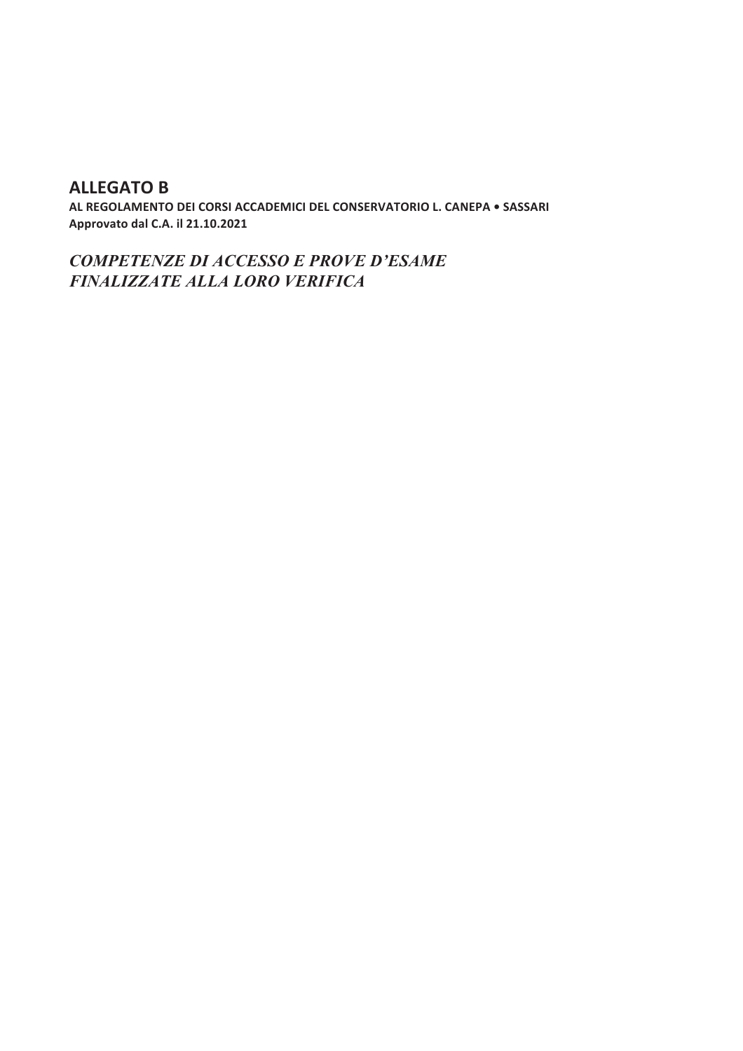## ALLEGATO B

**AL REGOLAMENTO DEI CORSI ACCADEMICI DEL CONSERVATORIO L. CANEPA • SASSARI**
**Approvato dal C.A. il 21.10.2021**

***COMPETENZE DI ACCESSO E PROVE D'ESAME FINALIZZATE ALLA LORO VERIFICA***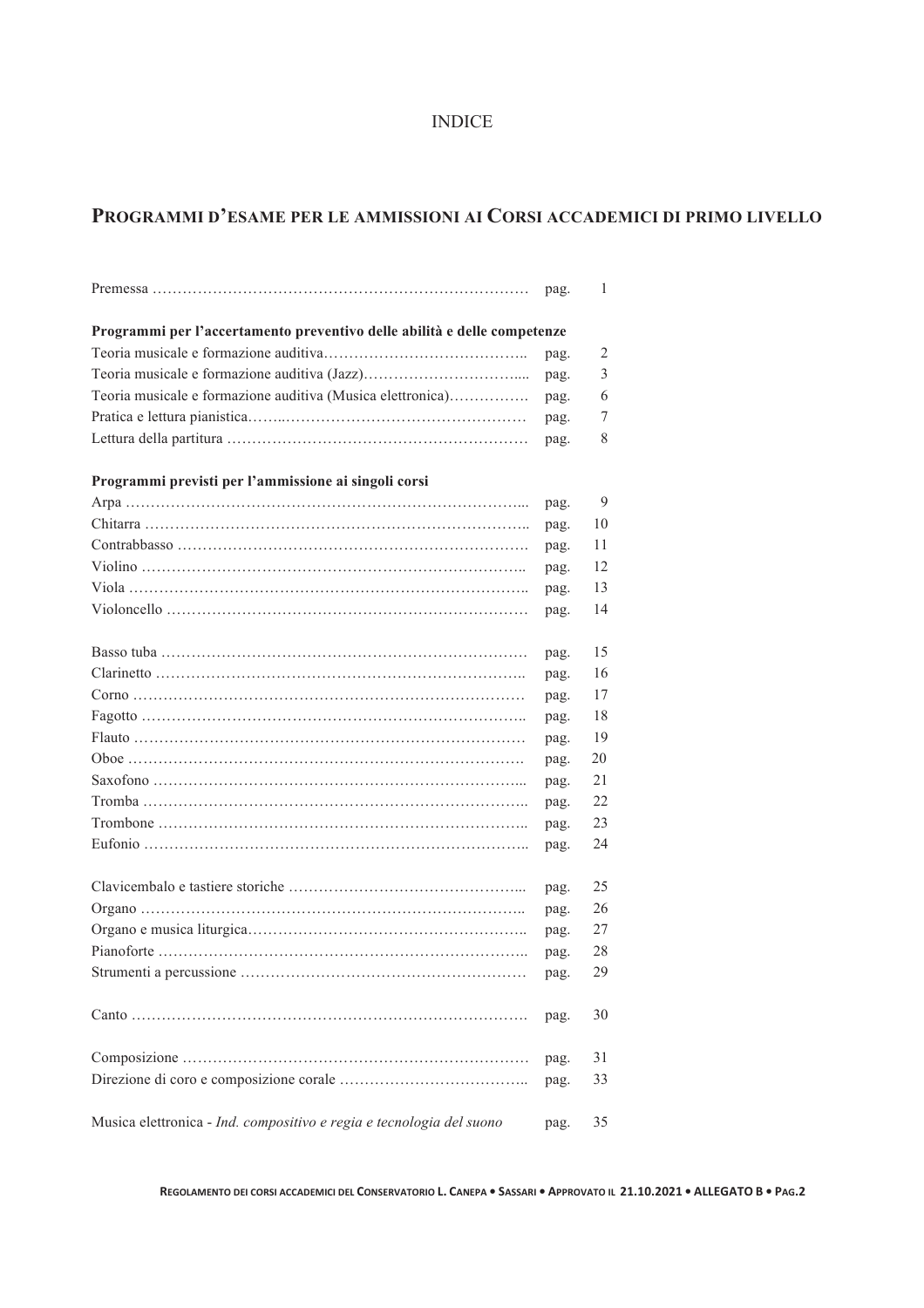# INDICE

## PROGRAMMI D'ESAME PER LE AMMISSIONI AI CORSI ACCADEMICI DI PRIMO LIVELLO

| | | |
|---|---|---|
| Premessa | pag. | 1 |
| **Programmi per l'accertamento preventivo delle abilità e delle competenze** | | |
| Teoria musicale e formazione auditiva | pag. | 2 |
| Teoria musicale e formazione auditiva (Jazz) | pag. | 3 |
| Teoria musicale e formazione auditiva (Musica elettronica) | pag. | 6 |
| Pratica e lettura pianistica | pag. | 7 |
| Lettura della partitura | pag. | 8 |
| **Programmi previsti per l'ammissione ai singoli corsi** | | |
| Arpa | pag. | 9 |
| Chitarra | pag. | 10 |
| Contrabbasso | pag. | 11 |
| Violino | pag. | 12 |
| Viola | pag. | 13 |
| Violoncello | pag. | 14 |
| Basso tuba | pag. | 15 |
| Clarinetto | pag. | 16 |
| Corno | pag. | 17 |
| Fagotto | pag. | 18 |
| Flauto | pag. | 19 |
| Oboe | pag. | 20 |
| Saxofono | pag. | 21 |
| Tromba | pag. | 22 |
| Trombone | pag. | 23 |
| Eufonio | pag. | 24 |
| Clavicembalo e tastiere storiche | pag. | 25 |
| Organo | pag. | 26 |
| Organo e musica liturgica | pag. | 27 |
| Pianoforte | pag. | 28 |
| Strumenti a percussione | pag. | 29 |
| Canto | pag. | 30 |
| Composizione | pag. | 31 |
| Direzione di coro e composizione corale | pag. | 33 |
| Musica elettronica - *Ind. compositivo e regia e tecnologia del suono* | pag. | 35 |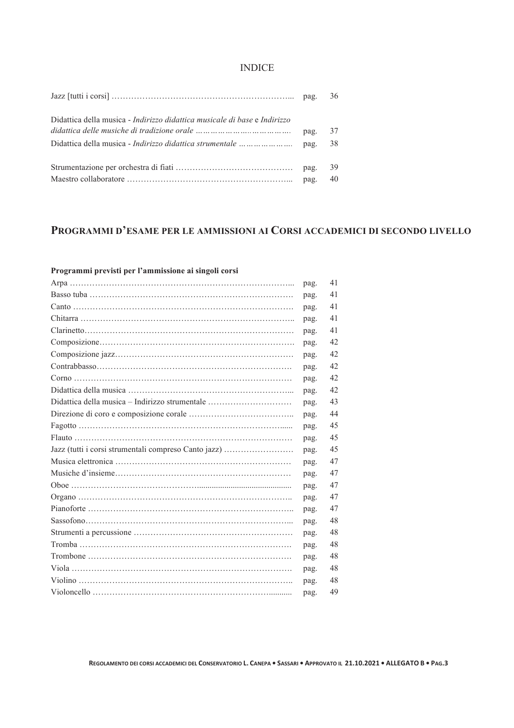# INDICE

| | | |
|---|---|---|
| Jazz [tutti i corsi] | pag. | 36 |
| Didattica della musica - *Indirizzo didattica musicale di base* e *Indirizzo didattica delle musiche di tradizione orale* | pag. | 37 |
| Didattica della musica - *Indirizzo didattica strumentale* | pag. | 38 |
| Strumentazione per orchestra di fiati | pag. | 39 |
| Maestro collaboratore | pag. | 40 |

## PROGRAMMI D'ESAME PER LE AMMISSIONI AI CORSI ACCADEMICI DI SECONDO LIVELLO

**Programmi previsti per l'ammissione ai singoli corsi**

| | | |
|---|---|---|
| Arpa | pag. | 41 |
| Basso tuba | pag. | 41 |
| Canto | pag. | 41 |
| Chitarra | pag. | 41 |
| Clarinetto | pag. | 41 |
| Composizione | pag. | 42 |
| Composizione jazz | pag. | 42 |
| Contrabbasso | pag. | 42 |
| Corno | pag. | 42 |
| Didattica della musica | pag. | 42 |
| Didattica della musica – Indirizzo strumentale | pag. | 43 |
| Direzione di coro e composizione corale | pag. | 44 |
| Fagotto | pag. | 45 |
| Flauto | pag. | 45 |
| Jazz (tutti i corsi strumentali compreso Canto jazz) | pag. | 45 |
| Musica elettronica | pag. | 47 |
| Musiche d'insieme | pag. | 47 |
| Oboe | pag. | 47 |
| Organo | pag. | 47 |
| Pianoforte | pag. | 47 |
| Sassofono | pag. | 48 |
| Strumenti a percussione | pag. | 48 |
| Tromba | pag. | 48 |
| Trombone | pag. | 48 |
| Viola | pag. | 48 |
| Violino | pag. | 48 |
| Violoncello | pag. | 49 |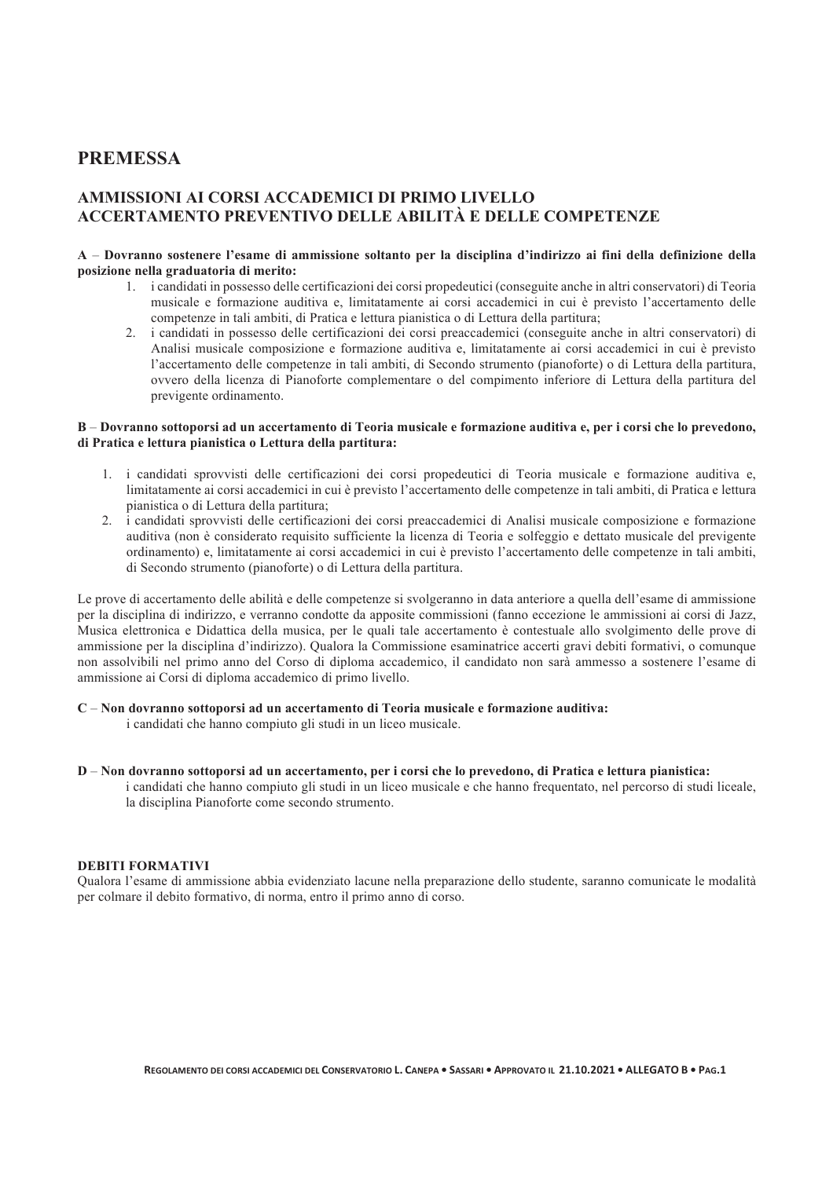# PREMESSA

## AMMISSIONI AI CORSI ACCADEMICI DI PRIMO LIVELLO ACCERTAMENTO PREVENTIVO DELLE ABILITÀ E DELLE COMPETENZE

**A – Dovranno sostenere l'esame di ammissione soltanto per la disciplina d'indirizzo ai fini della definizione della posizione nella graduatoria di merito:**

1. i candidati in possesso delle certificazioni dei corsi propedeutici (conseguite anche in altri conservatori) di Teoria musicale e formazione auditiva e, limitatamente ai corsi accademici in cui è previsto l'accertamento delle competenze in tali ambiti, di Pratica e lettura pianistica o di Lettura della partitura;
2. i candidati in possesso delle certificazioni dei corsi preaccademici (conseguite anche in altri conservatori) di Analisi musicale composizione e formazione auditiva e, limitatamente ai corsi accademici in cui è previsto l'accertamento delle competenze in tali ambiti, di Secondo strumento (pianoforte) o di Lettura della partitura, ovvero della licenza di Pianoforte complementare o del compimento inferiore di Lettura della partitura del previgente ordinamento.

**B – Dovranno sottoporsi ad un accertamento di Teoria musicale e formazione auditiva e, per i corsi che lo prevedono, di Pratica e lettura pianistica o Lettura della partitura:**

1. i candidati sprovvisti delle certificazioni dei corsi propedeutici di Teoria musicale e formazione auditiva e, limitatamente ai corsi accademici in cui è previsto l'accertamento delle competenze in tali ambiti, di Pratica e lettura pianistica o di Lettura della partitura;
2. i candidati sprovvisti delle certificazioni dei corsi preaccademici di Analisi musicale composizione e formazione auditiva (non è considerato requisito sufficiente la licenza di Teoria e solfeggio e dettato musicale del previgente ordinamento) e, limitatamente ai corsi accademici in cui è previsto l'accertamento delle competenze in tali ambiti, di Secondo strumento (pianoforte) o di Lettura della partitura.

Le prove di accertamento delle abilità e delle competenze si svolgeranno in data anteriore a quella dell'esame di ammissione per la disciplina di indirizzo, e verranno condotte da apposite commissioni (fanno eccezione le ammissioni ai corsi di Jazz, Musica elettronica e Didattica della musica, per le quali tale accertamento è contestuale allo svolgimento delle prove di ammissione per la disciplina d'indirizzo). Qualora la Commissione esaminatrice accerti gravi debiti formativi, o comunque non assolvibili nel primo anno del Corso di diploma accademico, il candidato non sarà ammesso a sostenere l'esame di ammissione ai Corsi di diploma accademico di primo livello.

**C – Non dovranno sottoporsi ad un accertamento di Teoria musicale e formazione auditiva:**

i candidati che hanno compiuto gli studi in un liceo musicale.

**D – Non dovranno sottoporsi ad un accertamento, per i corsi che lo prevedono, di Pratica e lettura pianistica:**

i candidati che hanno compiuto gli studi in un liceo musicale e che hanno frequentato, nel percorso di studi liceale, la disciplina Pianoforte come secondo strumento.

**DEBITI FORMATIVI**

Qualora l'esame di ammissione abbia evidenziato lacune nella preparazione dello studente, saranno comunicate le modalità per colmare il debito formativo, di norma, entro il primo anno di corso.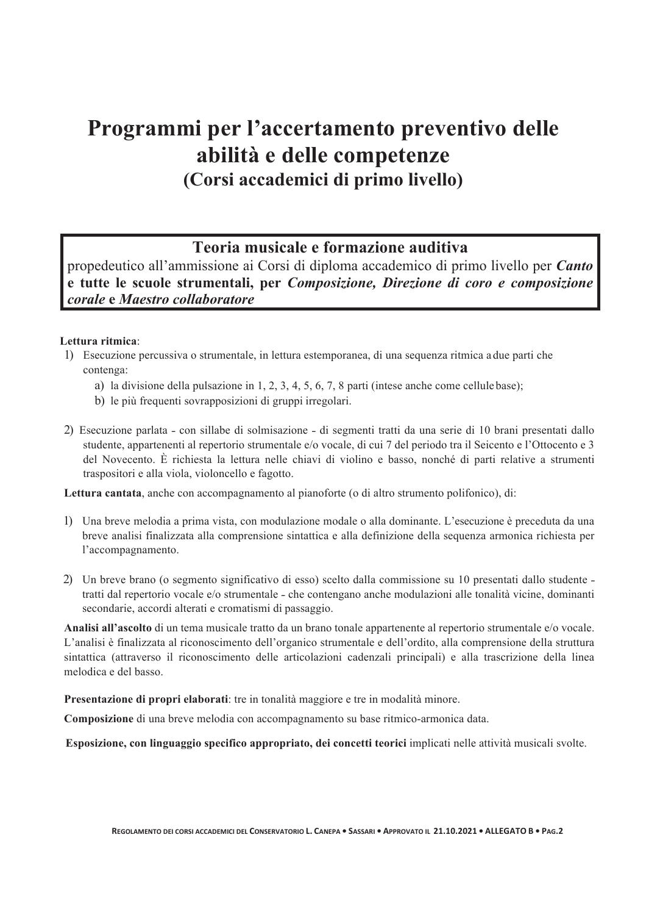# Programmi per l'accertamento preventivo delle abilità e delle competenze
## (Corsi accademici di primo livello)

## Teoria musicale e formazione auditiva

propedeutico all'ammissione ai Corsi di diploma accademico di primo livello per ***Canto* e tutte le scuole strumentali, per *Composizione, Direzione di coro e composizione corale* e *Maestro collaboratore***

**Lettura ritmica**:

1) Esecuzione percussiva o strumentale, in lettura estemporanea, di una sequenza ritmica a due parti che contenga:
   a) la divisione della pulsazione in 1, 2, 3, 4, 5, 6, 7, 8 parti (intese anche come cellule base);
   b) le più frequenti sovrapposizioni di gruppi irregolari.

2) Esecuzione parlata - con sillabe di solmisazione - di segmenti tratti da una serie di 10 brani presentati dallo studente, appartenenti al repertorio strumentale e/o vocale, di cui 7 del periodo tra il Seicento e l'Ottocento e 3 del Novecento. È richiesta la lettura nelle chiavi di violino e basso, nonché di parti relative a strumenti traspositori e alla viola, violoncello e fagotto.

**Lettura cantata**, anche con accompagnamento al pianoforte (o di altro strumento polifonico), di:

1) Una breve melodia a prima vista, con modulazione modale o alla dominante. L'esecuzione è preceduta da una breve analisi finalizzata alla comprensione sintattica e alla definizione della sequenza armonica richiesta per l'accompagnamento.

2) Un breve brano (o segmento significativo di esso) scelto dalla commissione su 10 presentati dallo studente - tratti dal repertorio vocale e/o strumentale - che contengano anche modulazioni alle tonalità vicine, dominanti secondarie, accordi alterati e cromatismi di passaggio.

**Analisi all'ascolto** di un tema musicale tratto da un brano tonale appartenente al repertorio strumentale e/o vocale. L'analisi è finalizzata al riconoscimento dell'organico strumentale e dell'ordito, alla comprensione della struttura sintattica (attraverso il riconoscimento delle articolazioni cadenzali principali) e alla trascrizione della linea melodica e del basso.

**Presentazione di propri elaborati**: tre in tonalità maggiore e tre in modalità minore.

**Composizione** di una breve melodia con accompagnamento su base ritmico-armonica data.

**Esposizione, con linguaggio specifico appropriato, dei concetti teorici** implicati nelle attività musicali svolte.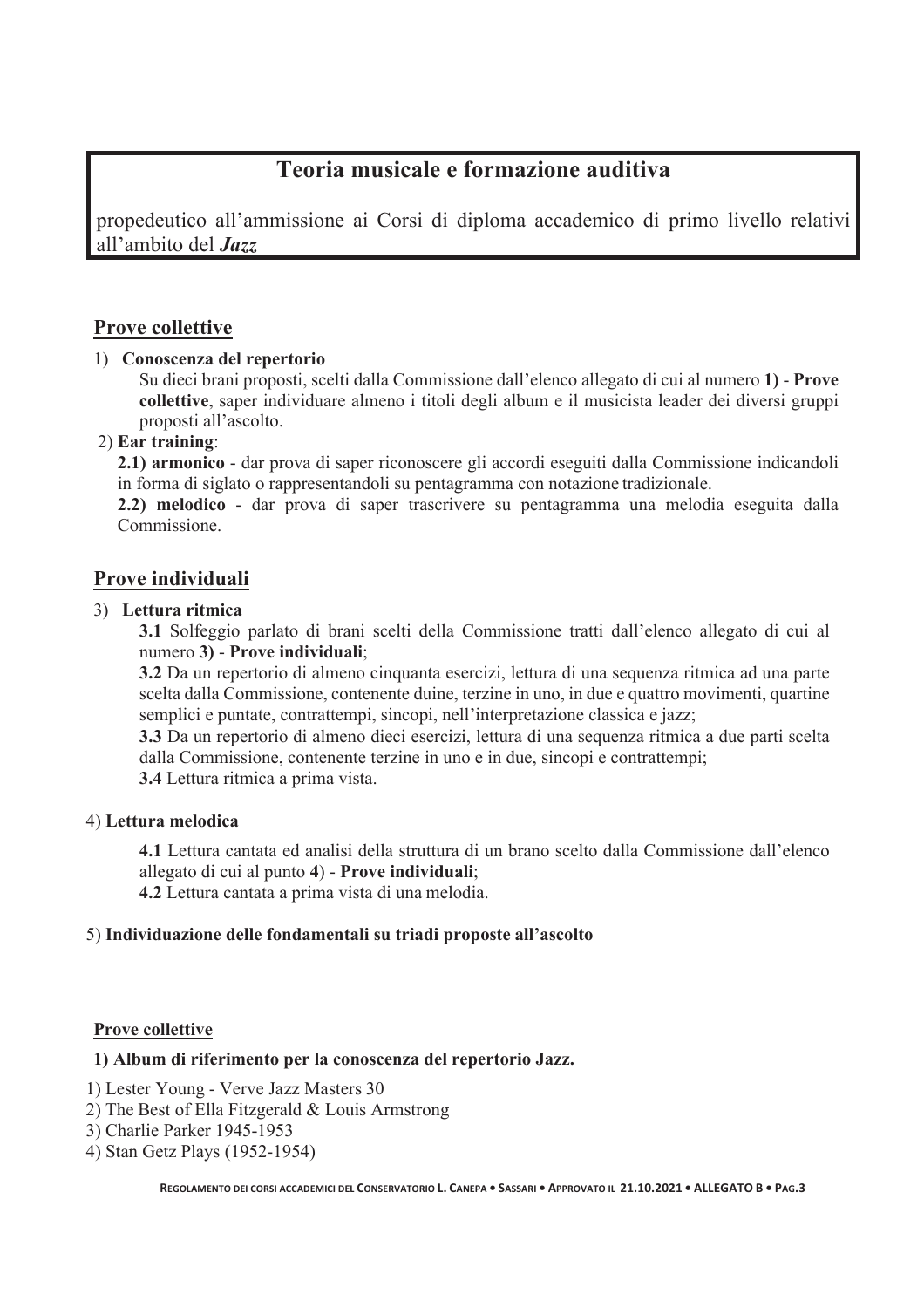# Teoria musicale e formazione auditiva

propedeutico all'ammissione ai Corsi di diploma accademico di primo livello relativi all'ambito del ***Jazz***

## Prove collettive

1) **Conoscenza del repertorio**

   Su dieci brani proposti, scelti dalla Commissione dall'elenco allegato di cui al numero **1)** - **Prove collettive**, saper individuare almeno i titoli degli album e il musicista leader dei diversi gruppi proposti all'ascolto.

2) **Ear training**:

   **2.1) armonico** - dar prova di saper riconoscere gli accordi eseguiti dalla Commissione indicandoli in forma di siglato o rappresentandoli su pentagramma con notazione tradizionale.

   **2.2) melodico** - dar prova di saper trascrivere su pentagramma una melodia eseguita dalla Commissione.

## Prove individuali

3) **Lettura ritmica**

   **3.1** Solfeggio parlato di brani scelti della Commissione tratti dall'elenco allegato di cui al numero **3)** - **Prove individuali**;

   **3.2** Da un repertorio di almeno cinquanta esercizi, lettura di una sequenza ritmica ad una parte scelta dalla Commissione, contenente duine, terzine in uno, in due e quattro movimenti, quartine semplici e puntate, contrattempi, sincopi, nell'interpretazione classica e jazz;

   **3.3** Da un repertorio di almeno dieci esercizi, lettura di una sequenza ritmica a due parti scelta dalla Commissione, contenente terzine in uno e in due, sincopi e contrattempi;

   **3.4** Lettura ritmica a prima vista.

4) **Lettura melodica**

   **4.1** Lettura cantata ed analisi della struttura di un brano scelto dalla Commissione dall'elenco allegato di cui al punto **4**) - **Prove individuali**;

   **4.2** Lettura cantata a prima vista di una melodia.

5) **Individuazione delle fondamentali su triadi proposte all'ascolto**

### Prove collettive

**1) Album di riferimento per la conoscenza del repertorio Jazz.**

1) Lester Young - Verve Jazz Masters 30
2) The Best of Ella Fitzgerald & Louis Armstrong
3) Charlie Parker 1945-1953
4) Stan Getz Plays (1952-1954)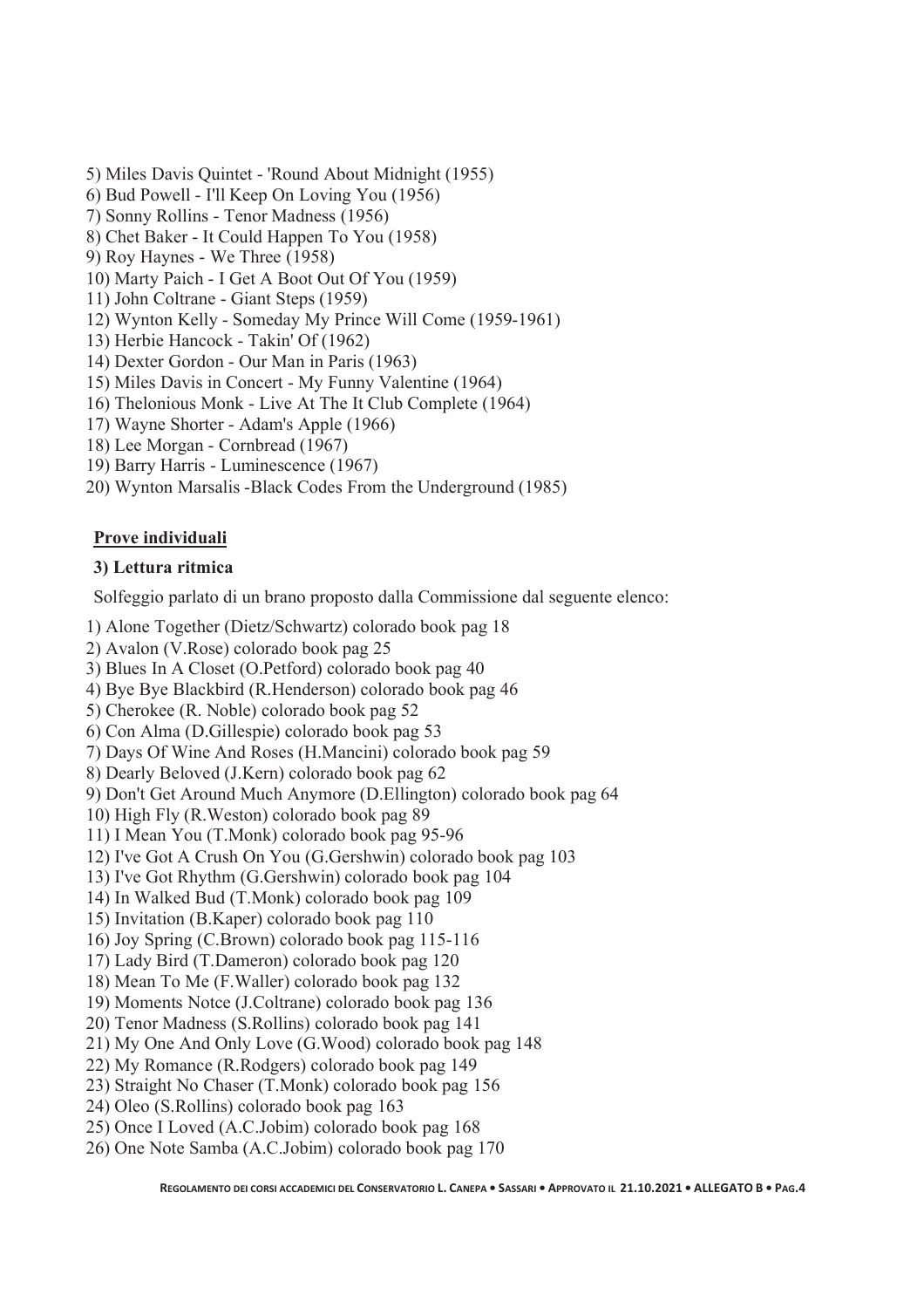5) Miles Davis Quintet - 'Round About Midnight (1955)
6) Bud Powell - I'll Keep On Loving You (1956)
7) Sonny Rollins - Tenor Madness (1956)
8) Chet Baker - It Could Happen To You (1958)
9) Roy Haynes - We Three (1958)
10) Marty Paich - I Get A Boot Out Of You (1959)
11) John Coltrane - Giant Steps (1959)
12) Wynton Kelly - Someday My Prince Will Come (1959-1961)
13) Herbie Hancock - Takin' Of (1962)
14) Dexter Gordon - Our Man in Paris (1963)
15) Miles Davis in Concert - My Funny Valentine (1964)
16) Thelonious Monk - Live At The It Club Complete (1964)
17) Wayne Shorter - Adam's Apple (1966)
18) Lee Morgan - Cornbread (1967)
19) Barry Harris - Luminescence (1967)
20) Wynton Marsalis -Black Codes From the Underground (1985)

**<u>Prove individuali</u>**

**3) Lettura ritmica**

Solfeggio parlato di un brano proposto dalla Commissione dal seguente elenco:

1) Alone Together (Dietz/Schwartz) colorado book pag 18
2) Avalon (V.Rose) colorado book pag 25
3) Blues In A Closet (O.Petford) colorado book pag 40
4) Bye Bye Blackbird (R.Henderson) colorado book pag 46
5) Cherokee (R. Noble) colorado book pag 52
6) Con Alma (D.Gillespie) colorado book pag 53
7) Days Of Wine And Roses (H.Mancini) colorado book pag 59
8) Dearly Beloved (J.Kern) colorado book pag 62
9) Don't Get Around Much Anymore (D.Ellington) colorado book pag 64
10) High Fly (R.Weston) colorado book pag 89
11) I Mean You (T.Monk) colorado book pag 95-96
12) I've Got A Crush On You (G.Gershwin) colorado book pag 103
13) I've Got Rhythm (G.Gershwin) colorado book pag 104
14) In Walked Bud (T.Monk) colorado book pag 109
15) Invitation (B.Kaper) colorado book pag 110
16) Joy Spring (C.Brown) colorado book pag 115-116
17) Lady Bird (T.Dameron) colorado book pag 120
18) Mean To Me (F.Waller) colorado book pag 132
19) Moments Notce (J.Coltrane) colorado book pag 136
20) Tenor Madness (S.Rollins) colorado book pag 141
21) My One And Only Love (G.Wood) colorado book pag 148
22) My Romance (R.Rodgers) colorado book pag 149
23) Straight No Chaser (T.Monk) colorado book pag 156
24) Oleo (S.Rollins) colorado book pag 163
25) Once I Loved (A.C.Jobim) colorado book pag 168
26) One Note Samba (A.C.Jobim) colorado book pag 170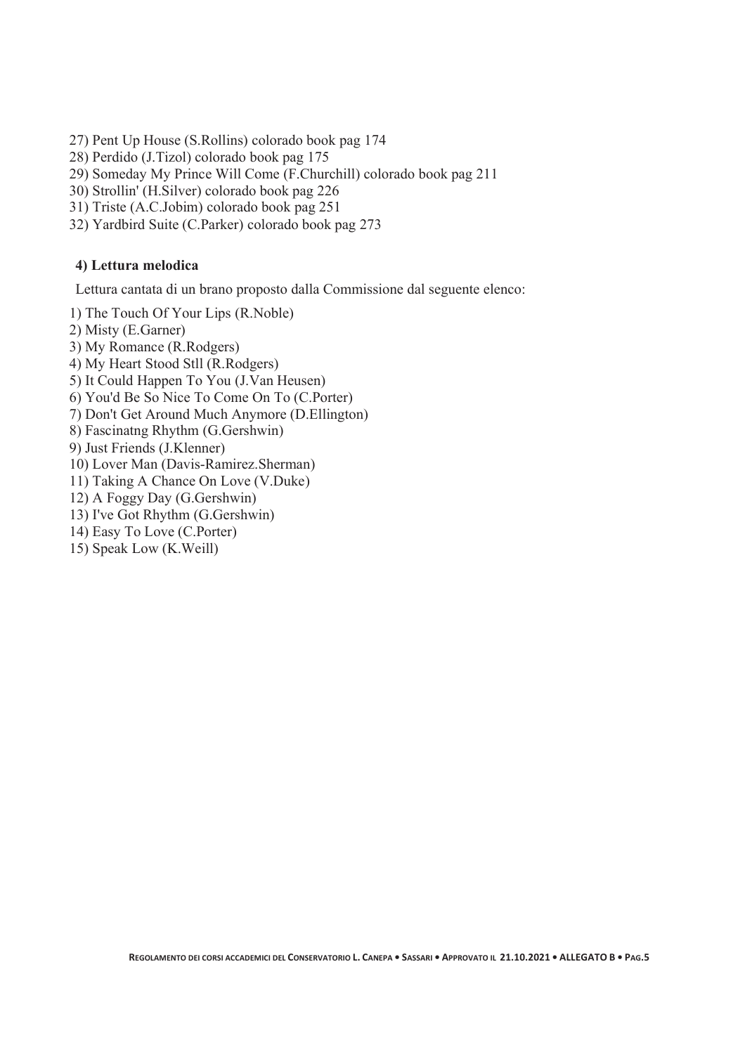27) Pent Up House (S.Rollins) colorado book pag 174
28) Perdido (J.Tizol) colorado book pag 175
29) Someday My Prince Will Come (F.Churchill) colorado book pag 211
30) Strollin' (H.Silver) colorado book pag 226
31) Triste (A.C.Jobim) colorado book pag 251
32) Yardbird Suite (C.Parker) colorado book pag 273

**4) Lettura melodica**

Lettura cantata di un brano proposto dalla Commissione dal seguente elenco:

1) The Touch Of Your Lips (R.Noble)
2) Misty (E.Garner)
3) My Romance (R.Rodgers)
4) My Heart Stood Stll (R.Rodgers)
5) It Could Happen To You (J.Van Heusen)
6) You'd Be So Nice To Come On To (C.Porter)
7) Don't Get Around Much Anymore (D.Ellington)
8) Fascinatng Rhythm (G.Gershwin)
9) Just Friends (J.Klenner)
10) Lover Man (Davis-Ramirez.Sherman)
11) Taking A Chance On Love (V.Duke)
12) A Foggy Day (G.Gershwin)
13) I've Got Rhythm (G.Gershwin)
14) Easy To Love (C.Porter)
15) Speak Low (K.Weill)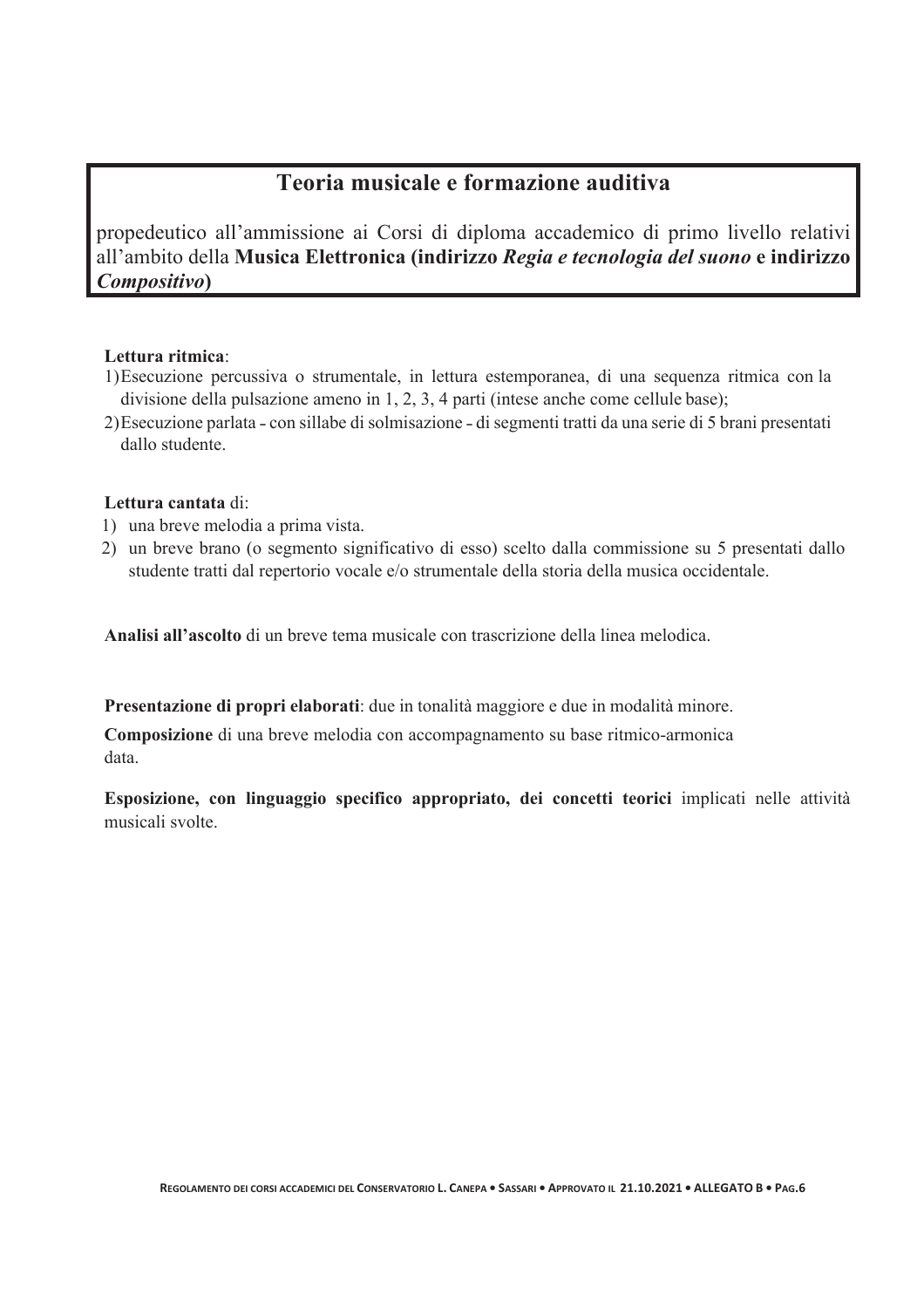## Teoria musicale e formazione auditiva

propedeutico all'ammissione ai Corsi di diploma accademico di primo livello relativi all'ambito della **Musica Elettronica (indirizzo *Regia e tecnologia del suono* e indirizzo *Compositivo*)**

**Lettura ritmica**:

1) Esecuzione percussiva o strumentale, in lettura estemporanea, di una sequenza ritmica con la divisione della pulsazione ameno in 1, 2, 3, 4 parti (intese anche come cellule base);
2) Esecuzione parlata - con sillabe di solmisazione - di segmenti tratti da una serie di 5 brani presentati dallo studente.

**Lettura cantata** di:

1) una breve melodia a prima vista.
2) un breve brano (o segmento significativo di esso) scelto dalla commissione su 5 presentati dallo studente tratti dal repertorio vocale e/o strumentale della storia della musica occidentale.

**Analisi all'ascolto** di un breve tema musicale con trascrizione della linea melodica.

**Presentazione di propri elaborati**: due in tonalità maggiore e due in modalità minore.

**Composizione** di una breve melodia con accompagnamento su base ritmico-armonica data.

**Esposizione, con linguaggio specifico appropriato, dei concetti teorici** implicati nelle attività musicali svolte.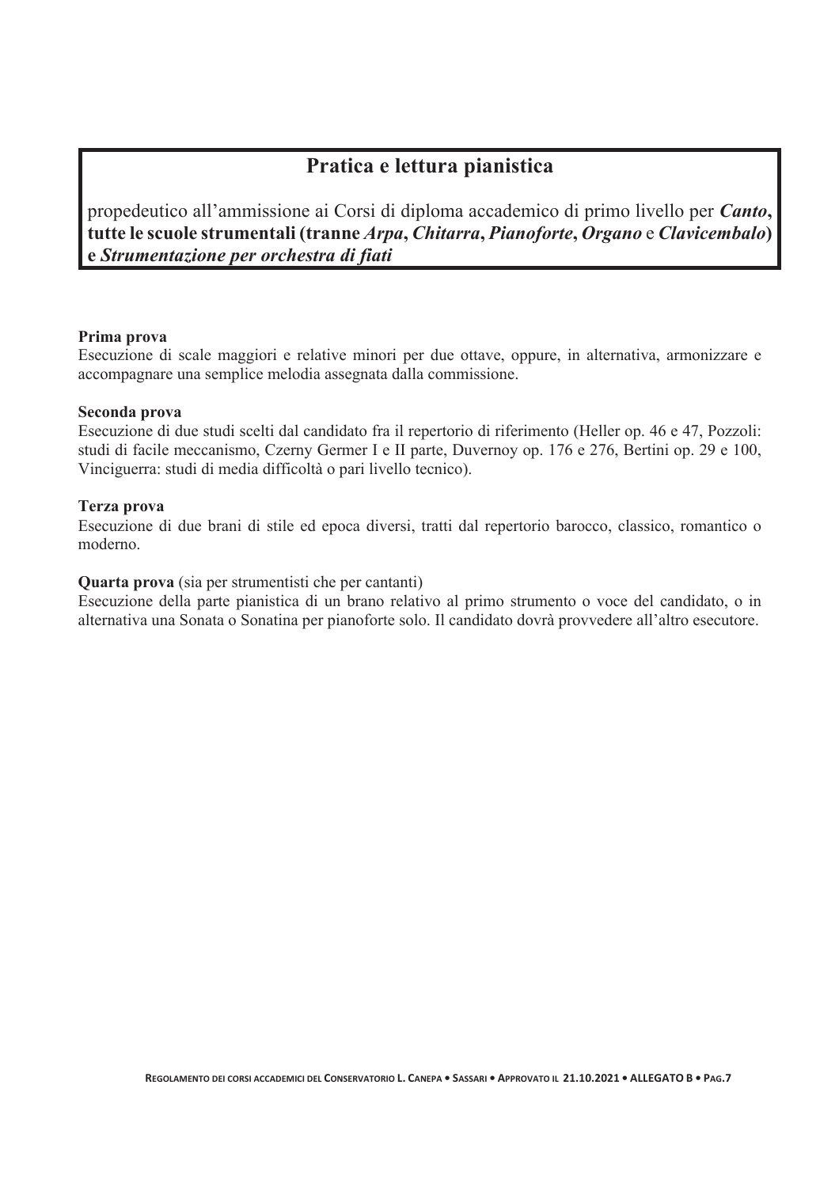## Pratica e lettura pianistica

propedeutico all'ammissione ai Corsi di diploma accademico di primo livello per ***Canto*****, tutte le scuole strumentali (tranne *Arpa*, *Chitarra*, *Pianoforte*, *Organo* e *Clavicembalo*) e *Strumentazione per orchestra di fiati***

**Prima prova**
Esecuzione di scale maggiori e relative minori per due ottave, oppure, in alternativa, armonizzare e accompagnare una semplice melodia assegnata dalla commissione.

**Seconda prova**
Esecuzione di due studi scelti dal candidato fra il repertorio di riferimento (Heller op. 46 e 47, Pozzoli: studi di facile meccanismo, Czerny Germer I e II parte, Duvernoy op. 176 e 276, Bertini op. 29 e 100, Vinciguerra: studi di media difficoltà o pari livello tecnico).

**Terza prova**
Esecuzione di due brani di stile ed epoca diversi, tratti dal repertorio barocco, classico, romantico o moderno.

**Quarta prova** (sia per strumentisti che per cantanti)
Esecuzione della parte pianistica di un brano relativo al primo strumento o voce del candidato, o in alternativa una Sonata o Sonatina per pianoforte solo. Il candidato dovrà provvedere all'altro esecutore.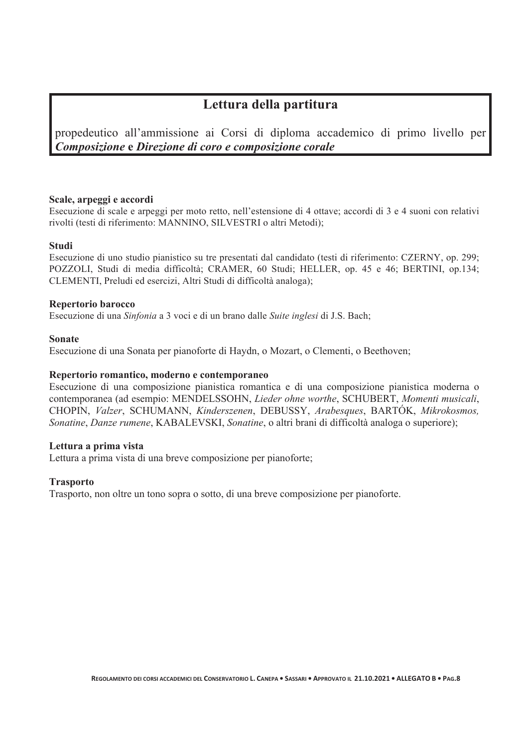## Lettura della partitura

propedeutico all'ammissione ai Corsi di diploma accademico di primo livello per ***Composizione*** **e** ***Direzione di coro e composizione corale***

**Scale, arpeggi e accordi**
Esecuzione di scale e arpeggi per moto retto, nell'estensione di 4 ottave; accordi di 3 e 4 suoni con relativi rivolti (testi di riferimento: MANNINO, SILVESTRI o altri Metodi);

**Studi**
Esecuzione di uno studio pianistico su tre presentati dal candidato (testi di riferimento: CZERNY, op. 299; POZZOLI, Studi di media difficoltà; CRAMER, 60 Studi; HELLER, op. 45 e 46; BERTINI, op.134; CLEMENTI, Preludi ed esercizi, Altri Studi di difficoltà analoga);

**Repertorio barocco**
Esecuzione di una *Sinfonia* a 3 voci e di un brano dalle *Suite inglesi* di J.S. Bach;

**Sonate**
Esecuzione di una Sonata per pianoforte di Haydn, o Mozart, o Clementi, o Beethoven;

**Repertorio romantico, moderno e contemporaneo**
Esecuzione di una composizione pianistica romantica e di una composizione pianistica moderna o contemporanea (ad esempio: MENDELSSOHN, *Lieder ohne worthe*, SCHUBERT, *Momenti musicali*, CHOPIN, *Valzer*, SCHUMANN, *Kinderszenen*, DEBUSSY, *Arabesques*, BARTÓK, *Mikrokosmos, Sonatine*, *Danze rumene*, KABALEVSKI, *Sonatine*, o altri brani di difficoltà analoga o superiore);

**Lettura a prima vista**
Lettura a prima vista di una breve composizione per pianoforte;

**Trasporto**
Trasporto, non oltre un tono sopra o sotto, di una breve composizione per pianoforte.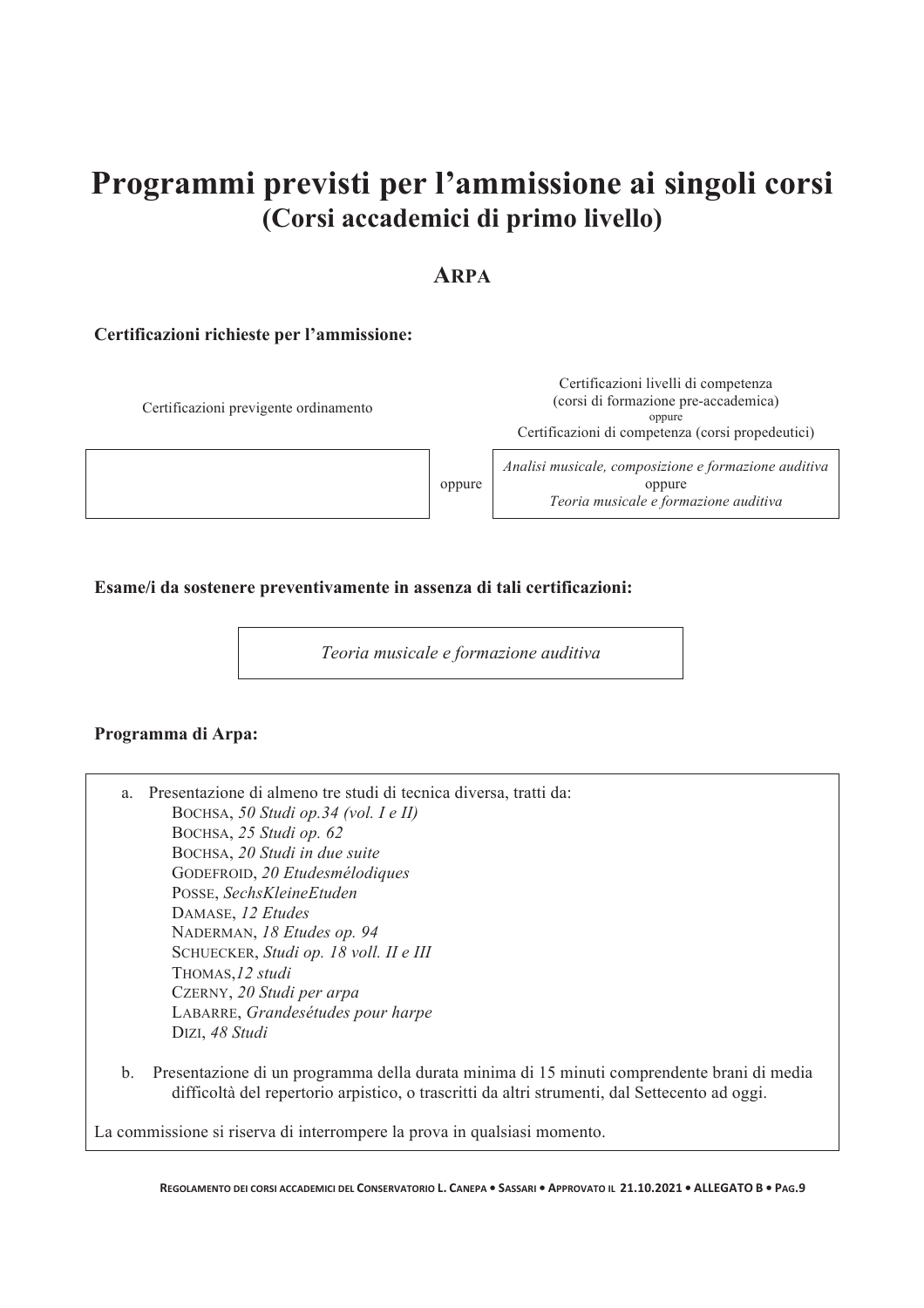# Programmi previsti per l'ammissione ai singoli corsi
## (Corsi accademici di primo livello)

### ARPA

**Certificazioni richieste per l'ammissione:**

| Certificazioni previgente ordinamento | | Certificazioni livelli di competenza (corsi di formazione pre-accademica) oppure Certificazioni di competenza (corsi propedeutici) |
|---|---|---|
| | oppure | *Analisi musicale, composizione e formazione auditiva* oppure *Teoria musicale e formazione auditiva* |

**Esame/i da sostenere preventivamente in assenza di tali certificazioni:**

*Teoria musicale e formazione auditiva*

**Programma di Arpa:**

a. Presentazione di almeno tre studi di tecnica diversa, tratti da:
   - BOCHSA, *50 Studi op.34 (vol. I e II)*
   - BOCHSA, *25 Studi op. 62*
   - BOCHSA, *20 Studi in due suite*
   - GODEFROID, *20 Etudesmélodiques*
   - POSSE, *SechsKleineEtuden*
   - DAMASE, *12 Etudes*
   - NADERMAN, *18 Etudes op. 94*
   - SCHUECKER, *Studi op. 18 voll. II e III*
   - THOMAS,*12 studi*
   - CZERNY, *20 Studi per arpa*
   - LABARRE, *Grandesétudes pour harpe*
   - DIZI, *48 Studi*

b. Presentazione di un programma della durata minima di 15 minuti comprendente brani di media difficoltà del repertorio arpistico, o trascritti da altri strumenti, dal Settecento ad oggi.

La commissione si riserva di interrompere la prova in qualsiasi momento.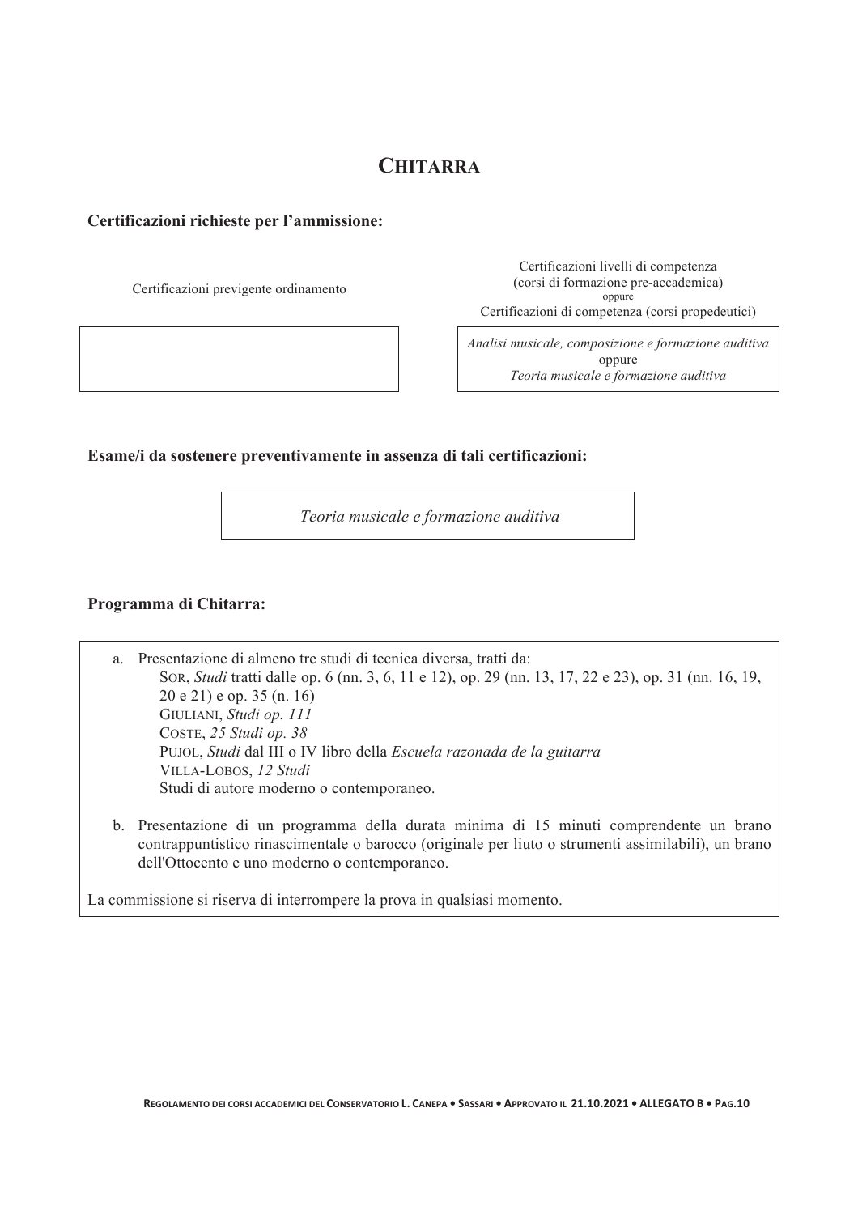# CHITARRA

**Certificazioni richieste per l'ammissione:**

| Certificazioni previgente ordinamento | Certificazioni livelli di competenza (corsi di formazione pre-accademica) oppure Certificazioni di competenza (corsi propedeutici) |
|---|---|
| | *Analisi musicale, composizione e formazione auditiva* oppure *Teoria musicale e formazione auditiva* |

**Esame/i da sostenere preventivamente in assenza di tali certificazioni:**

*Teoria musicale e formazione auditiva*

**Programma di Chitarra:**

a. Presentazione di almeno tre studi di tecnica diversa, tratti da:
   - SOR, *Studi* tratti dalle op. 6 (nn. 3, 6, 11 e 12), op. 29 (nn. 13, 17, 22 e 23), op. 31 (nn. 16, 19, 20 e 21) e op. 35 (n. 16)
   - GIULIANI, *Studi op. 111*
   - COSTE, *25 Studi op. 38*
   - PUJOL, *Studi* dal III o IV libro della *Escuela razonada de la guitarra*
   - VILLA-LOBOS, *12 Studi*
   - Studi di autore moderno o contemporaneo.

b. Presentazione di un programma della durata minima di 15 minuti comprendente un brano contrappuntistico rinascimentale o barocco (originale per liuto o strumenti assimilabili), un brano dell'Ottocento e uno moderno o contemporaneo.

La commissione si riserva di interrompere la prova in qualsiasi momento.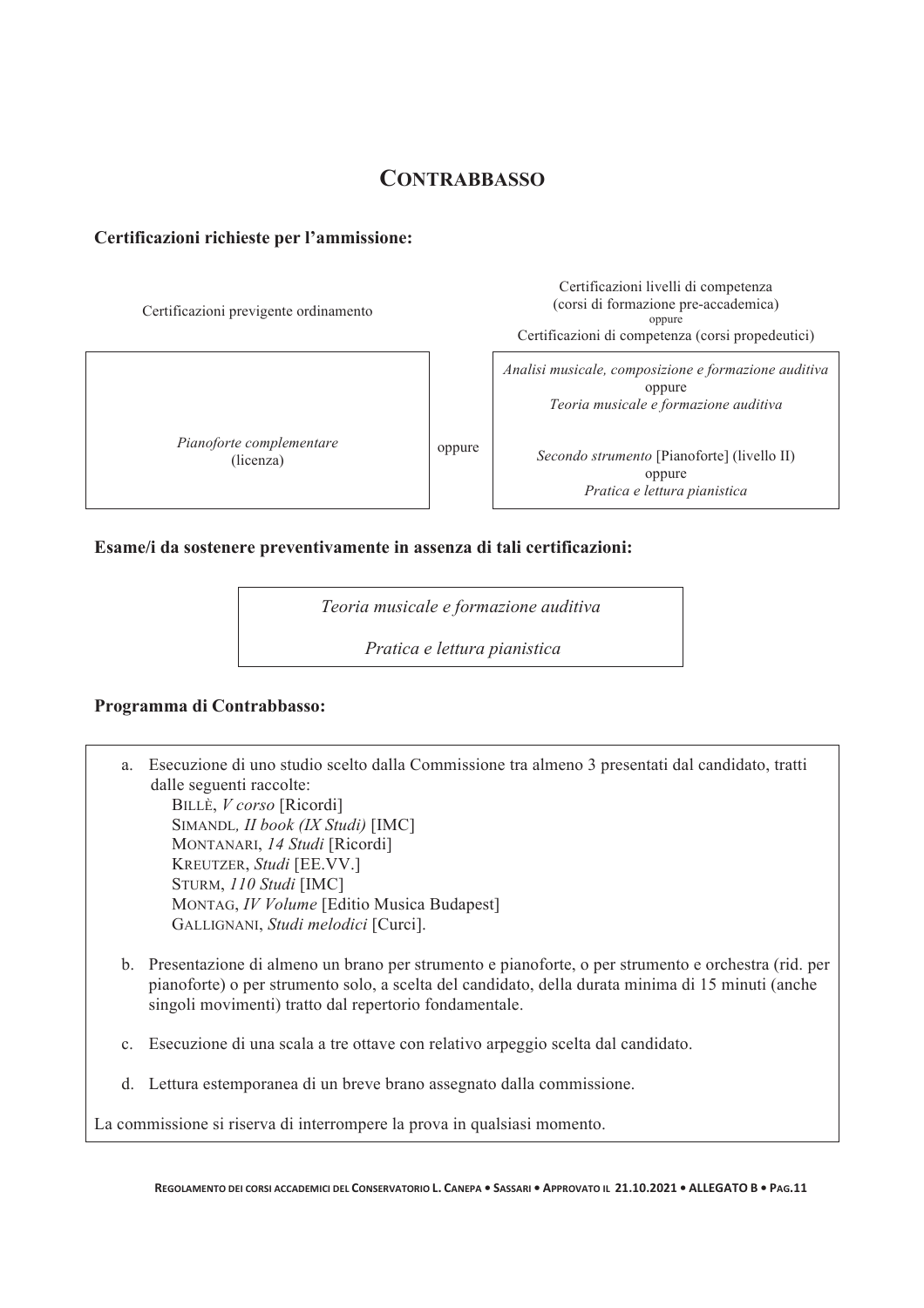## CONTRABBASSO

**Certificazioni richieste per l'ammissione:**

| Certificazioni previgente ordinamento | | Certificazioni livelli di competenza (corsi di formazione pre-accademica) oppure Certificazioni di competenza (corsi propedeutici) |
|---|---|---|
| *Pianoforte complementare* (licenza) | oppure | *Analisi musicale, composizione e formazione auditiva* oppure *Teoria musicale e formazione auditiva* <br><br> *Secondo strumento* [Pianoforte] (livello II) oppure *Pratica e lettura pianistica* |

**Esame/i da sostenere preventivamente in assenza di tali certificazioni:**

*Teoria musicale e formazione auditiva*

*Pratica e lettura pianistica*

**Programma di Contrabbasso:**

a. Esecuzione di uno studio scelto dalla Commissione tra almeno 3 presentati dal candidato, tratti dalle seguenti raccolte:
   - BILLÈ, *V corso* [Ricordi]
   - SIMANDL, *II book (IX Studi)* [IMC]
   - MONTANARI, *14 Studi* [Ricordi]
   - KREUTZER, *Studi* [EE.VV.]
   - STURM, *110 Studi* [IMC]
   - MONTAG, *IV Volume* [Editio Musica Budapest]
   - GALLIGNANI, *Studi melodici* [Curci].

b. Presentazione di almeno un brano per strumento e pianoforte, o per strumento e orchestra (rid. per pianoforte) o per strumento solo, a scelta del candidato, della durata minima di 15 minuti (anche singoli movimenti) tratto dal repertorio fondamentale.

c. Esecuzione di una scala a tre ottave con relativo arpeggio scelta dal candidato.

d. Lettura estemporanea di un breve brano assegnato dalla commissione.

La commissione si riserva di interrompere la prova in qualsiasi momento.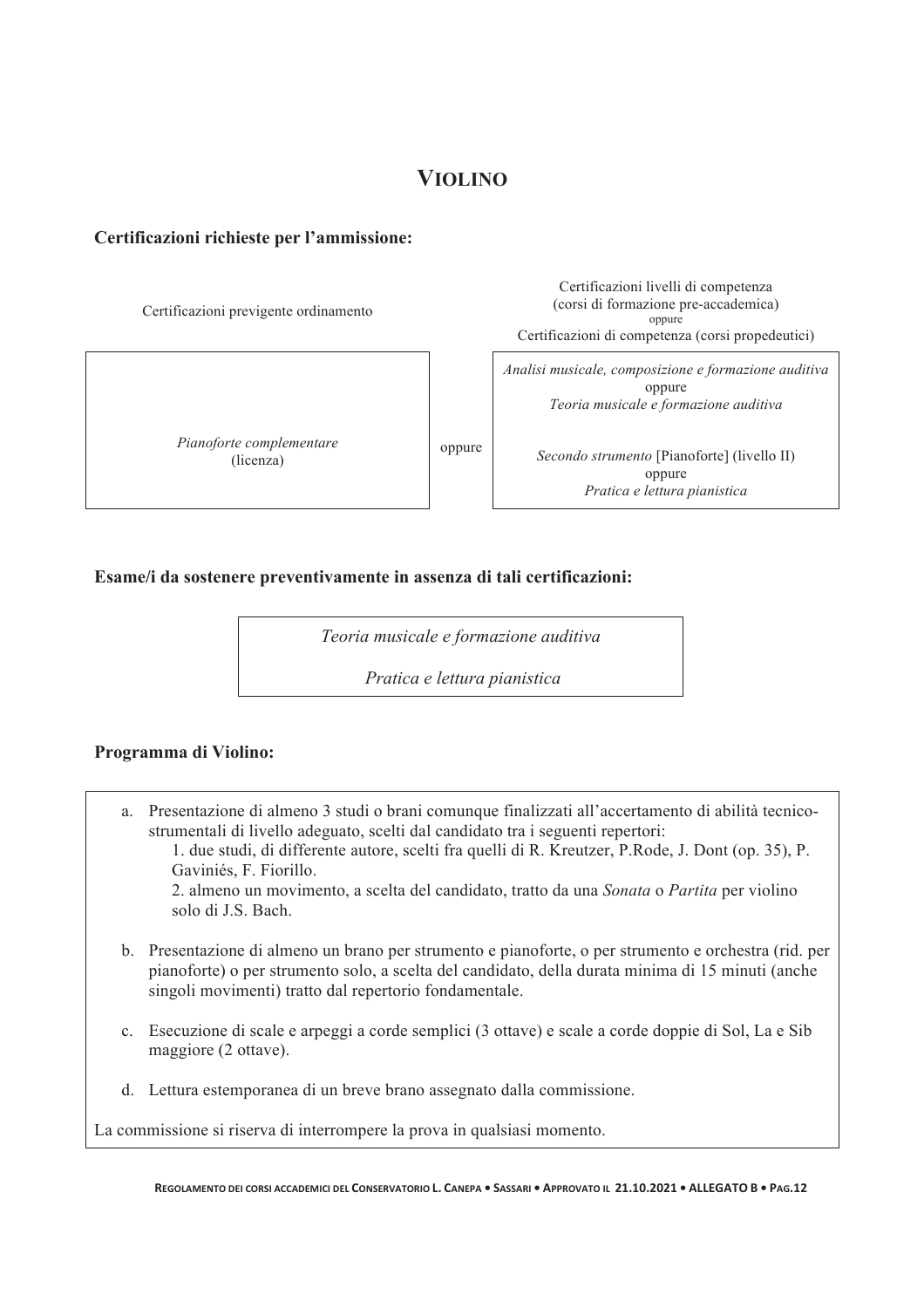# VIOLINO

**Certificazioni richieste per l'ammissione:**

| Certificazioni previgente ordinamento | | Certificazioni livelli di competenza (corsi di formazione pre-accademica) oppure Certificazioni di competenza (corsi propedeutici) |
|---|---|---|
| *Pianoforte complementare* (licenza) | oppure | *Analisi musicale, composizione e formazione auditiva* oppure *Teoria musicale e formazione auditiva* <br><br> *Secondo strumento* [Pianoforte] (livello II) oppure *Pratica e lettura pianistica* |

**Esame/i da sostenere preventivamente in assenza di tali certificazioni:**

*Teoria musicale e formazione auditiva*

*Pratica e lettura pianistica*

**Programma di Violino:**

a. Presentazione di almeno 3 studi o brani comunque finalizzati all'accertamento di abilità tecnico-strumentali di livello adeguato, scelti dal candidato tra i seguenti repertori:
   1. due studi, di differente autore, scelti fra quelli di R. Kreutzer, P.Rode, J. Dont (op. 35), P. Gaviniés, F. Fiorillo.
   2. almeno un movimento, a scelta del candidato, tratto da una *Sonata* o *Partita* per violino solo di J.S. Bach.

b. Presentazione di almeno un brano per strumento e pianoforte, o per strumento e orchestra (rid. per pianoforte) o per strumento solo, a scelta del candidato, della durata minima di 15 minuti (anche singoli movimenti) tratto dal repertorio fondamentale.

c. Esecuzione di scale e arpeggi a corde semplici (3 ottave) e scale a corde doppie di Sol, La e Sib maggiore (2 ottave).

d. Lettura estemporanea di un breve brano assegnato dalla commissione.

La commissione si riserva di interrompere la prova in qualsiasi momento.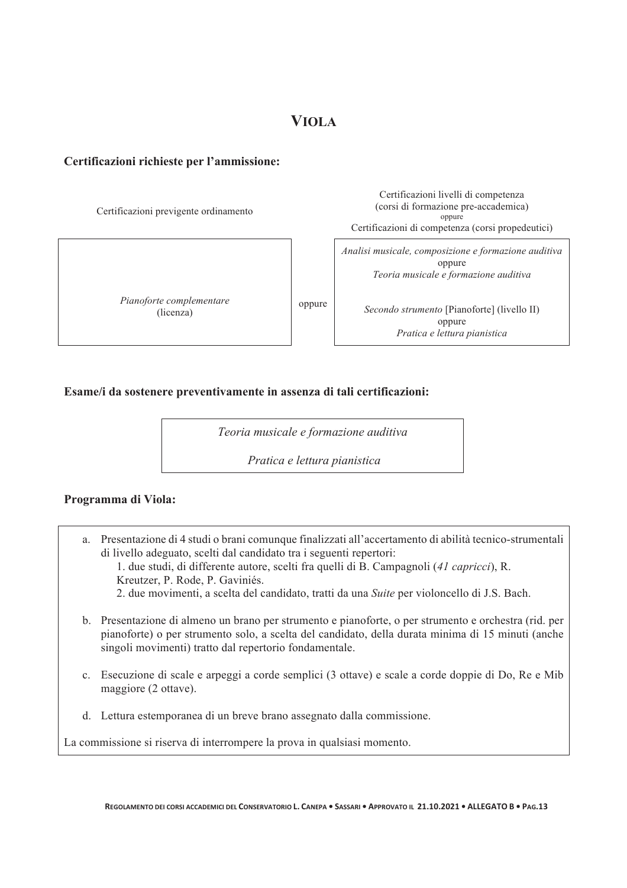# VIOLA

**Certificazioni richieste per l'ammissione:**

| Certificazioni previgente ordinamento | | Certificazioni livelli di competenza (corsi di formazione pre-accademica) oppure Certificazioni di competenza (corsi propedeutici) |
|---|---|---|
| *Pianoforte complementare* (licenza) | oppure | *Analisi musicale, composizione e formazione auditiva* oppure *Teoria musicale e formazione auditiva* <br><br> *Secondo strumento* [Pianoforte] (livello II) oppure *Pratica e lettura pianistica* |

**Esame/i da sostenere preventivamente in assenza di tali certificazioni:**

*Teoria musicale e formazione auditiva*

*Pratica e lettura pianistica*

**Programma di Viola:**

a. Presentazione di 4 studi o brani comunque finalizzati all'accertamento di abilità tecnico-strumentali di livello adeguato, scelti dal candidato tra i seguenti repertori:
   1. due studi, di differente autore, scelti fra quelli di B. Campagnoli (*41 capricci*), R. Kreutzer, P. Rode, P. Gaviniés.
   2. due movimenti, a scelta del candidato, tratti da una *Suite* per violoncello di J.S. Bach.

b. Presentazione di almeno un brano per strumento e pianoforte, o per strumento e orchestra (rid. per pianoforte) o per strumento solo, a scelta del candidato, della durata minima di 15 minuti (anche singoli movimenti) tratto dal repertorio fondamentale.

c. Esecuzione di scale e arpeggi a corde semplici (3 ottave) e scale a corde doppie di Do, Re e Mib maggiore (2 ottave).

d. Lettura estemporanea di un breve brano assegnato dalla commissione.

La commissione si riserva di interrompere la prova in qualsiasi momento.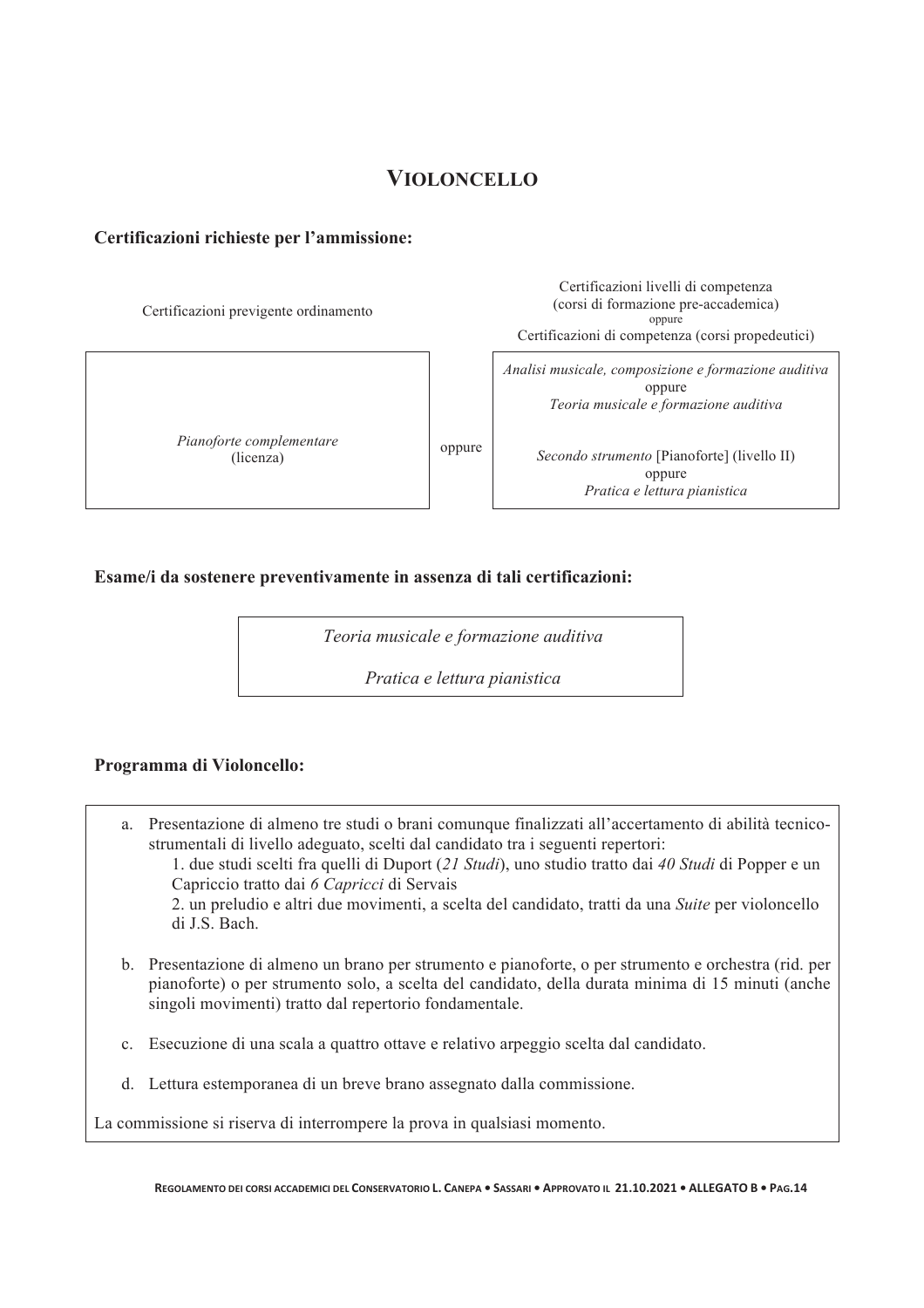# VIOLONCELLO

**Certificazioni richieste per l'ammissione:**

| Certificazioni previgente ordinamento | | Certificazioni livelli di competenza (corsi di formazione pre-accademica) oppure Certificazioni di competenza (corsi propedeutici) |
|---|---|---|
| *Pianoforte complementare* (licenza) | oppure | *Analisi musicale, composizione e formazione auditiva* oppure *Teoria musicale e formazione auditiva*<br><br>*Secondo strumento* [Pianoforte] (livello II) oppure *Pratica e lettura pianistica* |

**Esame/i da sostenere preventivamente in assenza di tali certificazioni:**

*Teoria musicale e formazione auditiva*

*Pratica e lettura pianistica*

**Programma di Violoncello:**

a. Presentazione di almeno tre studi o brani comunque finalizzati all'accertamento di abilità tecnico-strumentali di livello adeguato, scelti dal candidato tra i seguenti repertori:
   1. due studi scelti fra quelli di Duport (*21 Studi*), uno studio tratto dai *40 Studi* di Popper e un Capriccio tratto dai *6 Capricci* di Servais
   2. un preludio e altri due movimenti, a scelta del candidato, tratti da una *Suite* per violoncello di J.S. Bach.

b. Presentazione di almeno un brano per strumento e pianoforte, o per strumento e orchestra (rid. per pianoforte) o per strumento solo, a scelta del candidato, della durata minima di 15 minuti (anche singoli movimenti) tratto dal repertorio fondamentale.

c. Esecuzione di una scala a quattro ottave e relativo arpeggio scelta dal candidato.

d. Lettura estemporanea di un breve brano assegnato dalla commissione.

La commissione si riserva di interrompere la prova in qualsiasi momento.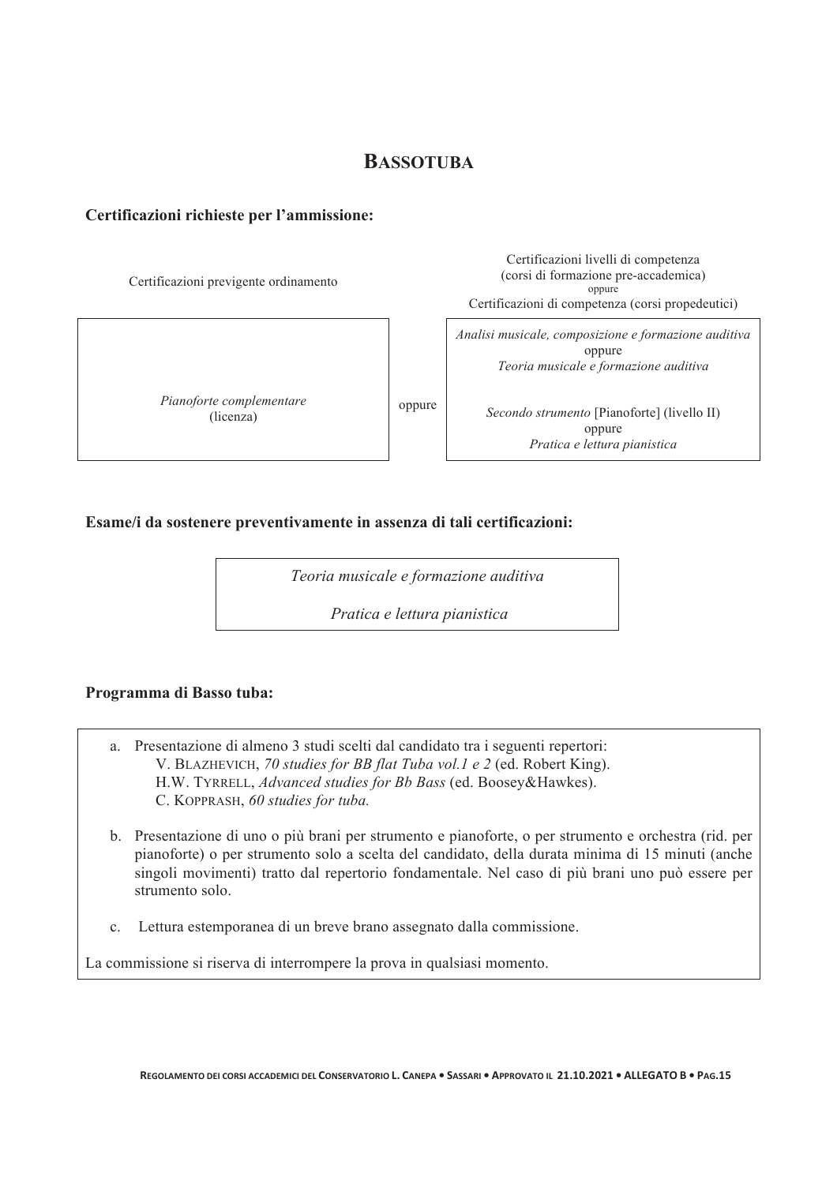## BASSOTUBA

**Certificazioni richieste per l'ammissione:**

| Certificazioni previgente ordinamento | | Certificazioni livelli di competenza (corsi di formazione pre-accademica) oppure Certificazioni di competenza (corsi propedeutici) |
|---|---|---|
| *Pianoforte complementare* (licenza) | oppure | *Analisi musicale, composizione e formazione auditiva* oppure *Teoria musicale e formazione auditiva*<br><br>*Secondo strumento* [Pianoforte] (livello II) oppure *Pratica e lettura pianistica* |

**Esame/i da sostenere preventivamente in assenza di tali certificazioni:**

*Teoria musicale e formazione auditiva*

*Pratica e lettura pianistica*

**Programma di Basso tuba:**

a. Presentazione di almeno 3 studi scelti dal candidato tra i seguenti repertori:
   - V. BLAZHEVICH, *70 studies for BB flat Tuba vol.1 e 2* (ed. Robert King).
   - H.W. TYRRELL, *Advanced studies for Bb Bass* (ed. Boosey&Hawkes).
   - C. KOPPRASH, *60 studies for tuba.*

b. Presentazione di uno o più brani per strumento e pianoforte, o per strumento e orchestra (rid. per pianoforte) o per strumento solo a scelta del candidato, della durata minima di 15 minuti (anche singoli movimenti) tratto dal repertorio fondamentale. Nel caso di più brani uno può essere per strumento solo.

c. Lettura estemporanea di un breve brano assegnato dalla commissione.

La commissione si riserva di interrompere la prova in qualsiasi momento.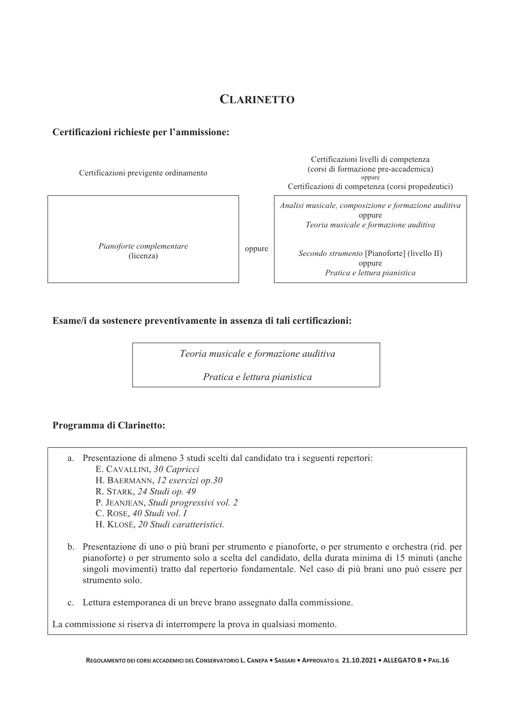# CLARINETTO

**Certificazioni richieste per l'ammissione:**

| Certificazioni previgente ordinamento | | Certificazioni livelli di competenza (corsi di formazione pre-accademica) oppure Certificazioni di competenza (corsi propedeutici) |
|---|---|---|
| *Pianoforte complementare* (licenza) | oppure | *Analisi musicale, composizione e formazione auditiva* oppure *Teoria musicale e formazione auditiva*<br><br>*Secondo strumento* [Pianoforte] (livello II) oppure *Pratica e lettura pianistica* |

**Esame/i da sostenere preventivamente in assenza di tali certificazioni:**

*Teoria musicale e formazione auditiva*

*Pratica e lettura pianistica*

**Programma di Clarinetto:**

a. Presentazione di almeno 3 studi scelti dal candidato tra i seguenti repertori:
   - E. CAVALLINI, *30 Capricci*
   - H. BAERMANN, *12 esercizi op.30*
   - R. STARK, *24 Studi op. 49*
   - P. JEANJEAN, *Studi progressivi vol. 2*
   - C. ROSE, *40 Studi vol. I*
   - H. KLOSÈ, *20 Studi caratteristici.*

b. Presentazione di uno o più brani per strumento e pianoforte, o per strumento e orchestra (rid. per pianoforte) o per strumento solo a scelta del candidato, della durata minima di 15 minuti (anche singoli movimenti) tratto dal repertorio fondamentale. Nel caso di più brani uno può essere per strumento solo.

c. Lettura estemporanea di un breve brano assegnato dalla commissione.

La commissione si riserva di interrompere la prova in qualsiasi momento.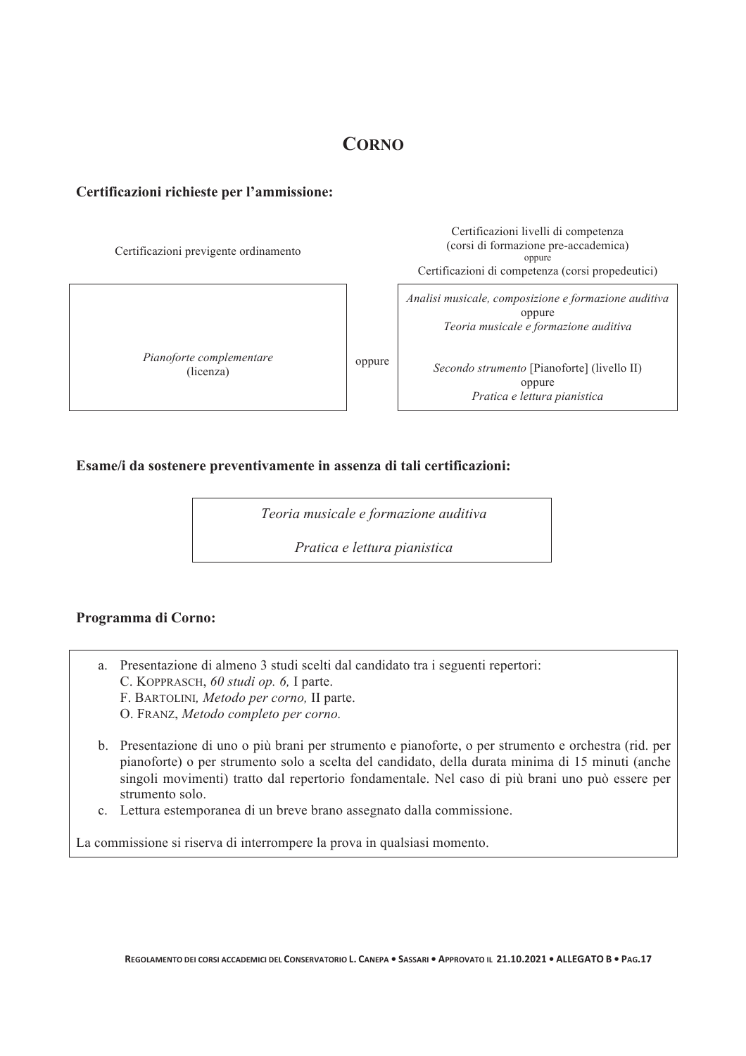## CORNO

**Certificazioni richieste per l'ammissione:**

| Certificazioni previgente ordinamento | | Certificazioni livelli di competenza (corsi di formazione pre-accademica) oppure Certificazioni di competenza (corsi propedeutici) |
| --- | --- | --- |
| *Pianoforte complementare* (licenza) | oppure | *Analisi musicale, composizione e formazione auditiva* oppure *Teoria musicale e formazione auditiva* <br><br> *Secondo strumento* [Pianoforte] (livello II) oppure *Pratica e lettura pianistica* |

**Esame/i da sostenere preventivamente in assenza di tali certificazioni:**

*Teoria musicale e formazione auditiva*

*Pratica e lettura pianistica*

**Programma di Corno:**

a. Presentazione di almeno 3 studi scelti dal candidato tra i seguenti repertori:
   C. KOPPRASCH, *60 studi op. 6,* I parte.
   F. BARTOLINI*, Metodo per corno,* II parte.
   O. FRANZ, *Metodo completo per corno.*

b. Presentazione di uno o più brani per strumento e pianoforte, o per strumento e orchestra (rid. per pianoforte) o per strumento solo a scelta del candidato, della durata minima di 15 minuti (anche singoli movimenti) tratto dal repertorio fondamentale. Nel caso di più brani uno può essere per strumento solo.

c. Lettura estemporanea di un breve brano assegnato dalla commissione.

La commissione si riserva di interrompere la prova in qualsiasi momento.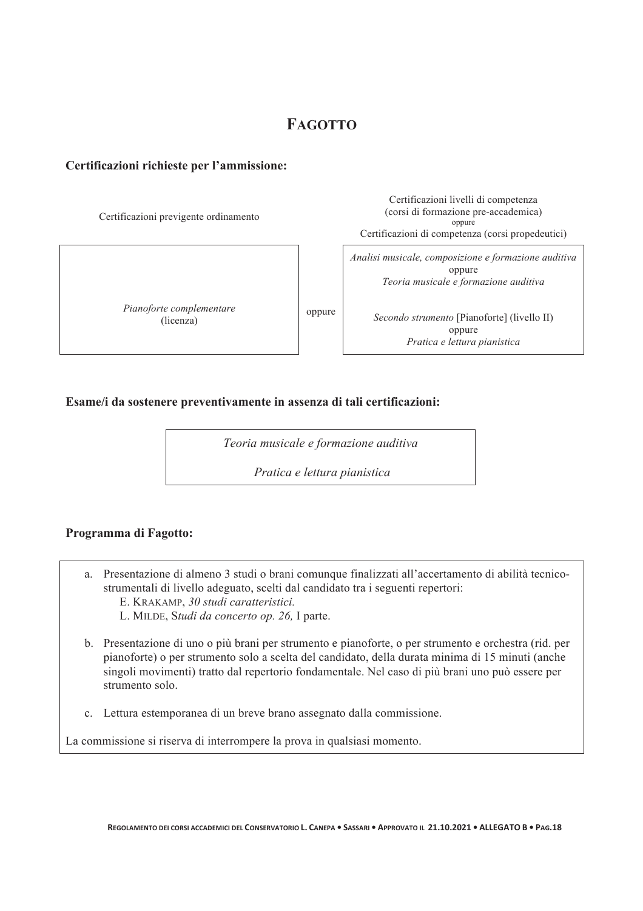# Fagotto

**Certificazioni richieste per l'ammissione:**

| Certificazioni previgente ordinamento | | Certificazioni livelli di competenza (corsi di formazione pre-accademica) oppure Certificazioni di competenza (corsi propedeutici) |
|---|---|---|
| *Pianoforte complementare* (licenza) | oppure | *Analisi musicale, composizione e formazione auditiva* oppure *Teoria musicale e formazione auditiva* <br><br> *Secondo strumento* [Pianoforte] (livello II) oppure *Pratica e lettura pianistica* |

**Esame/i da sostenere preventivamente in assenza di tali certificazioni:**

*Teoria musicale e formazione auditiva*

*Pratica e lettura pianistica*

**Programma di Fagotto:**

a. Presentazione di almeno 3 studi o brani comunque finalizzati all'accertamento di abilità tecnico-strumentali di livello adeguato, scelti dal candidato tra i seguenti repertori:
   - E. Krakamp, *30 studi caratteristici.*
   - L. Milde, S*tudi da concerto op. 26,* I parte.

b. Presentazione di uno o più brani per strumento e pianoforte, o per strumento e orchestra (rid. per pianoforte) o per strumento solo a scelta del candidato, della durata minima di 15 minuti (anche singoli movimenti) tratto dal repertorio fondamentale. Nel caso di più brani uno può essere per strumento solo.

c. Lettura estemporanea di un breve brano assegnato dalla commissione.

La commissione si riserva di interrompere la prova in qualsiasi momento.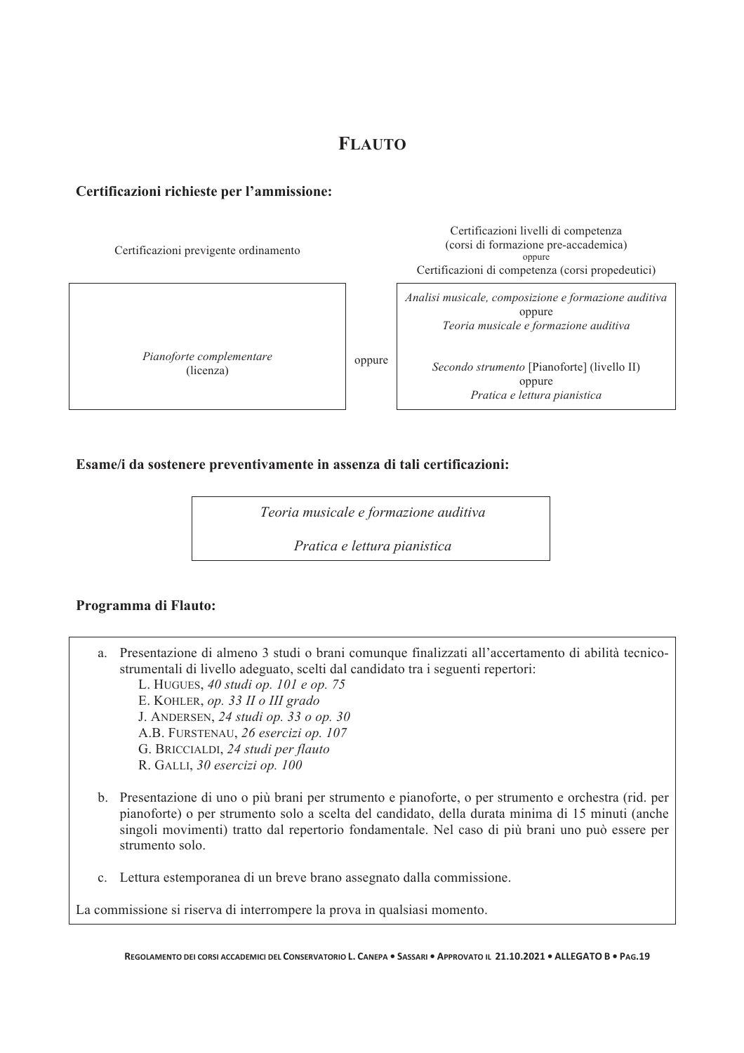# FLAUTO

**Certificazioni richieste per l'ammissione:**

| Certificazioni previgente ordinamento | | Certificazioni livelli di competenza (corsi di formazione pre-accademica) oppure Certificazioni di competenza (corsi propedeutici) |
|---|---|---|
| *Pianoforte complementare* (licenza) | oppure | *Analisi musicale, composizione e formazione auditiva* oppure *Teoria musicale e formazione auditiva* <br><br> *Secondo strumento* [Pianoforte] (livello II) oppure *Pratica e lettura pianistica* |

**Esame/i da sostenere preventivamente in assenza di tali certificazioni:**

*Teoria musicale e formazione auditiva*

*Pratica e lettura pianistica*

**Programma di Flauto:**

a. Presentazione di almeno 3 studi o brani comunque finalizzati all'accertamento di abilità tecnico-strumentali di livello adeguato, scelti dal candidato tra i seguenti repertori:
   - L. HUGUES, *40 studi op. 101 e op. 75*
   - E. KOHLER, *op. 33 II o III grado*
   - J. ANDERSEN, *24 studi op. 33 o op. 30*
   - A.B. FURSTENAU, *26 esercizi op. 107*
   - G. BRICCIALDI, *24 studi per flauto*
   - R. GALLI, *30 esercizi op. 100*

b. Presentazione di uno o più brani per strumento e pianoforte, o per strumento e orchestra (rid. per pianoforte) o per strumento solo a scelta del candidato, della durata minima di 15 minuti (anche singoli movimenti) tratto dal repertorio fondamentale. Nel caso di più brani uno può essere per strumento solo.

c. Lettura estemporanea di un breve brano assegnato dalla commissione.

La commissione si riserva di interrompere la prova in qualsiasi momento.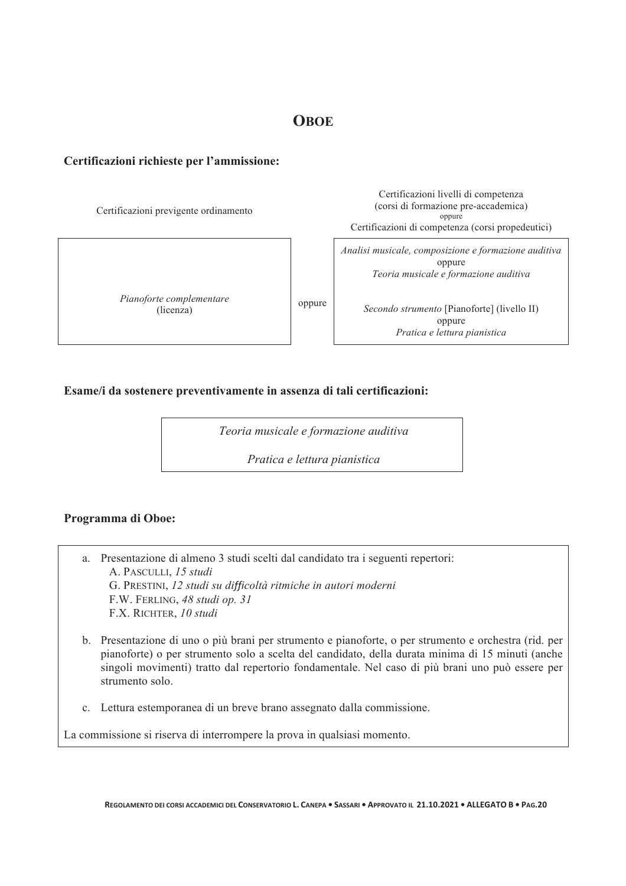# OBOE

**Certificazioni richieste per l'ammissione:**

| Certificazioni previgente ordinamento | | Certificazioni livelli di competenza (corsi di formazione pre-accademica) oppure Certificazioni di competenza (corsi propedeutici) |
|---|---|---|
| *Pianoforte complementare* (licenza) | oppure | *Analisi musicale, composizione e formazione auditiva* oppure *Teoria musicale e formazione auditiva*<br><br>*Secondo strumento* [Pianoforte] (livello II) oppure *Pratica e lettura pianistica* |

**Esame/i da sostenere preventivamente in assenza di tali certificazioni:**

*Teoria musicale e formazione auditiva*

*Pratica e lettura pianistica*

**Programma di Oboe:**

a. Presentazione di almeno 3 studi scelti dal candidato tra i seguenti repertori:
   - A. PASCULLI, *15 studi*
   - G. PRESTINI, *12 studi su difficoltà ritmiche in autori moderni*
   - F.W. FERLING, *48 studi op. 31*
   - F.X. RICHTER, *10 studi*

b. Presentazione di uno o più brani per strumento e pianoforte, o per strumento e orchestra (rid. per pianoforte) o per strumento solo a scelta del candidato, della durata minima di 15 minuti (anche singoli movimenti) tratto dal repertorio fondamentale. Nel caso di più brani uno può essere per strumento solo.

c. Lettura estemporanea di un breve brano assegnato dalla commissione.

La commissione si riserva di interrompere la prova in qualsiasi momento.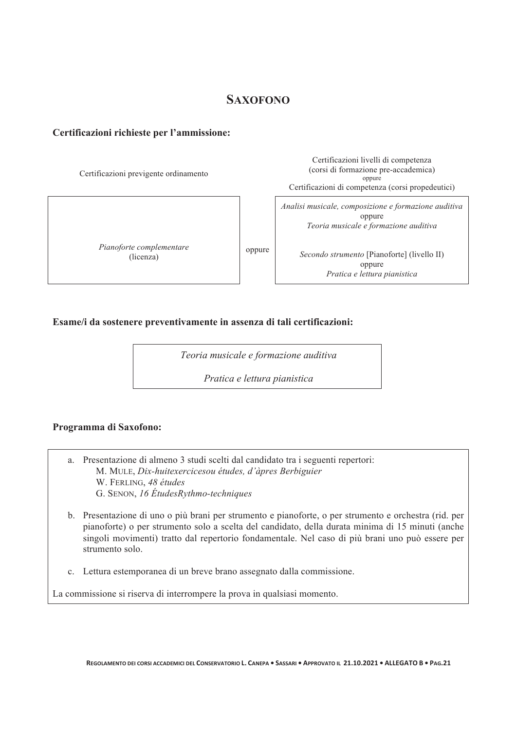## SAXOFONO

### Certificazioni richieste per l'ammissione:

| Certificazioni previgente ordinamento | | Certificazioni livelli di competenza (corsi di formazione pre-accademica) oppure Certificazioni di competenza (corsi propedeutici) |
|---|---|---|
| *Pianoforte complementare* (licenza) | oppure | *Analisi musicale, composizione e formazione auditiva* oppure *Teoria musicale e formazione auditiva*<br><br>*Secondo strumento* [Pianoforte] (livello II) oppure *Pratica e lettura pianistica* |

### Esame/i da sostenere preventivamente in assenza di tali certificazioni:

*Teoria musicale e formazione auditiva*

*Pratica e lettura pianistica*

### Programma di Saxofono:

a. Presentazione di almeno 3 studi scelti dal candidato tra i seguenti repertori:
   - M. MULE, *Dix-huitexercicesou études, d'àpres Berbiguier*
   - W. FERLING, *48 études*
   - G. SENON, *16 ÉtudesRythmo-techniques*

b. Presentazione di uno o più brani per strumento e pianoforte, o per strumento e orchestra (rid. per pianoforte) o per strumento solo a scelta del candidato, della durata minima di 15 minuti (anche singoli movimenti) tratto dal repertorio fondamentale. Nel caso di più brani uno può essere per strumento solo.

c. Lettura estemporanea di un breve brano assegnato dalla commissione.

La commissione si riserva di interrompere la prova in qualsiasi momento.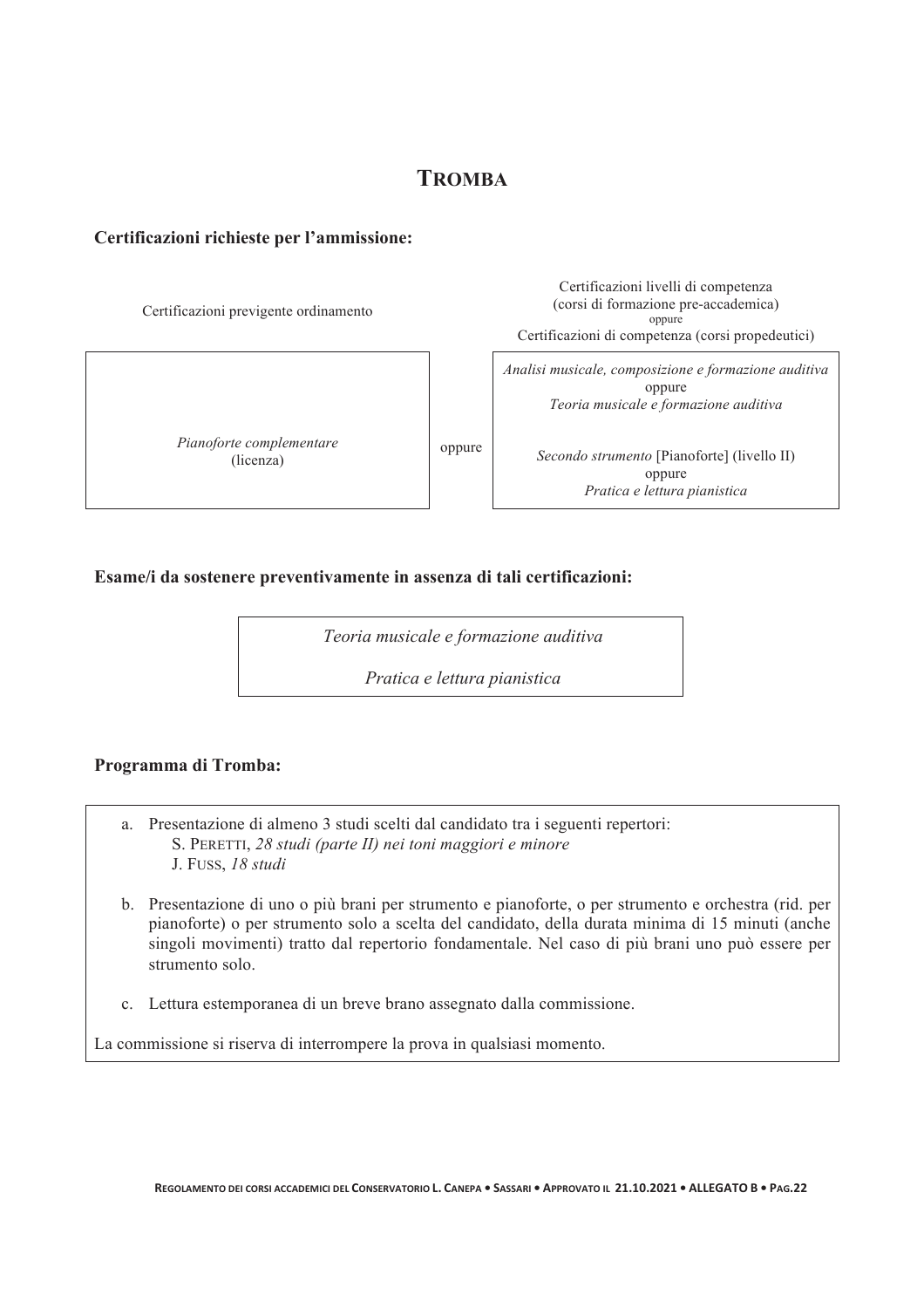## TROMBA

**Certificazioni richieste per l'ammissione:**

| Certificazioni previgente ordinamento | | Certificazioni livelli di competenza (corsi di formazione pre-accademica) oppure Certificazioni di competenza (corsi propedeutici) |
|---|---|---|
| *Pianoforte complementare* (licenza) | oppure | *Analisi musicale, composizione e formazione auditiva* oppure *Teoria musicale e formazione auditiva*<br><br>*Secondo strumento* [Pianoforte] (livello II) oppure *Pratica e lettura pianistica* |

**Esame/i da sostenere preventivamente in assenza di tali certificazioni:**

*Teoria musicale e formazione auditiva*

*Pratica e lettura pianistica*

**Programma di Tromba:**

a. Presentazione di almeno 3 studi scelti dal candidato tra i seguenti repertori:
   - S. PERETTI, *28 studi (parte II) nei toni maggiori e minore*
   - J. FUSS, *18 studi*

b. Presentazione di uno o più brani per strumento e pianoforte, o per strumento e orchestra (rid. per pianoforte) o per strumento solo a scelta del candidato, della durata minima di 15 minuti (anche singoli movimenti) tratto dal repertorio fondamentale. Nel caso di più brani uno può essere per strumento solo.

c. Lettura estemporanea di un breve brano assegnato dalla commissione.

La commissione si riserva di interrompere la prova in qualsiasi momento.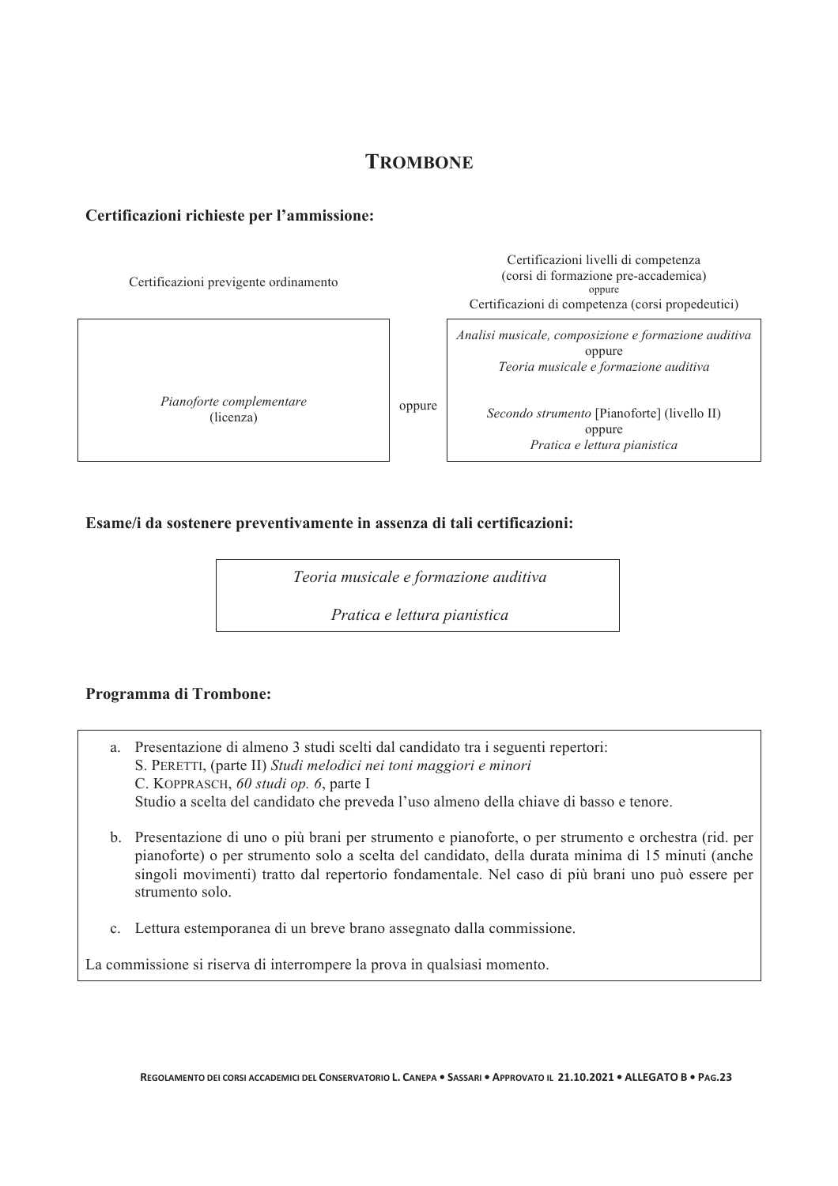## Trombone

**Certificazioni richieste per l'ammissione:**

| Certificazioni previgente ordinamento | | Certificazioni livelli di competenza (corsi di formazione pre-accademica) oppure Certificazioni di competenza (corsi propedeutici) |
|---|---|---|
| *Pianoforte complementare* (licenza) | oppure | *Analisi musicale, composizione e formazione auditiva* oppure *Teoria musicale e formazione auditiva*<br><br>*Secondo strumento* [Pianoforte] (livello II) oppure *Pratica e lettura pianistica* |

**Esame/i da sostenere preventivamente in assenza di tali certificazioni:**

*Teoria musicale e formazione auditiva*

*Pratica e lettura pianistica*

**Programma di Trombone:**

a. Presentazione di almeno 3 studi scelti dal candidato tra i seguenti repertori:
   S. Peretti, (parte II) *Studi melodici nei toni maggiori e minori*
   C. Kopprasch, *60 studi op. 6*, parte I
   Studio a scelta del candidato che preveda l'uso almeno della chiave di basso e tenore.

b. Presentazione di uno o più brani per strumento e pianoforte, o per strumento e orchestra (rid. per pianoforte) o per strumento solo a scelta del candidato, della durata minima di 15 minuti (anche singoli movimenti) tratto dal repertorio fondamentale. Nel caso di più brani uno può essere per strumento solo.

c. Lettura estemporanea di un breve brano assegnato dalla commissione.

La commissione si riserva di interrompere la prova in qualsiasi momento.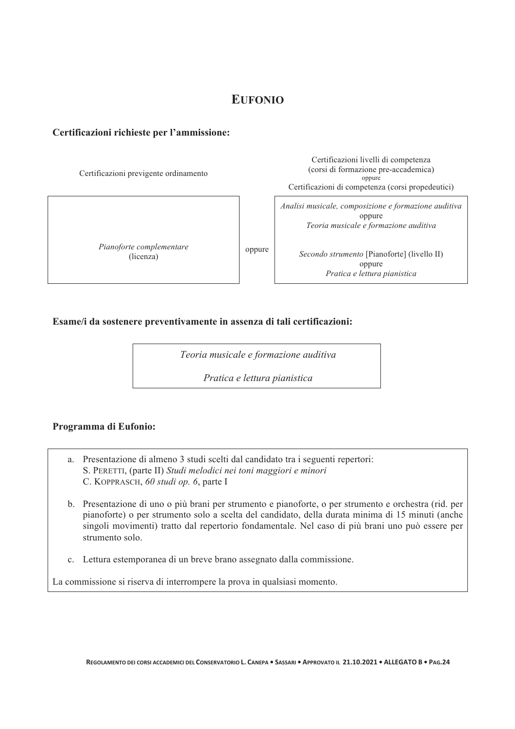# EUFONIO

**Certificazioni richieste per l'ammissione:**

| Certificazioni previgente ordinamento | | Certificazioni livelli di competenza (corsi di formazione pre-accademica) oppure Certificazioni di competenza (corsi propedeutici) |
|---|---|---|
| *Pianoforte complementare* (licenza) | oppure | *Analisi musicale, composizione e formazione auditiva* oppure *Teoria musicale e formazione auditiva* <br><br> *Secondo strumento* [Pianoforte] (livello II) oppure *Pratica e lettura pianistica* |

**Esame/i da sostenere preventivamente in assenza di tali certificazioni:**

*Teoria musicale e formazione auditiva*

*Pratica e lettura pianistica*

**Programma di Eufonio:**

a. Presentazione di almeno 3 studi scelti dal candidato tra i seguenti repertori:
   S. PERETTI, (parte II) *Studi melodici nei toni maggiori e minori*
   C. KOPPRASCH, *60 studi op. 6*, parte I

b. Presentazione di uno o più brani per strumento e pianoforte, o per strumento e orchestra (rid. per pianoforte) o per strumento solo a scelta del candidato, della durata minima di 15 minuti (anche singoli movimenti) tratto dal repertorio fondamentale. Nel caso di più brani uno può essere per strumento solo.

c. Lettura estemporanea di un breve brano assegnato dalla commissione.

La commissione si riserva di interrompere la prova in qualsiasi momento.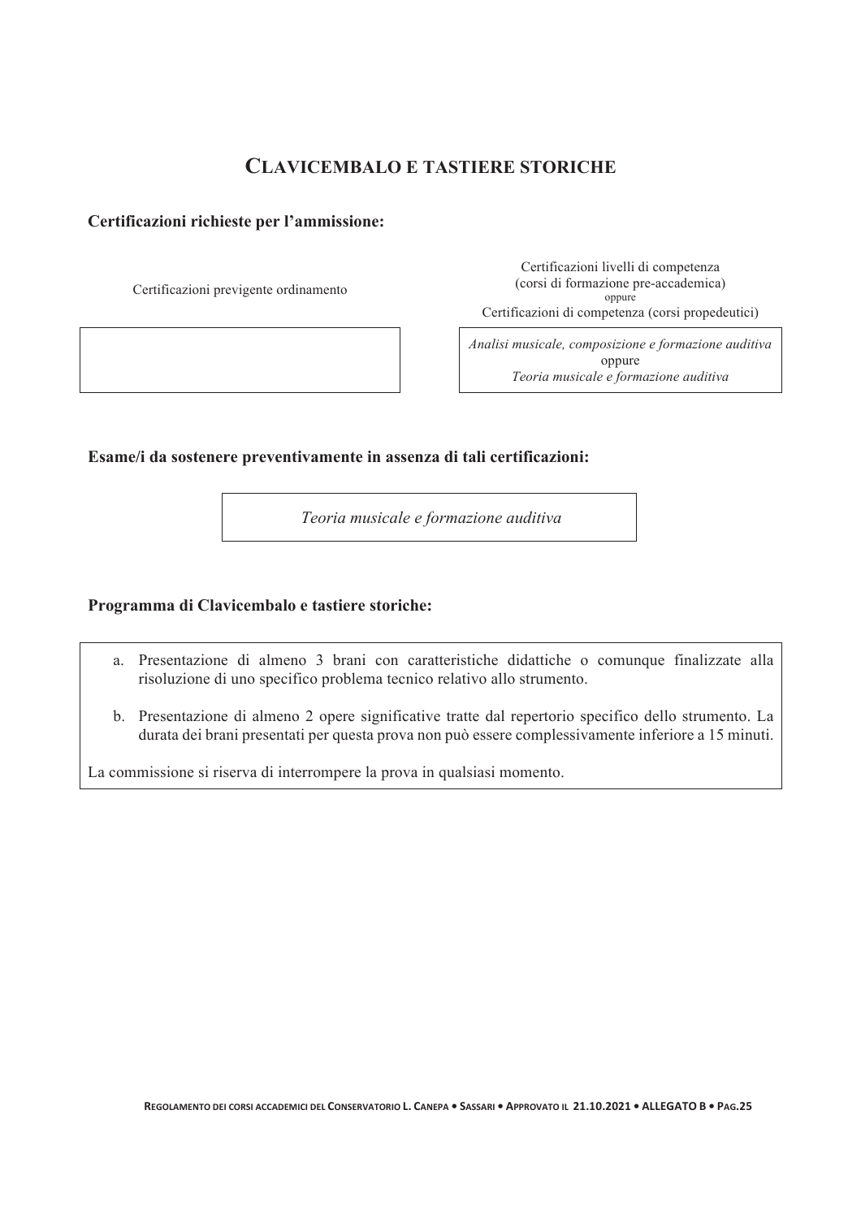## CLAVICEMBALO E TASTIERE STORICHE

**Certificazioni richieste per l'ammissione:**

| Certificazioni previgente ordinamento | Certificazioni livelli di competenza (corsi di formazione pre-accademica) oppure Certificazioni di competenza (corsi propedeutici) |
|---|---|
| | *Analisi musicale, composizione e formazione auditiva* oppure *Teoria musicale e formazione auditiva* |

**Esame/i da sostenere preventivamente in assenza di tali certificazioni:**

*Teoria musicale e formazione auditiva*

**Programma di Clavicembalo e tastiere storiche:**

a. Presentazione di almeno 3 brani con caratteristiche didattiche o comunque finalizzate alla risoluzione di uno specifico problema tecnico relativo allo strumento.

b. Presentazione di almeno 2 opere significative tratte dal repertorio specifico dello strumento. La durata dei brani presentati per questa prova non può essere complessivamente inferiore a 15 minuti.

La commissione si riserva di interrompere la prova in qualsiasi momento.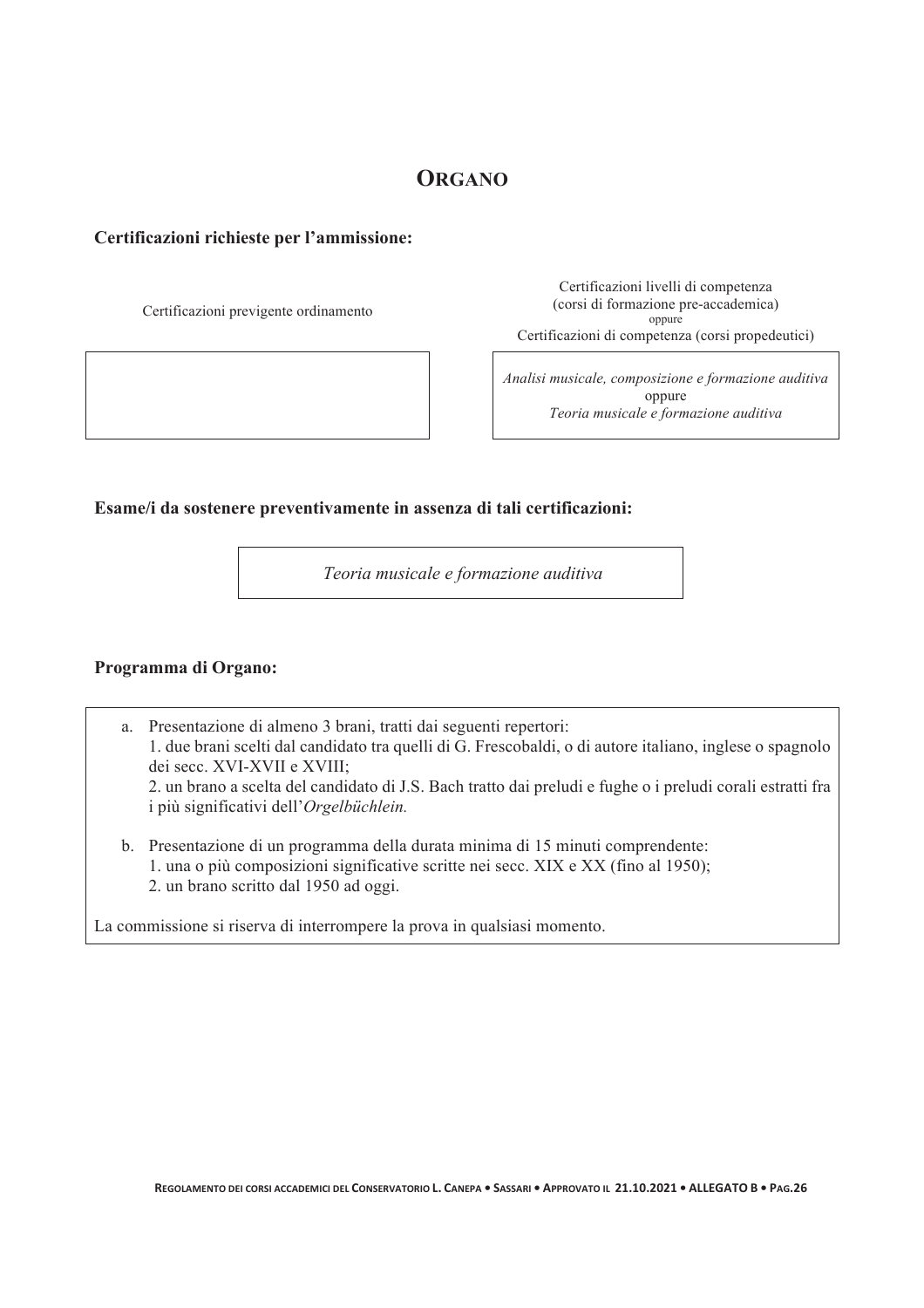## ORGANO

**Certificazioni richieste per l'ammissione:**

| Certificazioni previgente ordinamento | Certificazioni livelli di competenza (corsi di formazione pre-accademica) oppure Certificazioni di competenza (corsi propedeutici) |
|---|---|
| | *Analisi musicale, composizione e formazione auditiva* oppure *Teoria musicale e formazione auditiva* |

**Esame/i da sostenere preventivamente in assenza di tali certificazioni:**

*Teoria musicale e formazione auditiva*

**Programma di Organo:**

a. Presentazione di almeno 3 brani, tratti dai seguenti repertori:
   1. due brani scelti dal candidato tra quelli di G. Frescobaldi, o di autore italiano, inglese o spagnolo dei secc. XVI-XVII e XVIII;
   2. un brano a scelta del candidato di J.S. Bach tratto dai preludi e fughe o i preludi corali estratti fra i più significativi dell'*Orgelbüchlein.*

b. Presentazione di un programma della durata minima di 15 minuti comprendente:
   1. una o più composizioni significative scritte nei secc. XIX e XX (fino al 1950);
   2. un brano scritto dal 1950 ad oggi.

La commissione si riserva di interrompere la prova in qualsiasi momento.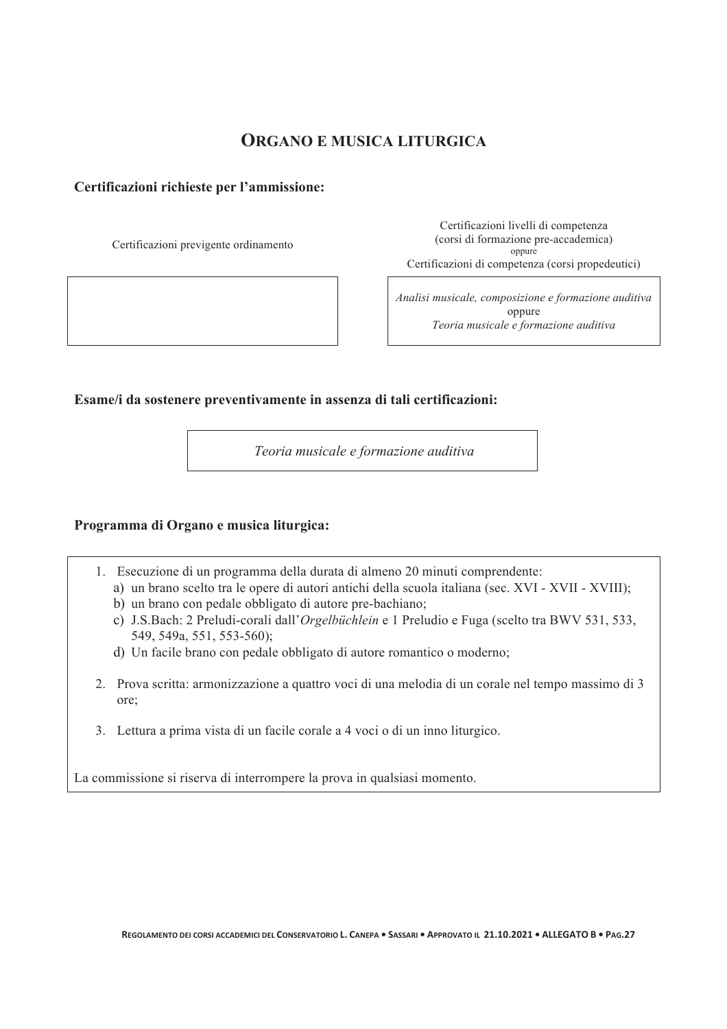## ORGANO E MUSICA LITURGICA

**Certificazioni richieste per l'ammissione:**

| Certificazioni previgente ordinamento | Certificazioni livelli di competenza (corsi di formazione pre-accademica) oppure Certificazioni di competenza (corsi propedeutici) |
|---|---|
| | *Analisi musicale, composizione e formazione auditiva* oppure *Teoria musicale e formazione auditiva* |

**Esame/i da sostenere preventivamente in assenza di tali certificazioni:**

*Teoria musicale e formazione auditiva*

**Programma di Organo e musica liturgica:**

1. Esecuzione di un programma della durata di almeno 20 minuti comprendente:
   a) un brano scelto tra le opere di autori antichi della scuola italiana (sec. XVI - XVII - XVIII);
   b) un brano con pedale obbligato di autore pre-bachiano;
   c) J.S.Bach: 2 Preludi-corali dall'*Orgelbüchlein* e 1 Preludio e Fuga (scelto tra BWV 531, 533, 549, 549a, 551, 553-560);
   d) Un facile brano con pedale obbligato di autore romantico o moderno;

2. Prova scritta: armonizzazione a quattro voci di una melodia di un corale nel tempo massimo di 3 ore;

3. Lettura a prima vista di un facile corale a 4 voci o di un inno liturgico.

La commissione si riserva di interrompere la prova in qualsiasi momento.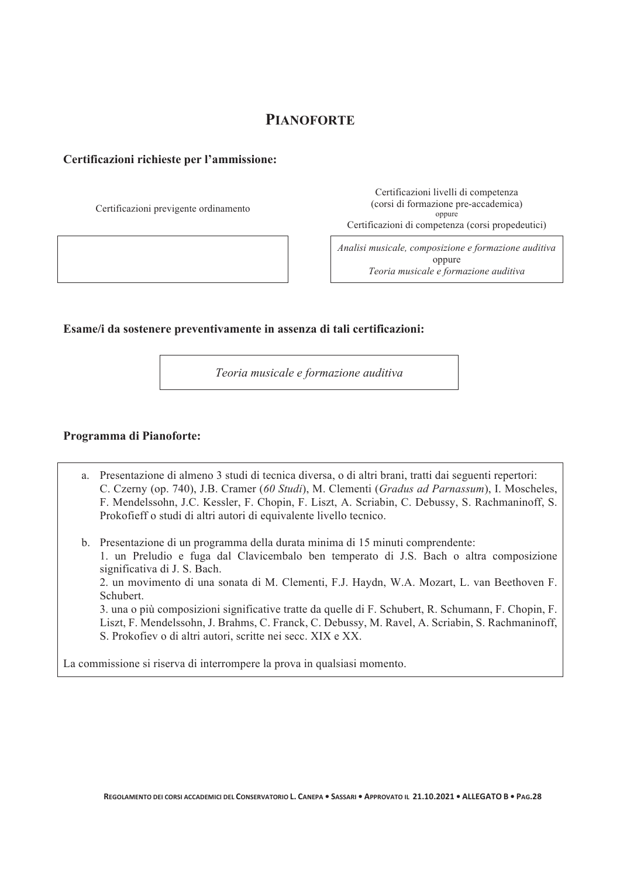# PIANOFORTE

**Certificazioni richieste per l'ammissione:**

| Certificazioni previgente ordinamento | Certificazioni livelli di competenza (corsi di formazione pre-accademica) oppure Certificazioni di competenza (corsi propedeutici) |
|---|---|
| | *Analisi musicale, composizione e formazione auditiva* oppure *Teoria musicale e formazione auditiva* |

**Esame/i da sostenere preventivamente in assenza di tali certificazioni:**

*Teoria musicale e formazione auditiva*

**Programma di Pianoforte:**

a. Presentazione di almeno 3 studi di tecnica diversa, o di altri brani, tratti dai seguenti repertori: C. Czerny (op. 740), J.B. Cramer (*60 Studi*), M. Clementi (*Gradus ad Parnassum*), I. Moscheles, F. Mendelssohn, J.C. Kessler, F. Chopin, F. Liszt, A. Scriabin, C. Debussy, S. Rachmaninoff, S. Prokofieff o studi di altri autori di equivalente livello tecnico.

b. Presentazione di un programma della durata minima di 15 minuti comprendente:
1. un Preludio e fuga dal Clavicembalo ben temperato di J.S. Bach o altra composizione significativa di J. S. Bach.
2. un movimento di una sonata di M. Clementi, F.J. Haydn, W.A. Mozart, L. van Beethoven F. Schubert.
3. una o più composizioni significative tratte da quelle di F. Schubert, R. Schumann, F. Chopin, F. Liszt, F. Mendelssohn, J. Brahms, C. Franck, C. Debussy, M. Ravel, A. Scriabin, S. Rachmaninoff, S. Prokofiev o di altri autori, scritte nei secc. XIX e XX.

La commissione si riserva di interrompere la prova in qualsiasi momento.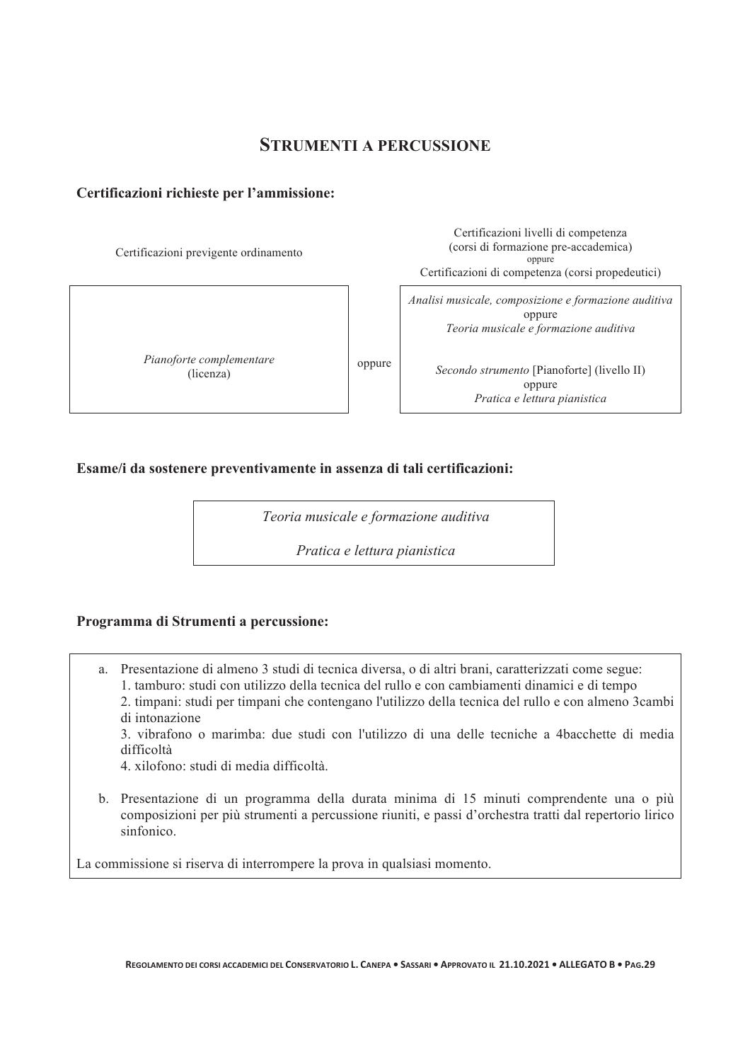## STRUMENTI A PERCUSSIONE

**Certificazioni richieste per l'ammissione:**

| Certificazioni previgente ordinamento | | Certificazioni livelli di competenza (corsi di formazione pre-accademica) oppure Certificazioni di competenza (corsi propedeutici) |
|---|---|---|
| *Pianoforte complementare* (licenza) | oppure | *Analisi musicale, composizione e formazione auditiva* oppure *Teoria musicale e formazione auditiva* <br><br> *Secondo strumento* [Pianoforte] (livello II) oppure *Pratica e lettura pianistica* |

**Esame/i da sostenere preventivamente in assenza di tali certificazioni:**

*Teoria musicale e formazione auditiva*

*Pratica e lettura pianistica*

**Programma di Strumenti a percussione:**

a. Presentazione di almeno 3 studi di tecnica diversa, o di altri brani, caratterizzati come segue:
   1. tamburo: studi con utilizzo della tecnica del rullo e con cambiamenti dinamici e di tempo
   2. timpani: studi per timpani che contengano l'utilizzo della tecnica del rullo e con almeno 3cambi di intonazione
   3. vibrafono o marimba: due studi con l'utilizzo di una delle tecniche a 4bacchette di media difficoltà
   4. xilofono: studi di media difficoltà.

b. Presentazione di un programma della durata minima di 15 minuti comprendente una o più composizioni per più strumenti a percussione riuniti, e passi d'orchestra tratti dal repertorio lirico sinfonico.

La commissione si riserva di interrompere la prova in qualsiasi momento.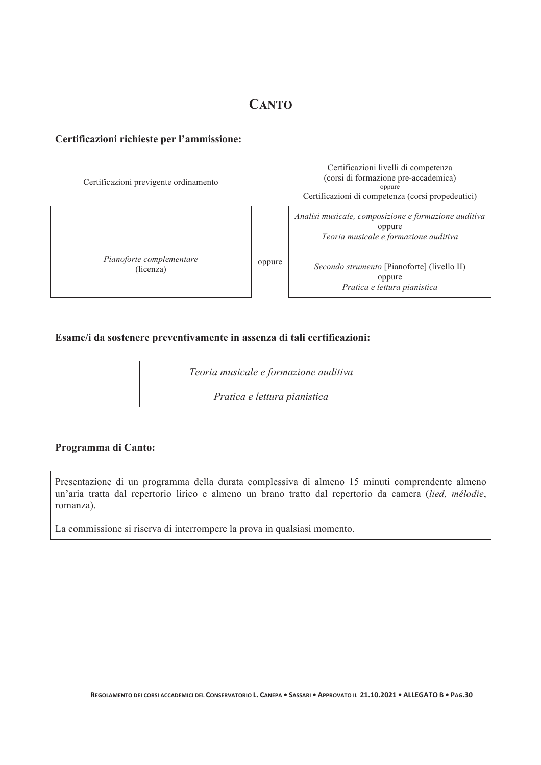# CANTO

**Certificazioni richieste per l'ammissione:**

| Certificazioni previgente ordinamento | | Certificazioni livelli di competenza (corsi di formazione pre-accademica) oppure Certificazioni di competenza (corsi propedeutici) |
|---|---|---|
| *Pianoforte complementare* (licenza) | oppure | *Analisi musicale, composizione e formazione auditiva* oppure *Teoria musicale e formazione auditiva* <br><br> *Secondo strumento* [Pianoforte] (livello II) oppure *Pratica e lettura pianistica* |

**Esame/i da sostenere preventivamente in assenza di tali certificazioni:**

*Teoria musicale e formazione auditiva*

*Pratica e lettura pianistica*

**Programma di Canto:**

Presentazione di un programma della durata complessiva di almeno 15 minuti comprendente almeno un'aria tratta dal repertorio lirico e almeno un brano tratto dal repertorio da camera (*lied, mélodie*, romanza).

La commissione si riserva di interrompere la prova in qualsiasi momento.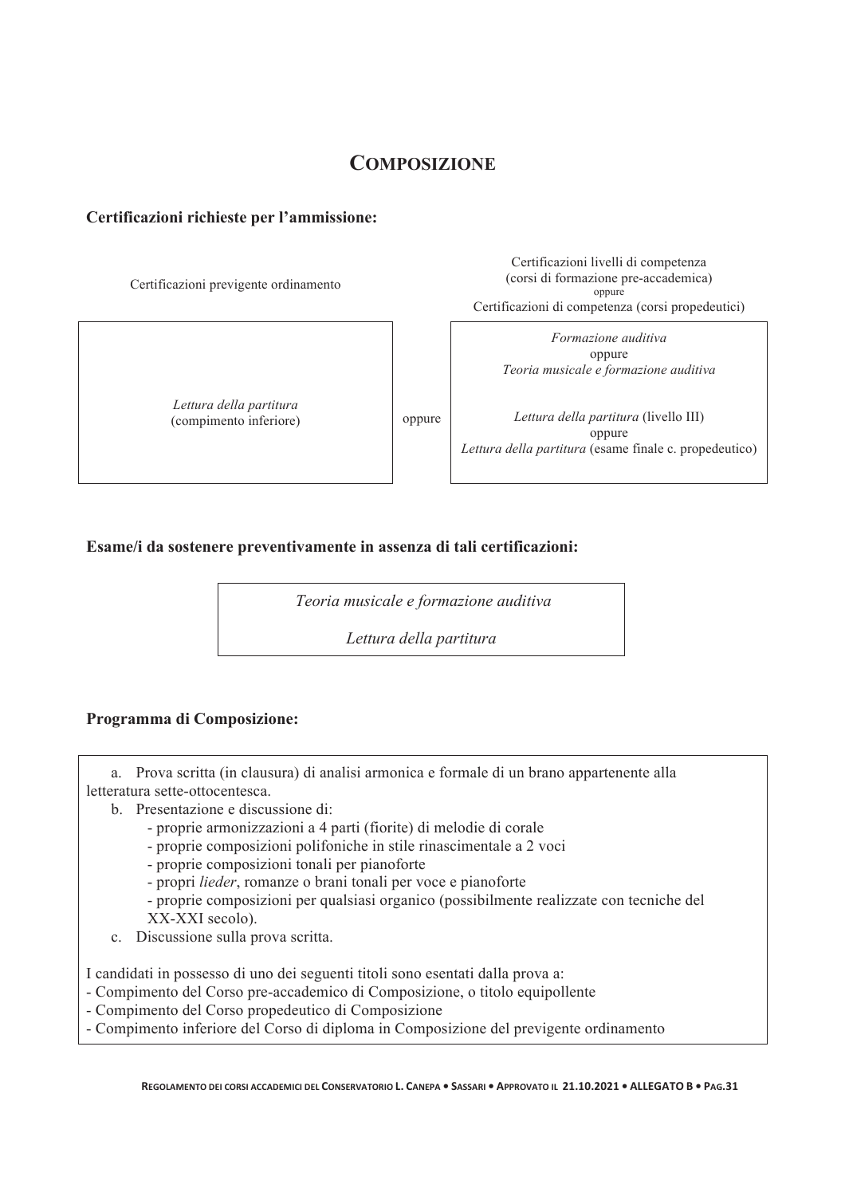## Composizione

**Certificazioni richieste per l'ammissione:**

| Certificazioni previgente ordinamento | | Certificazioni livelli di competenza (corsi di formazione pre-accademica) oppure Certificazioni di competenza (corsi propedeutici) |
|---|---|---|
| *Lettura della partitura* (compimento inferiore) | oppure | *Formazione auditiva* oppure *Teoria musicale e formazione auditiva*<br><br>*Lettura della partitura* (livello III) oppure *Lettura della partitura* (esame finale c. propedeutico) |

**Esame/i da sostenere preventivamente in assenza di tali certificazioni:**

*Teoria musicale e formazione auditiva*

*Lettura della partitura*

**Programma di Composizione:**

a. Prova scritta (in clausura) di analisi armonica e formale di un brano appartenente alla letteratura sette-ottocentesca.

b. Presentazione e discussione di:
   - proprie armonizzazioni a 4 parti (fiorite) di melodie di corale
   - proprie composizioni polifoniche in stile rinascimentale a 2 voci
   - proprie composizioni tonali per pianoforte
   - propri *lieder*, romanze o brani tonali per voce e pianoforte
   - proprie composizioni per qualsiasi organico (possibilmente realizzate con tecniche del XX-XXI secolo).

c. Discussione sulla prova scritta.

I candidati in possesso di uno dei seguenti titoli sono esentati dalla prova a:
- Compimento del Corso pre-accademico di Composizione, o titolo equipollente
- Compimento del Corso propedeutico di Composizione
- Compimento inferiore del Corso di diploma in Composizione del previgente ordinamento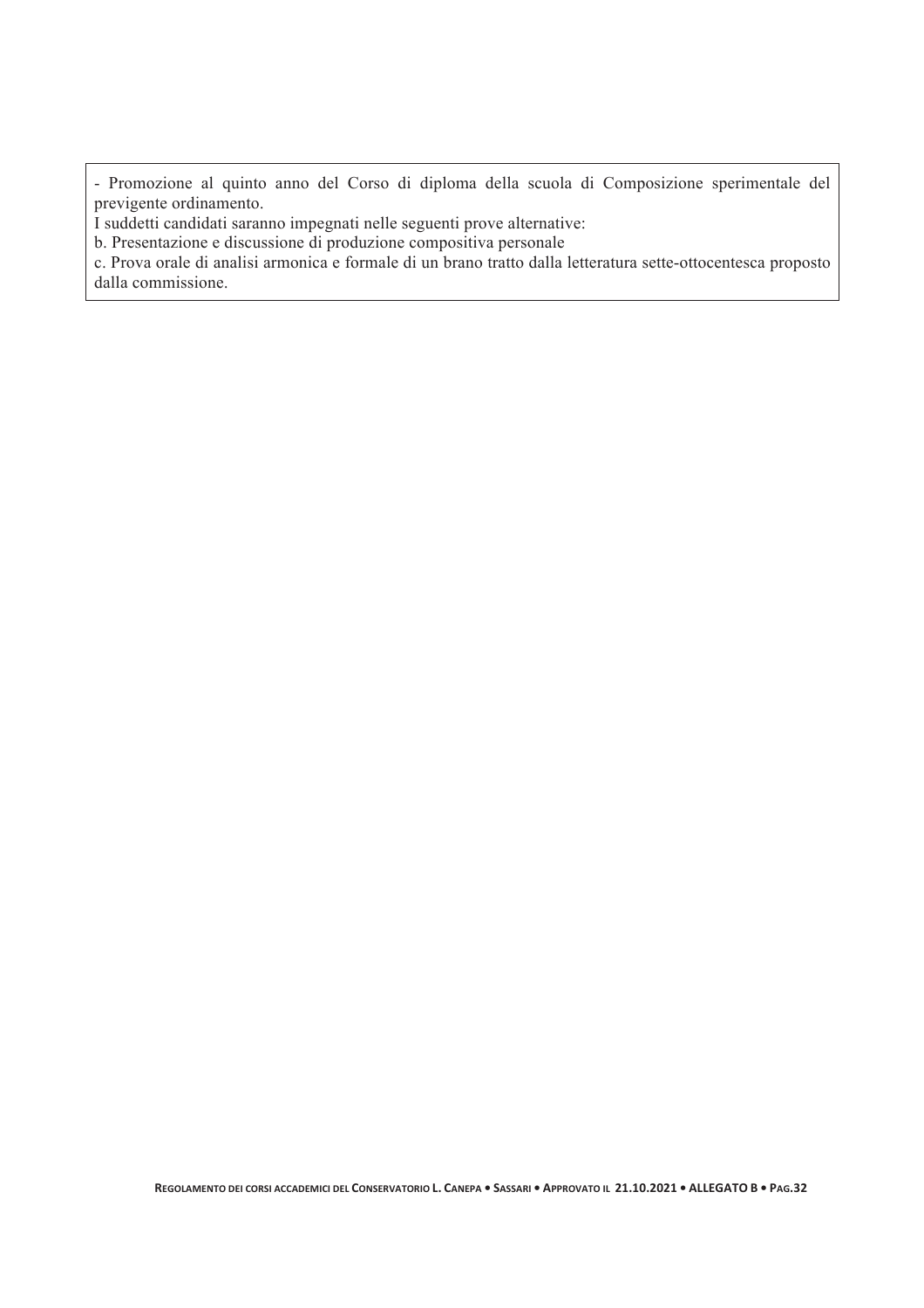- Promozione al quinto anno del Corso di diploma della scuola di Composizione sperimentale del previgente ordinamento.

I suddetti candidati saranno impegnati nelle seguenti prove alternative:

b. Presentazione e discussione di produzione compositiva personale

c. Prova orale di analisi armonica e formale di un brano tratto dalla letteratura sette-ottocentesca proposto dalla commissione.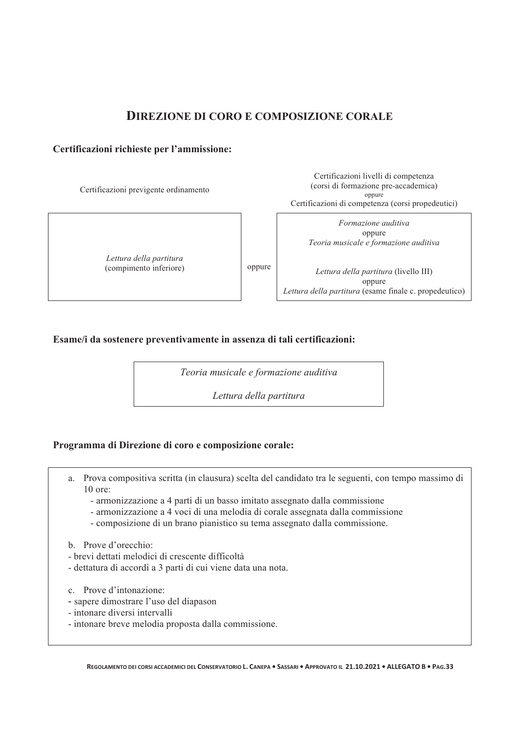## DIREZIONE DI CORO E COMPOSIZIONE CORALE

**Certificazioni richieste per l'ammissione:**

| Certificazioni previgente ordinamento | | Certificazioni livelli di competenza (corsi di formazione pre-accademica) oppure Certificazioni di competenza (corsi propedeutici) |
|---|---|---|
| *Lettura della partitura* (compimento inferiore) | oppure | *Formazione auditiva* oppure *Teoria musicale e formazione auditiva*<br><br>*Lettura della partitura* (livello III) oppure *Lettura della partitura* (esame finale c. propedeutico) |

**Esame/i da sostenere preventivamente in assenza di tali certificazioni:**

*Teoria musicale e formazione auditiva*

*Lettura della partitura*

**Programma di Direzione di coro e composizione corale:**

a. Prova compositiva scritta (in clausura) scelta del candidato tra le seguenti, con tempo massimo di 10 ore:
   - armonizzazione a 4 parti di un basso imitato assegnato dalla commissione
   - armonizzazione a 4 voci di una melodia di corale assegnata dalla commissione
   - composizione di un brano pianistico su tema assegnato dalla commissione.

b. Prove d'orecchio:
- brevi dettati melodici di crescente difficoltà
- dettatura di accordi a 3 parti di cui viene data una nota.

c. Prove d'intonazione:
- sapere dimostrare l'uso del diapason
- intonare diversi intervalli
- intonare breve melodia proposta dalla commissione.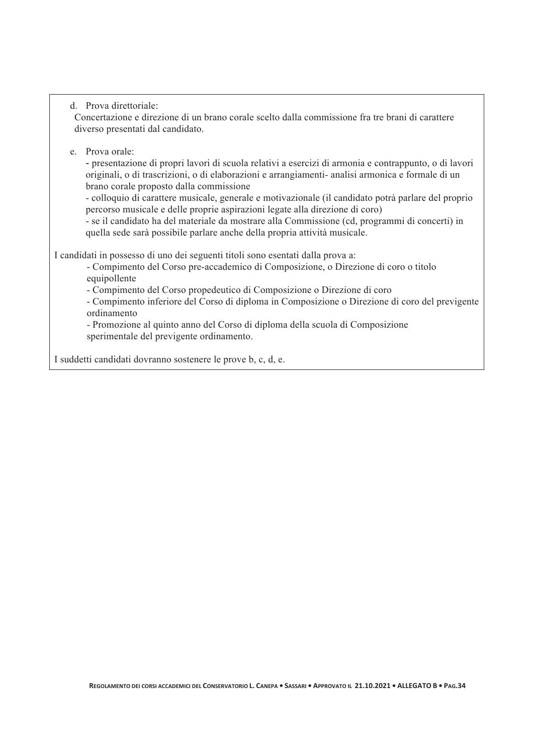d. Prova direttoriale:

Concertazione e direzione di un brano corale scelto dalla commissione fra tre brani di carattere diverso presentati dal candidato.

e. Prova orale:

- presentazione di propri lavori di scuola relativi a esercizi di armonia e contrappunto, o di lavori originali, o di trascrizioni, o di elaborazioni e arrangiamenti- analisi armonica e formale di un brano corale proposto dalla commissione
- colloquio di carattere musicale, generale e motivazionale (il candidato potrà parlare del proprio percorso musicale e delle proprie aspirazioni legate alla direzione di coro)
- se il candidato ha del materiale da mostrare alla Commissione (cd, programmi di concerti) in quella sede sarà possibile parlare anche della propria attività musicale.

I candidati in possesso di uno dei seguenti titoli sono esentati dalla prova a:

- Compimento del Corso pre-accademico di Composizione, o Direzione di coro o titolo equipollente
- Compimento del Corso propedeutico di Composizione o Direzione di coro
- Compimento inferiore del Corso di diploma in Composizione o Direzione di coro del previgente ordinamento
- Promozione al quinto anno del Corso di diploma della scuola di Composizione sperimentale del previgente ordinamento.

I suddetti candidati dovranno sostenere le prove b, c, d, e.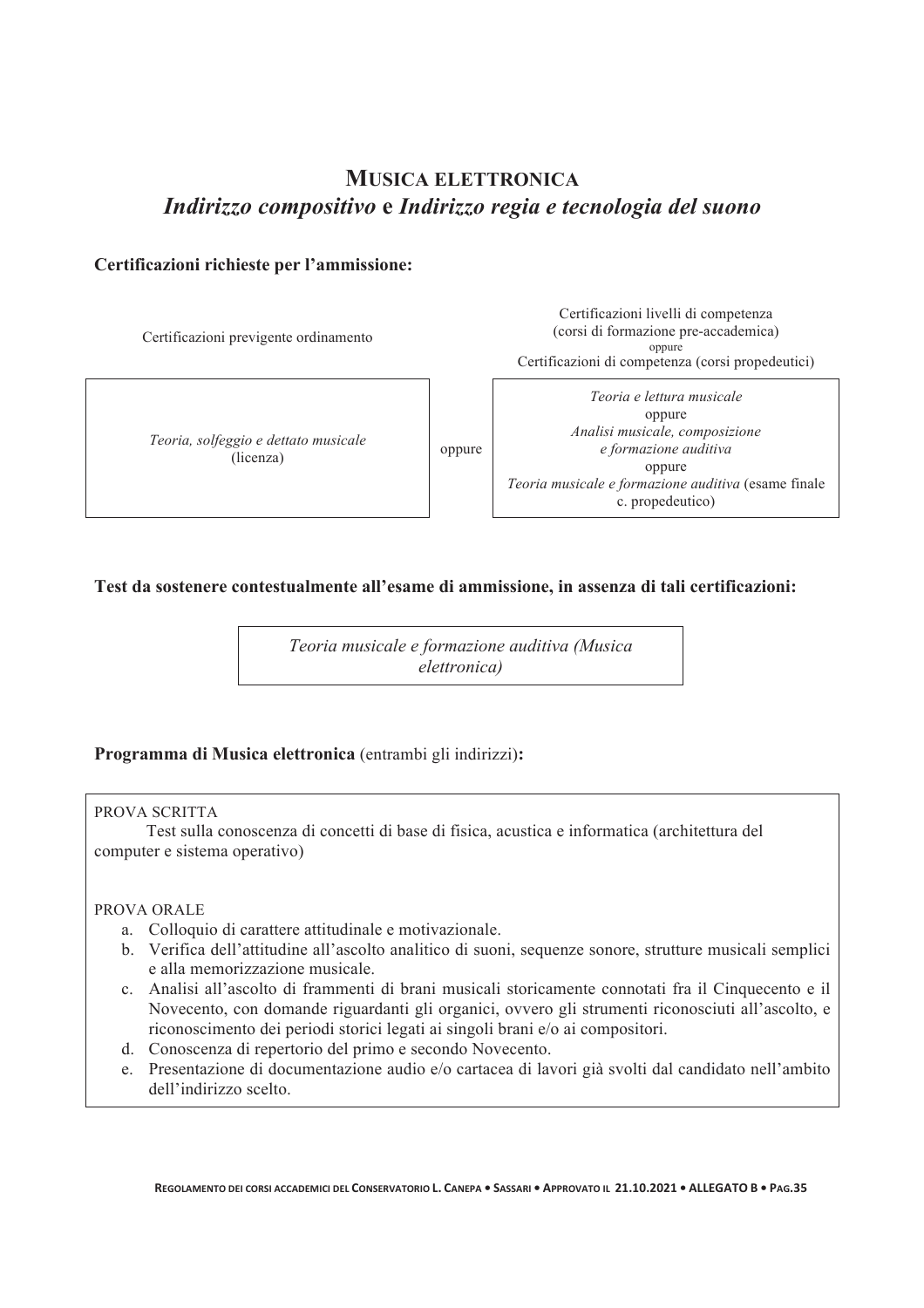# MUSICA ELETTRONICA
## *Indirizzo compositivo* e *Indirizzo regia e tecnologia del suono*

**Certificazioni richieste per l'ammissione:**

| Certificazioni previgente ordinamento | | Certificazioni livelli di competenza (corsi di formazione pre-accademica) oppure Certificazioni di competenza (corsi propedeutici) |
|---|---|---|
| *Teoria, solfeggio e dettato musicale* (licenza) | oppure | *Teoria e lettura musicale* oppure *Analisi musicale, composizione e formazione auditiva* oppure *Teoria musicale e formazione auditiva* (esame finale c. propedeutico) |

**Test da sostenere contestualmente all'esame di ammissione, in assenza di tali certificazioni:**

*Teoria musicale e formazione auditiva (Musica elettronica)*

**Programma di Musica elettronica** (entrambi gli indirizzi)**:**

PROVA SCRITTA

Test sulla conoscenza di concetti di base di fisica, acustica e informatica (architettura del computer e sistema operativo)

PROVA ORALE

a. Colloquio di carattere attitudinale e motivazionale.
b. Verifica dell'attitudine all'ascolto analitico di suoni, sequenze sonore, strutture musicali semplici e alla memorizzazione musicale.
c. Analisi all'ascolto di frammenti di brani musicali storicamente connotati fra il Cinquecento e il Novecento, con domande riguardanti gli organici, ovvero gli strumenti riconosciuti all'ascolto, e riconoscimento dei periodi storici legati ai singoli brani e/o ai compositori.
d. Conoscenza di repertorio del primo e secondo Novecento.
e. Presentazione di documentazione audio e/o cartacea di lavori già svolti dal candidato nell'ambito dell'indirizzo scelto.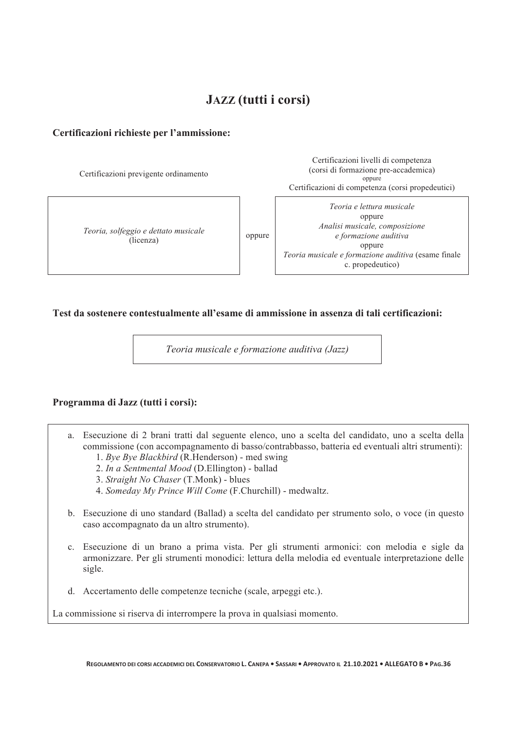# JAZZ (tutti i corsi)

**Certificazioni richieste per l'ammissione:**

| Certificazioni previgente ordinamento | | Certificazioni livelli di competenza (corsi di formazione pre-accademica) oppure Certificazioni di competenza (corsi propedeutici) |
|---|---|---|
| *Teoria, solfeggio e dettato musicale* (licenza) | oppure | *Teoria e lettura musicale* oppure *Analisi musicale, composizione e formazione auditiva* oppure *Teoria musicale e formazione auditiva* (esame finale c. propedeutico) |

**Test da sostenere contestualmente all'esame di ammissione in assenza di tali certificazioni:**

*Teoria musicale e formazione auditiva (Jazz)*

**Programma di Jazz (tutti i corsi):**

a. Esecuzione di 2 brani tratti dal seguente elenco, uno a scelta del candidato, uno a scelta della commissione (con accompagnamento di basso/contrabbasso, batteria ed eventuali altri strumenti):
   1. *Bye Bye Blackbird* (R.Henderson) - med swing
   2. *In a Sentmental Mood* (D.Ellington) - ballad
   3. *Straight No Chaser* (T.Monk) - blues
   4. *Someday My Prince Will Come* (F.Churchill) - medwaltz.

b. Esecuzione di uno standard (Ballad) a scelta del candidato per strumento solo, o voce (in questo caso accompagnato da un altro strumento).

c. Esecuzione di un brano a prima vista. Per gli strumenti armonici: con melodia e sigle da armonizzare. Per gli strumenti monodici: lettura della melodia ed eventuale interpretazione delle sigle.

d. Accertamento delle competenze tecniche (scale, arpeggi etc.).

La commissione si riserva di interrompere la prova in qualsiasi momento.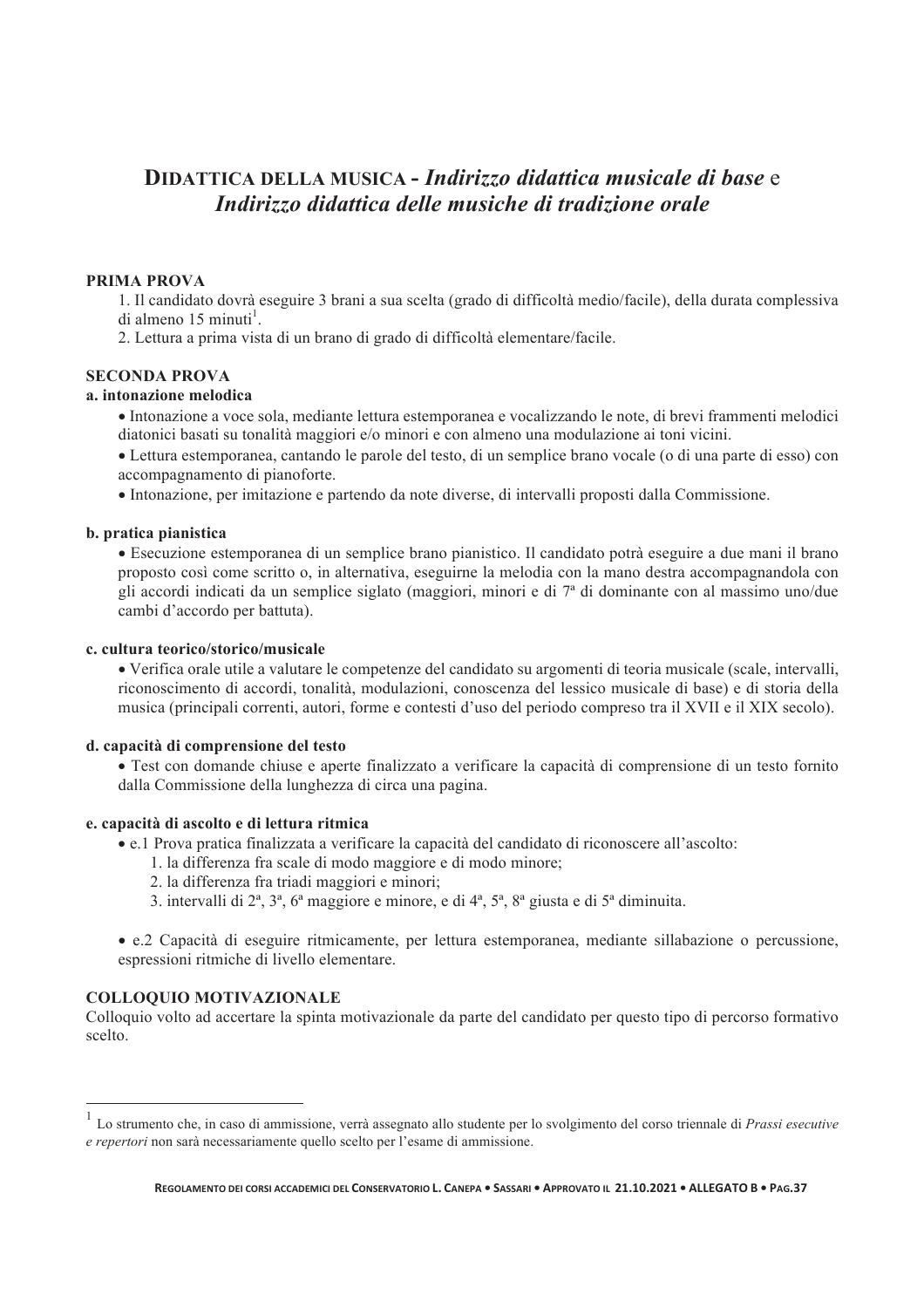## **DIDATTICA DELLA MUSICA** - *Indirizzo didattica musicale di base* e *Indirizzo didattica delle musiche di tradizione orale*

**PRIMA PROVA**

1. Il candidato dovrà eseguire 3 brani a sua scelta (grado di difficoltà medio/facile), della durata complessiva di almeno 15 minuti[1].
2. Lettura a prima vista di un brano di grado di difficoltà elementare/facile.

**SECONDA PROVA**

**a. intonazione melodica**

- Intonazione a voce sola, mediante lettura estemporanea e vocalizzando le note, di brevi frammenti melodici diatonici basati su tonalità maggiori e/o minori e con almeno una modulazione ai toni vicini.
- Lettura estemporanea, cantando le parole del testo, di un semplice brano vocale (o di una parte di esso) con accompagnamento di pianoforte.
- Intonazione, per imitazione e partendo da note diverse, di intervalli proposti dalla Commissione.

**b. pratica pianistica**

- Esecuzione estemporanea di un semplice brano pianistico. Il candidato potrà eseguire a due mani il brano proposto così come scritto o, in alternativa, eseguirne la melodia con la mano destra accompagnandola con gli accordi indicati da un semplice siglato (maggiori, minori e di 7ª di dominante con al massimo uno/due cambi d'accordo per battuta).

**c. cultura teorico/storico/musicale**

- Verifica orale utile a valutare le competenze del candidato su argomenti di teoria musicale (scale, intervalli, riconoscimento di accordi, tonalità, modulazioni, conoscenza del lessico musicale di base) e di storia della musica (principali correnti, autori, forme e contesti d'uso del periodo compreso tra il XVII e il XIX secolo).

**d. capacità di comprensione del testo**

- Test con domande chiuse e aperte finalizzato a verificare la capacità di comprensione di un testo fornito dalla Commissione della lunghezza di circa una pagina.

**e. capacità di ascolto e di lettura ritmica**

- e.1 Prova pratica finalizzata a verificare la capacità del candidato di riconoscere all'ascolto:
  1. la differenza fra scale di modo maggiore e di modo minore;
  2. la differenza fra triadi maggiori e minori;
  3. intervalli di 2ª, 3ª, 6ª maggiore e minore, e di 4ª, 5ª, 8ª giusta e di 5ª diminuita.

- e.2 Capacità di eseguire ritmicamente, per lettura estemporanea, mediante sillabazione o percussione, espressioni ritmiche di livello elementare.

**COLLOQUIO MOTIVAZIONALE**

Colloquio volto ad accertare la spinta motivazionale da parte del candidato per questo tipo di percorso formativo scelto.

---

[1] Lo strumento che, in caso di ammissione, verrà assegnato allo studente per lo svolgimento del corso triennale di *Prassi esecutive e repertori* non sarà necessariamente quello scelto per l'esame di ammissione.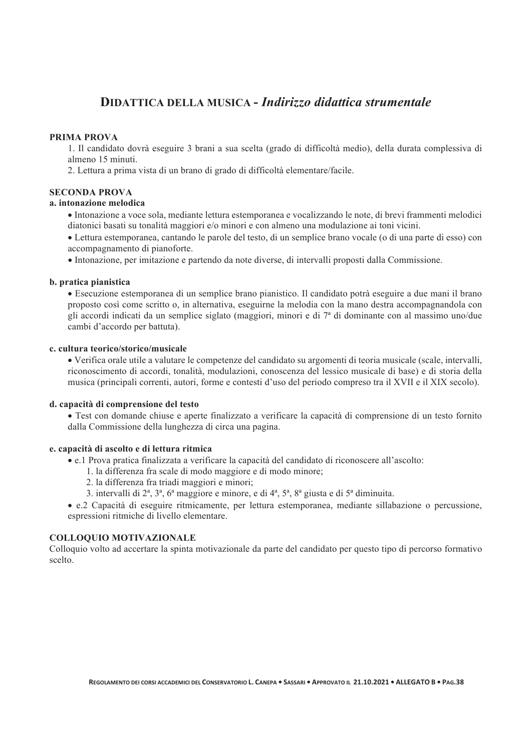# **Didattica della musica** - *Indirizzo didattica strumentale*

**PRIMA PROVA**

1. Il candidato dovrà eseguire 3 brani a sua scelta (grado di difficoltà medio), della durata complessiva di almeno 15 minuti.
2. Lettura a prima vista di un brano di grado di difficoltà elementare/facile.

**SECONDA PROVA**

**a. intonazione melodica**

- Intonazione a voce sola, mediante lettura estemporanea e vocalizzando le note, di brevi frammenti melodici diatonici basati su tonalità maggiori e/o minori e con almeno una modulazione ai toni vicini.
- Lettura estemporanea, cantando le parole del testo, di un semplice brano vocale (o di una parte di esso) con accompagnamento di pianoforte.
- Intonazione, per imitazione e partendo da note diverse, di intervalli proposti dalla Commissione.

**b. pratica pianistica**

- Esecuzione estemporanea di un semplice brano pianistico. Il candidato potrà eseguire a due mani il brano proposto così come scritto o, in alternativa, eseguirne la melodia con la mano destra accompagnandola con gli accordi indicati da un semplice siglato (maggiori, minori e di 7ª di dominante con al massimo uno/due cambi d'accordo per battuta).

**c. cultura teorico/storico/musicale**

- Verifica orale utile a valutare le competenze del candidato su argomenti di teoria musicale (scale, intervalli, riconoscimento di accordi, tonalità, modulazioni, conoscenza del lessico musicale di base) e di storia della musica (principali correnti, autori, forme e contesti d'uso del periodo compreso tra il XVII e il XIX secolo).

**d. capacità di comprensione del testo**

- Test con domande chiuse e aperte finalizzato a verificare la capacità di comprensione di un testo fornito dalla Commissione della lunghezza di circa una pagina.

**e. capacità di ascolto e di lettura ritmica**

- e.1 Prova pratica finalizzata a verificare la capacità del candidato di riconoscere all'ascolto:
  1. la differenza fra scale di modo maggiore e di modo minore;
  2. la differenza fra triadi maggiori e minori;
  3. intervalli di 2ª, 3ª, 6ª maggiore e minore, e di 4ª, 5ª, 8ª giusta e di 5ª diminuita.
- e.2 Capacità di eseguire ritmicamente, per lettura estemporanea, mediante sillabazione o percussione, espressioni ritmiche di livello elementare.

**COLLOQUIO MOTIVAZIONALE**

Colloquio volto ad accertare la spinta motivazionale da parte del candidato per questo tipo di percorso formativo scelto.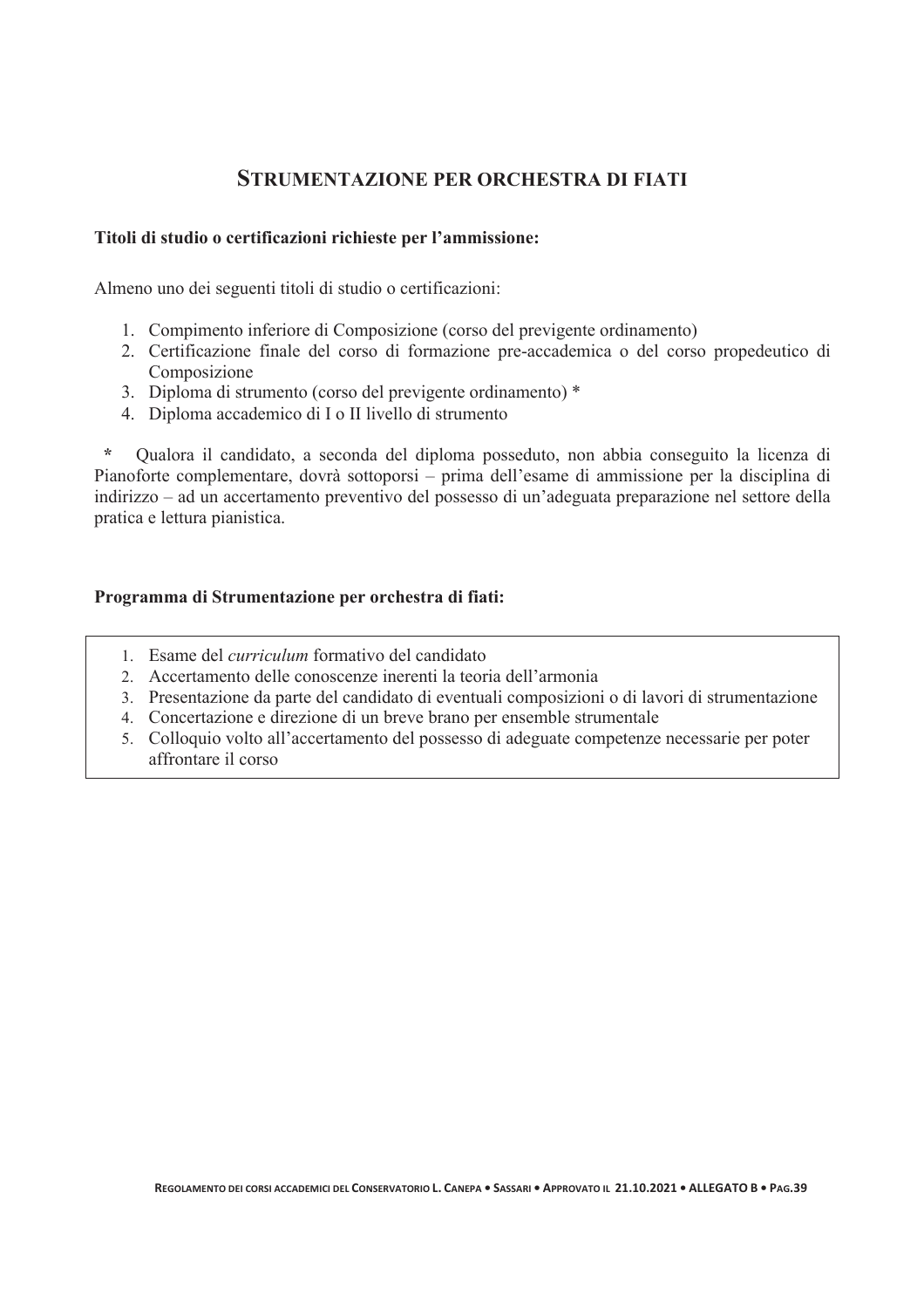## STRUMENTAZIONE PER ORCHESTRA DI FIATI

**Titoli di studio o certificazioni richieste per l'ammissione:**

Almeno uno dei seguenti titoli di studio o certificazioni:

1. Compimento inferiore di Composizione (corso del previgente ordinamento)
2. Certificazione finale del corso di formazione pre-accademica o del corso propedeutico di Composizione
3. Diploma di strumento (corso del previgente ordinamento) *
4. Diploma accademico di I o II livello di strumento

\* Qualora il candidato, a seconda del diploma posseduto, non abbia conseguito la licenza di Pianoforte complementare, dovrà sottoporsi – prima dell'esame di ammissione per la disciplina di indirizzo – ad un accertamento preventivo del possesso di un'adeguata preparazione nel settore della pratica e lettura pianistica.

**Programma di Strumentazione per orchestra di fiati:**

1. Esame del *curriculum* formativo del candidato
2. Accertamento delle conoscenze inerenti la teoria dell'armonia
3. Presentazione da parte del candidato di eventuali composizioni o di lavori di strumentazione
4. Concertazione e direzione di un breve brano per ensemble strumentale
5. Colloquio volto all'accertamento del possesso di adeguate competenze necessarie per poter affrontare il corso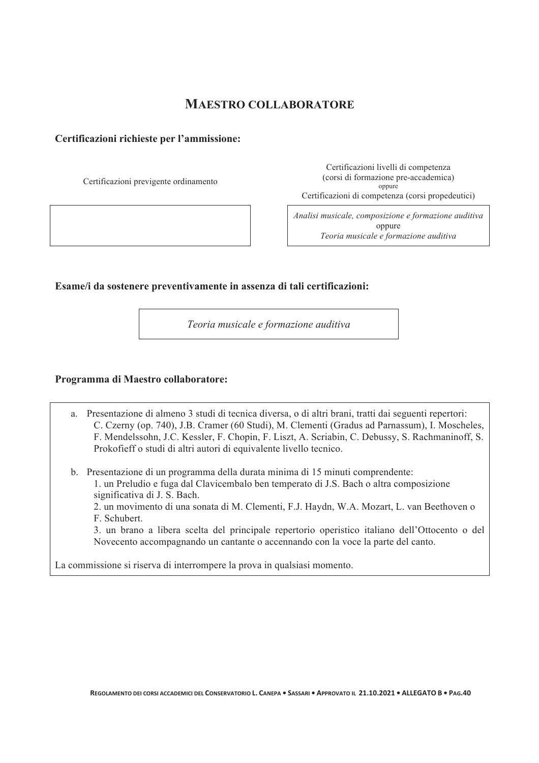## MAESTRO COLLABORATORE

**Certificazioni richieste per l'ammissione:**

| Certificazioni previgente ordinamento | Certificazioni livelli di competenza (corsi di formazione pre-accademica) oppure Certificazioni di competenza (corsi propedeutici) |
|---|---|
| | *Analisi musicale, composizione e formazione auditiva* oppure *Teoria musicale e formazione auditiva* |

**Esame/i da sostenere preventivamente in assenza di tali certificazioni:**

*Teoria musicale e formazione auditiva*

**Programma di Maestro collaboratore:**

a. Presentazione di almeno 3 studi di tecnica diversa, o di altri brani, tratti dai seguenti repertori: C. Czerny (op. 740), J.B. Cramer (60 Studi), M. Clementi (Gradus ad Parnassum), I. Moscheles, F. Mendelssohn, J.C. Kessler, F. Chopin, F. Liszt, A. Scriabin, C. Debussy, S. Rachmaninoff, S. Prokofieff o studi di altri autori di equivalente livello tecnico.

b. Presentazione di un programma della durata minima di 15 minuti comprendente:
   1. un Preludio e fuga dal Clavicembalo ben temperato di J.S. Bach o altra composizione significativa di J. S. Bach.
   2. un movimento di una sonata di M. Clementi, F.J. Haydn, W.A. Mozart, L. van Beethoven o F. Schubert.
   3. un brano a libera scelta del principale repertorio operistico italiano dell'Ottocento o del Novecento accompagnando un cantante o accennando con la voce la parte del canto.

La commissione si riserva di interrompere la prova in qualsiasi momento.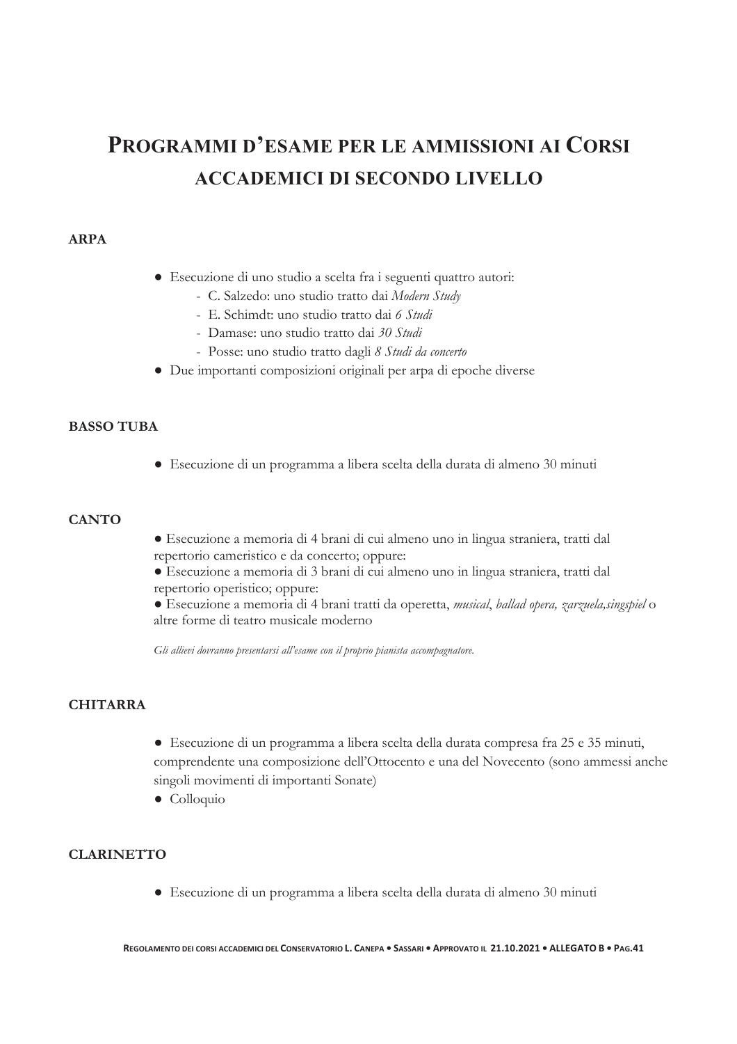# PROGRAMMI D'ESAME PER LE AMMISSIONI AI CORSI ACCADEMICI DI SECONDO LIVELLO

### ARPA

- Esecuzione di uno studio a scelta fra i seguenti quattro autori:
  - C. Salzedo: uno studio tratto dai *Modern Study*
  - E. Schimdt: uno studio tratto dai *6 Studi*
  - Damase: uno studio tratto dai *30 Studi*
  - Posse: uno studio tratto dagli *8 Studi da concerto*
- Due importanti composizioni originali per arpa di epoche diverse

### BASSO TUBA

- Esecuzione di un programma a libera scelta della durata di almeno 30 minuti

### CANTO

- Esecuzione a memoria di 4 brani di cui almeno uno in lingua straniera, tratti dal repertorio cameristico e da concerto; oppure:
- Esecuzione a memoria di 3 brani di cui almeno uno in lingua straniera, tratti dal repertorio operistico; oppure:
- Esecuzione a memoria di 4 brani tratti da operetta, *musical*, *ballad opera, zarzuela,singspiel* o altre forme di teatro musicale moderno

*Gli allievi dovranno presentarsi all'esame con il proprio pianista accompagnatore.*

### CHITARRA

- Esecuzione di un programma a libera scelta della durata compresa fra 25 e 35 minuti, comprendente una composizione dell'Ottocento e una del Novecento (sono ammessi anche singoli movimenti di importanti Sonate)
- Colloquio

### CLARINETTO

- Esecuzione di un programma a libera scelta della durata di almeno 30 minuti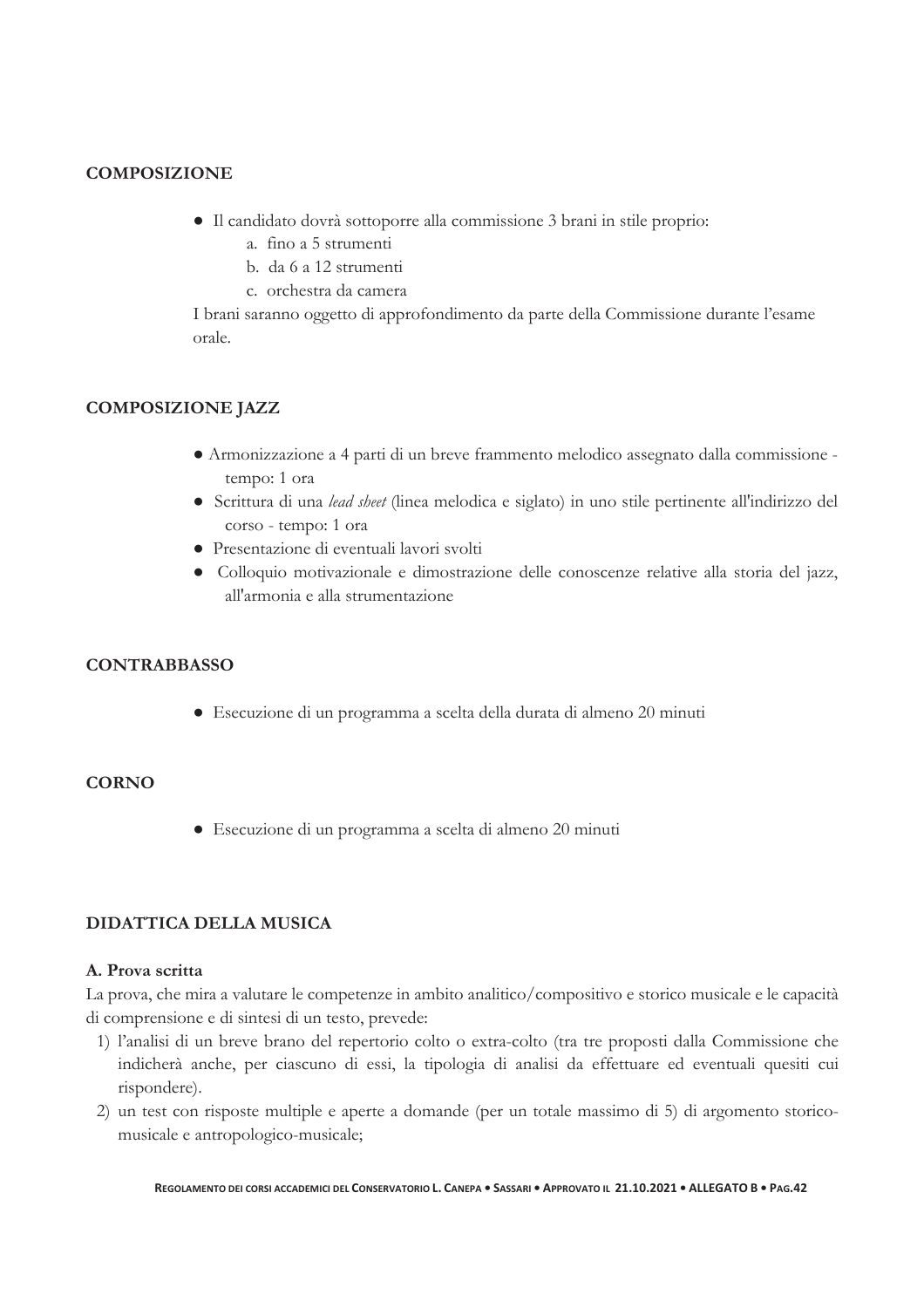## COMPOSIZIONE

- Il candidato dovrà sottoporre alla commissione 3 brani in stile proprio:
  a. fino a 5 strumenti
  b. da 6 a 12 strumenti
  c. orchestra da camera

I brani saranno oggetto di approfondimento da parte della Commissione durante l'esame orale.

## COMPOSIZIONE JAZZ

- Armonizzazione a 4 parti di un breve frammento melodico assegnato dalla commissione - tempo: 1 ora
- Scrittura di una *lead sheet* (linea melodica e siglato) in uno stile pertinente all'indirizzo del corso - tempo: 1 ora
- Presentazione di eventuali lavori svolti
- Colloquio motivazionale e dimostrazione delle conoscenze relative alla storia del jazz, all'armonia e alla strumentazione

## CONTRABBASSO

- Esecuzione di un programma a scelta della durata di almeno 20 minuti

## CORNO

- Esecuzione di un programma a scelta di almeno 20 minuti

## DIDATTICA DELLA MUSICA

### A. Prova scritta

La prova, che mira a valutare le competenze in ambito analitico/compositivo e storico musicale e le capacità di comprensione e di sintesi di un testo, prevede:

1) l'analisi di un breve brano del repertorio colto o extra-colto (tra tre proposti dalla Commissione che indicherà anche, per ciascuno di essi, la tipologia di analisi da effettuare ed eventuali quesiti cui rispondere).
2) un test con risposte multiple e aperte a domande (per un totale massimo di 5) di argomento storico-musicale e antropologico-musicale;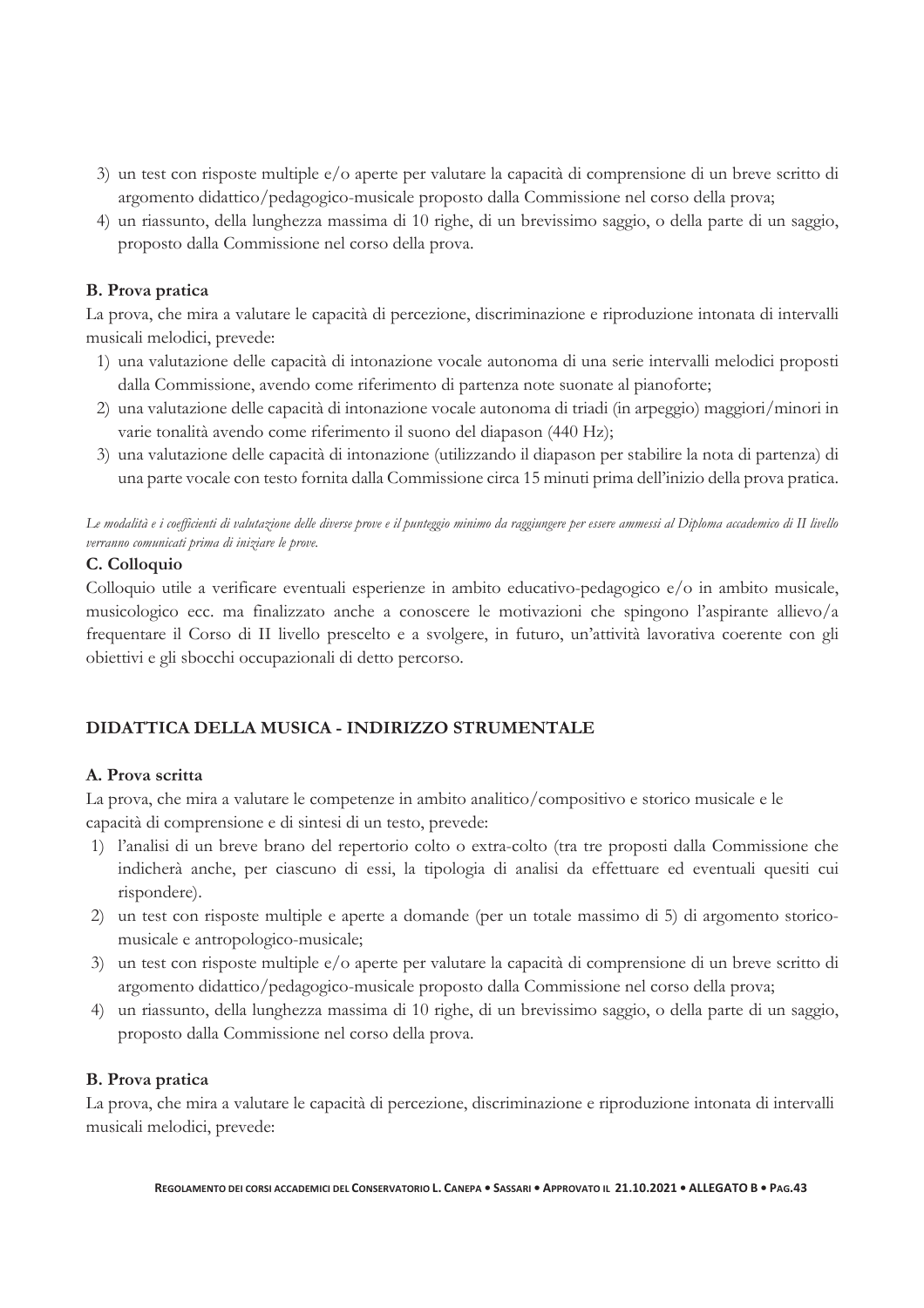3) un test con risposte multiple e/o aperte per valutare la capacità di comprensione di un breve scritto di argomento didattico/pedagogico-musicale proposto dalla Commissione nel corso della prova;
4) un riassunto, della lunghezza massima di 10 righe, di un brevissimo saggio, o della parte di un saggio, proposto dalla Commissione nel corso della prova.

**B. Prova pratica**

La prova, che mira a valutare le capacità di percezione, discriminazione e riproduzione intonata di intervalli musicali melodici, prevede:

1) una valutazione delle capacità di intonazione vocale autonoma di una serie intervalli melodici proposti dalla Commissione, avendo come riferimento di partenza note suonate al pianoforte;
2) una valutazione delle capacità di intonazione vocale autonoma di triadi (in arpeggio) maggiori/minori in varie tonalità avendo come riferimento il suono del diapason (440 Hz);
3) una valutazione delle capacità di intonazione (utilizzando il diapason per stabilire la nota di partenza) di una parte vocale con testo fornita dalla Commissione circa 15 minuti prima dell'inizio della prova pratica.

*Le modalità e i coefficienti di valutazione delle diverse prove e il punteggio minimo da raggiungere per essere ammessi al Diploma accademico di II livello verranno comunicati prima di iniziare le prove.*

**C. Colloquio**

Colloquio utile a verificare eventuali esperienze in ambito educativo-pedagogico e/o in ambito musicale, musicologico ecc. ma finalizzato anche a conoscere le motivazioni che spingono l'aspirante allievo/a frequentare il Corso di II livello prescelto e a svolgere, in futuro, un'attività lavorativa coerente con gli obiettivi e gli sbocchi occupazionali di detto percorso.

## DIDATTICA DELLA MUSICA - INDIRIZZO STRUMENTALE

**A. Prova scritta**

La prova, che mira a valutare le competenze in ambito analitico/compositivo e storico musicale e le capacità di comprensione e di sintesi di un testo, prevede:

1) l'analisi di un breve brano del repertorio colto o extra-colto (tra tre proposti dalla Commissione che indicherà anche, per ciascuno di essi, la tipologia di analisi da effettuare ed eventuali quesiti cui rispondere).
2) un test con risposte multiple e aperte a domande (per un totale massimo di 5) di argomento storico-musicale e antropologico-musicale;
3) un test con risposte multiple e/o aperte per valutare la capacità di comprensione di un breve scritto di argomento didattico/pedagogico-musicale proposto dalla Commissione nel corso della prova;
4) un riassunto, della lunghezza massima di 10 righe, di un brevissimo saggio, o della parte di un saggio, proposto dalla Commissione nel corso della prova.

**B. Prova pratica**

La prova, che mira a valutare le capacità di percezione, discriminazione e riproduzione intonata di intervalli musicali melodici, prevede: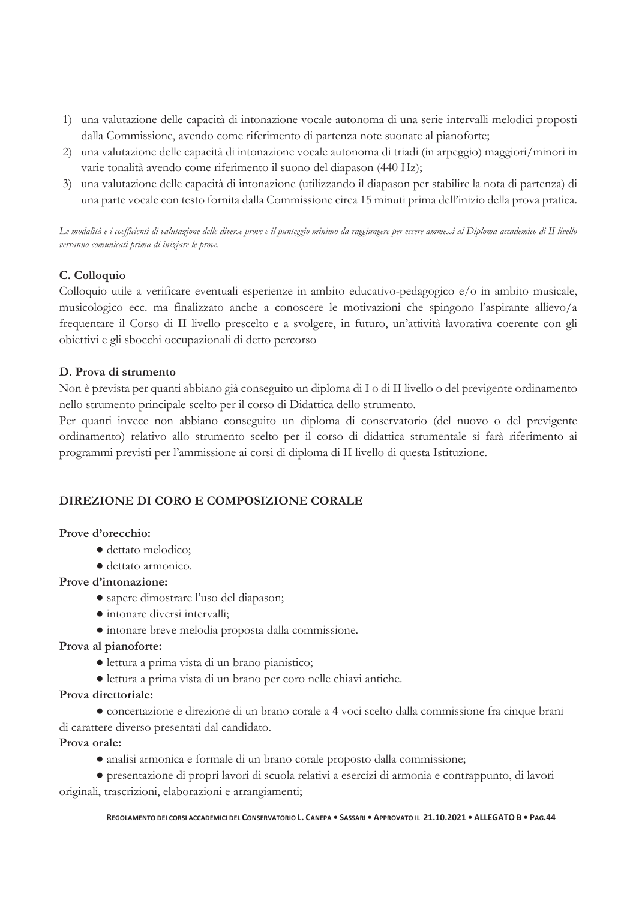1) una valutazione delle capacità di intonazione vocale autonoma di una serie intervalli melodici proposti dalla Commissione, avendo come riferimento di partenza note suonate al pianoforte;
2) una valutazione delle capacità di intonazione vocale autonoma di triadi (in arpeggio) maggiori/minori in varie tonalità avendo come riferimento il suono del diapason (440 Hz);
3) una valutazione delle capacità di intonazione (utilizzando il diapason per stabilire la nota di partenza) di una parte vocale con testo fornita dalla Commissione circa 15 minuti prima dell'inizio della prova pratica.

*Le modalità e i coefficienti di valutazione delle diverse prove e il punteggio minimo da raggiungere per essere ammessi al Diploma accademico di II livello verranno comunicati prima di iniziare le prove.*

**C. Colloquio**

Colloquio utile a verificare eventuali esperienze in ambito educativo-pedagogico e/o in ambito musicale, musicologico ecc. ma finalizzato anche a conoscere le motivazioni che spingono l'aspirante allievo/a frequentare il Corso di II livello prescelto e a svolgere, in futuro, un'attività lavorativa coerente con gli obiettivi e gli sbocchi occupazionali di detto percorso

**D. Prova di strumento**

Non è prevista per quanti abbiano già conseguito un diploma di I o di II livello o del previgente ordinamento nello strumento principale scelto per il corso di Didattica dello strumento.

Per quanti invece non abbiano conseguito un diploma di conservatorio (del nuovo o del previgente ordinamento) relativo allo strumento scelto per il corso di didattica strumentale si farà riferimento ai programmi previsti per l'ammissione ai corsi di diploma di II livello di questa Istituzione.

## DIREZIONE DI CORO E COMPOSIZIONE CORALE

**Prove d'orecchio:**

- dettato melodico;
- dettato armonico.

**Prove d'intonazione:**

- sapere dimostrare l'uso del diapason;
- intonare diversi intervalli;
- intonare breve melodia proposta dalla commissione.

**Prova al pianoforte:**

- lettura a prima vista di un brano pianistico;
- lettura a prima vista di un brano per coro nelle chiavi antiche.

**Prova direttoriale:**

- concertazione e direzione di un brano corale a 4 voci scelto dalla commissione fra cinque brani di carattere diverso presentati dal candidato.

**Prova orale:**

- analisi armonica e formale di un brano corale proposto dalla commissione;
- presentazione di propri lavori di scuola relativi a esercizi di armonia e contrappunto, di lavori originali, trascrizioni, elaborazioni e arrangiamenti;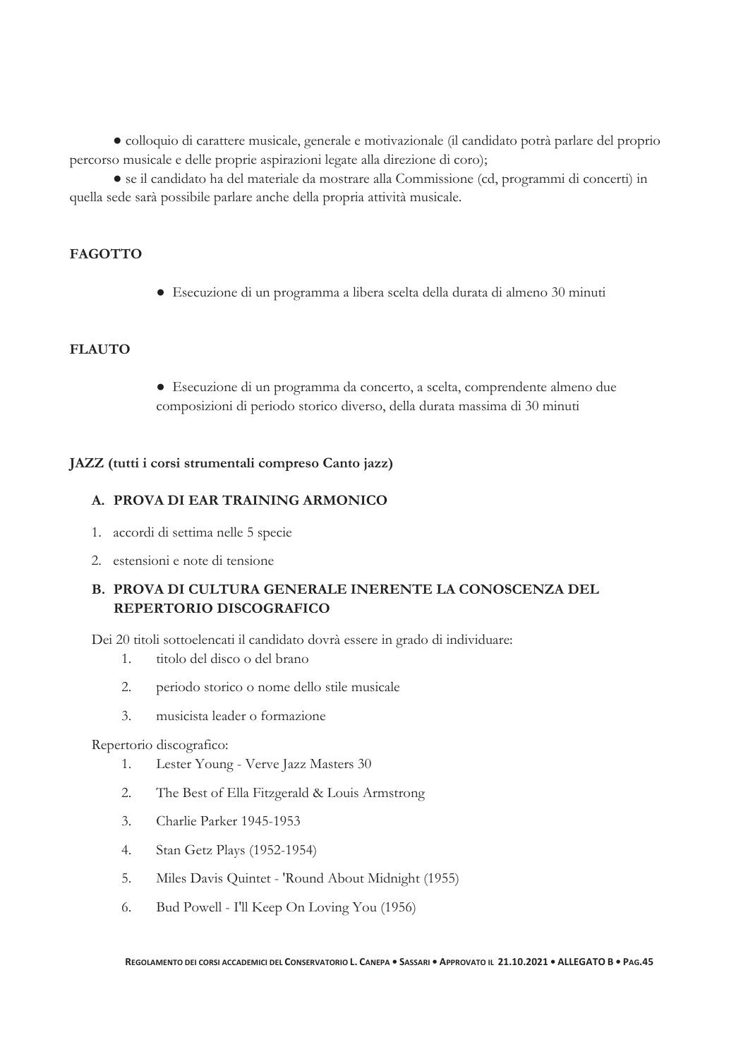● colloquio di carattere musicale, generale e motivazionale (il candidato potrà parlare del proprio percorso musicale e delle proprie aspirazioni legate alla direzione di coro);

● se il candidato ha del materiale da mostrare alla Commissione (cd, programmi di concerti) in quella sede sarà possibile parlare anche della propria attività musicale.

**FAGOTTO**

- Esecuzione di un programma a libera scelta della durata di almeno 30 minuti

**FLAUTO**

- Esecuzione di un programma da concerto, a scelta, comprendente almeno due composizioni di periodo storico diverso, della durata massima di 30 minuti

**JAZZ (tutti i corsi strumentali compreso Canto jazz)**

**A. PROVA DI EAR TRAINING ARMONICO**

1. accordi di settima nelle 5 specie
2. estensioni e note di tensione

**B. PROVA DI CULTURA GENERALE INERENTE LA CONOSCENZA DEL REPERTORIO DISCOGRAFICO**

Dei 20 titoli sottoelencati il candidato dovrà essere in grado di individuare:

1. titolo del disco o del brano
2. periodo storico o nome dello stile musicale
3. musicista leader o formazione

Repertorio discografico:

1. Lester Young - Verve Jazz Masters 30
2. The Best of Ella Fitzgerald & Louis Armstrong
3. Charlie Parker 1945-1953
4. Stan Getz Plays (1952-1954)
5. Miles Davis Quintet - 'Round About Midnight (1955)
6. Bud Powell - I'll Keep On Loving You (1956)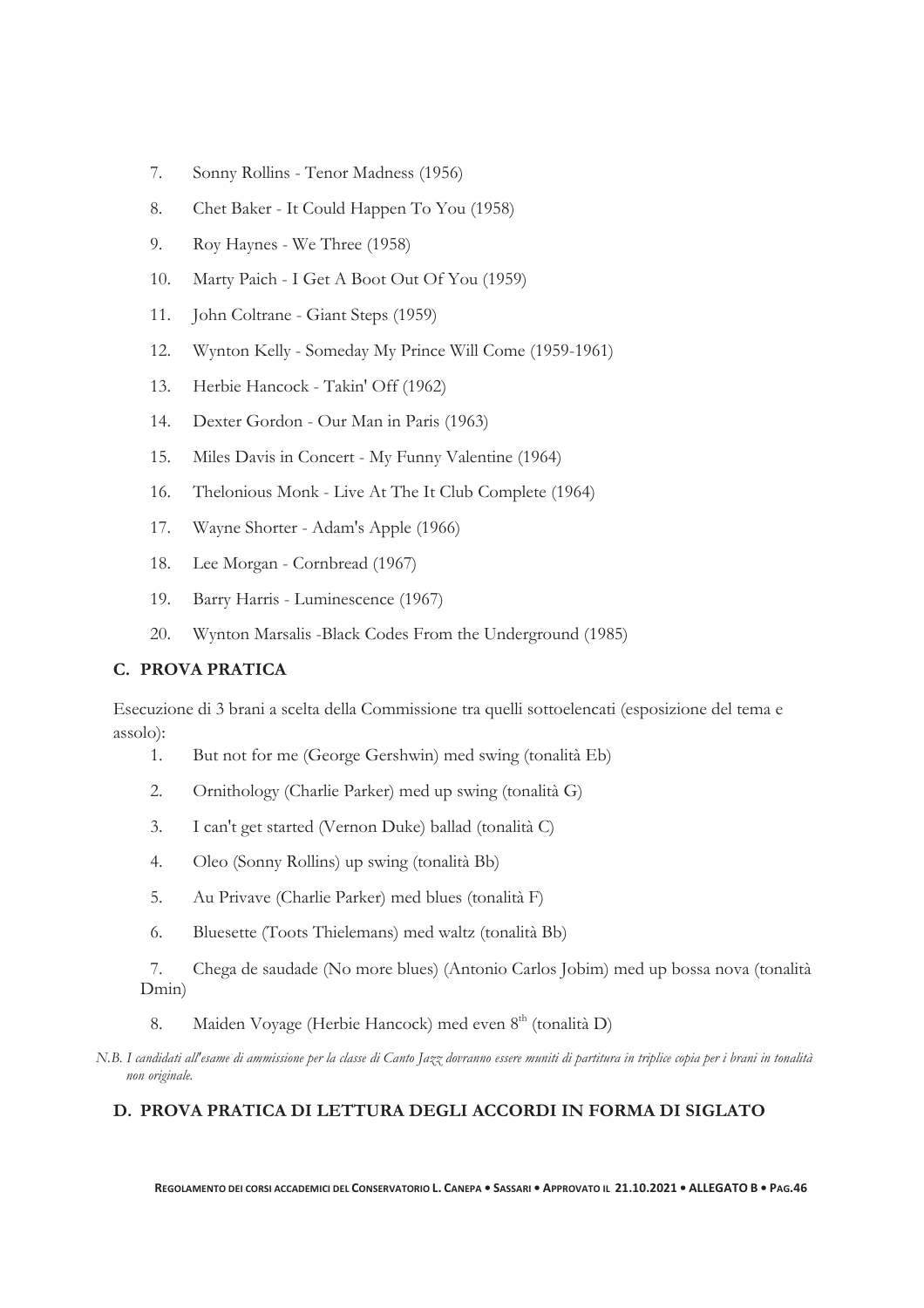7. Sonny Rollins - Tenor Madness (1956)
8. Chet Baker - It Could Happen To You (1958)
9. Roy Haynes - We Three (1958)
10. Marty Paich - I Get A Boot Out Of You (1959)
11. John Coltrane - Giant Steps (1959)
12. Wynton Kelly - Someday My Prince Will Come (1959-1961)
13. Herbie Hancock - Takin' Off (1962)
14. Dexter Gordon - Our Man in Paris (1963)
15. Miles Davis in Concert - My Funny Valentine (1964)
16. Thelonious Monk - Live At The It Club Complete (1964)
17. Wayne Shorter - Adam's Apple (1966)
18. Lee Morgan - Cornbread (1967)
19. Barry Harris - Luminescence (1967)
20. Wynton Marsalis -Black Codes From the Underground (1985)

### C. PROVA PRATICA

Esecuzione di 3 brani a scelta della Commissione tra quelli sottoelencati (esposizione del tema e assolo):

1. But not for me (George Gershwin) med swing (tonalità Eb)
2. Ornithology (Charlie Parker) med up swing (tonalità G)
3. I can't get started (Vernon Duke) ballad (tonalità C)
4. Oleo (Sonny Rollins) up swing (tonalità Bb)
5. Au Privave (Charlie Parker) med blues (tonalità F)
6. Bluesette (Toots Thielemans) med waltz (tonalità Bb)
7. Chega de saudade (No more blues) (Antonio Carlos Jobim) med up bossa nova (tonalità Dmin)
8. Maiden Voyage (Herbie Hancock) med even 8th (tonalità D)

*N.B. I candidati all'esame di ammissione per la classe di Canto Jazz dovranno essere muniti di partitura in triplice copia per i brani in tonalità non originale.*

### D. PROVA PRATICA DI LETTURA DEGLI ACCORDI IN FORMA DI SIGLATO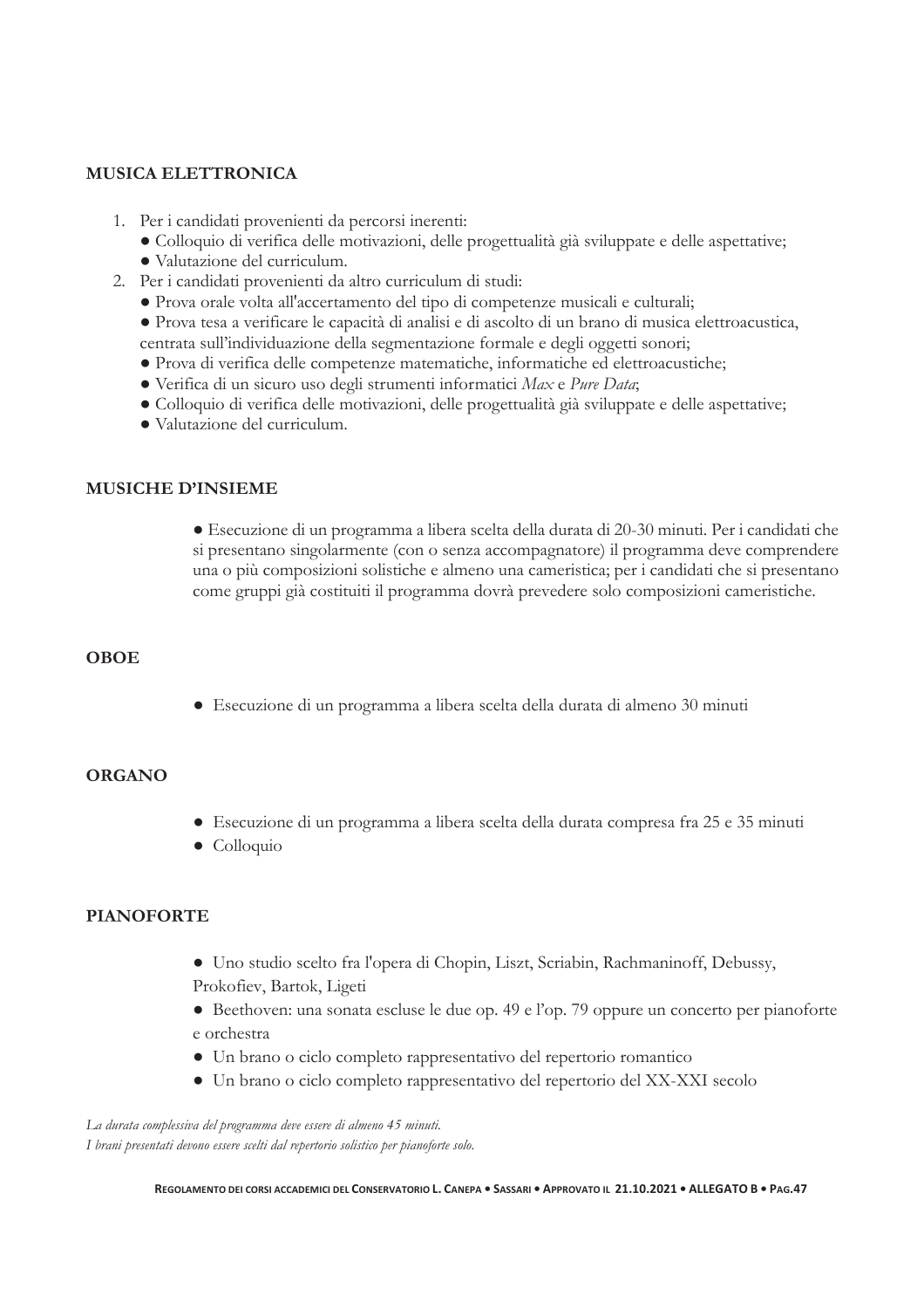**MUSICA ELETTRONICA**

1. Per i candidati provenienti da percorsi inerenti:
   - Colloquio di verifica delle motivazioni, delle progettualità già sviluppate e delle aspettative;
   - Valutazione del curriculum.
2. Per i candidati provenienti da altro curriculum di studi:
   - Prova orale volta all'accertamento del tipo di competenze musicali e culturali;
   - Prova tesa a verificare le capacità di analisi e di ascolto di un brano di musica elettroacustica, centrata sull'individuazione della segmentazione formale e degli oggetti sonori;
   - Prova di verifica delle competenze matematiche, informatiche ed elettroacustiche;
   - Verifica di un sicuro uso degli strumenti informatici *Max* e *Pure Data*;
   - Colloquio di verifica delle motivazioni, delle progettualità già sviluppate e delle aspettative;
   - Valutazione del curriculum.

**MUSICHE D'INSIEME**

- Esecuzione di un programma a libera scelta della durata di 20-30 minuti. Per i candidati che si presentano singolarmente (con o senza accompagnatore) il programma deve comprendere una o più composizioni solistiche e almeno una cameristica; per i candidati che si presentano come gruppi già costituiti il programma dovrà prevedere solo composizioni cameristiche.

**OBOE**

- Esecuzione di un programma a libera scelta della durata di almeno 30 minuti

**ORGANO**

- Esecuzione di un programma a libera scelta della durata compresa fra 25 e 35 minuti
- Colloquio

**PIANOFORTE**

- Uno studio scelto fra l'opera di Chopin, Liszt, Scriabin, Rachmaninoff, Debussy, Prokofiev, Bartok, Ligeti
- Beethoven: una sonata escluse le due op. 49 e l'op. 79 oppure un concerto per pianoforte e orchestra
- Un brano o ciclo completo rappresentativo del repertorio romantico
- Un brano o ciclo completo rappresentativo del repertorio del XX-XXI secolo

*La durata complessiva del programma deve essere di almeno 45 minuti.*
*I brani presentati devono essere scelti dal repertorio solistico per pianoforte solo.*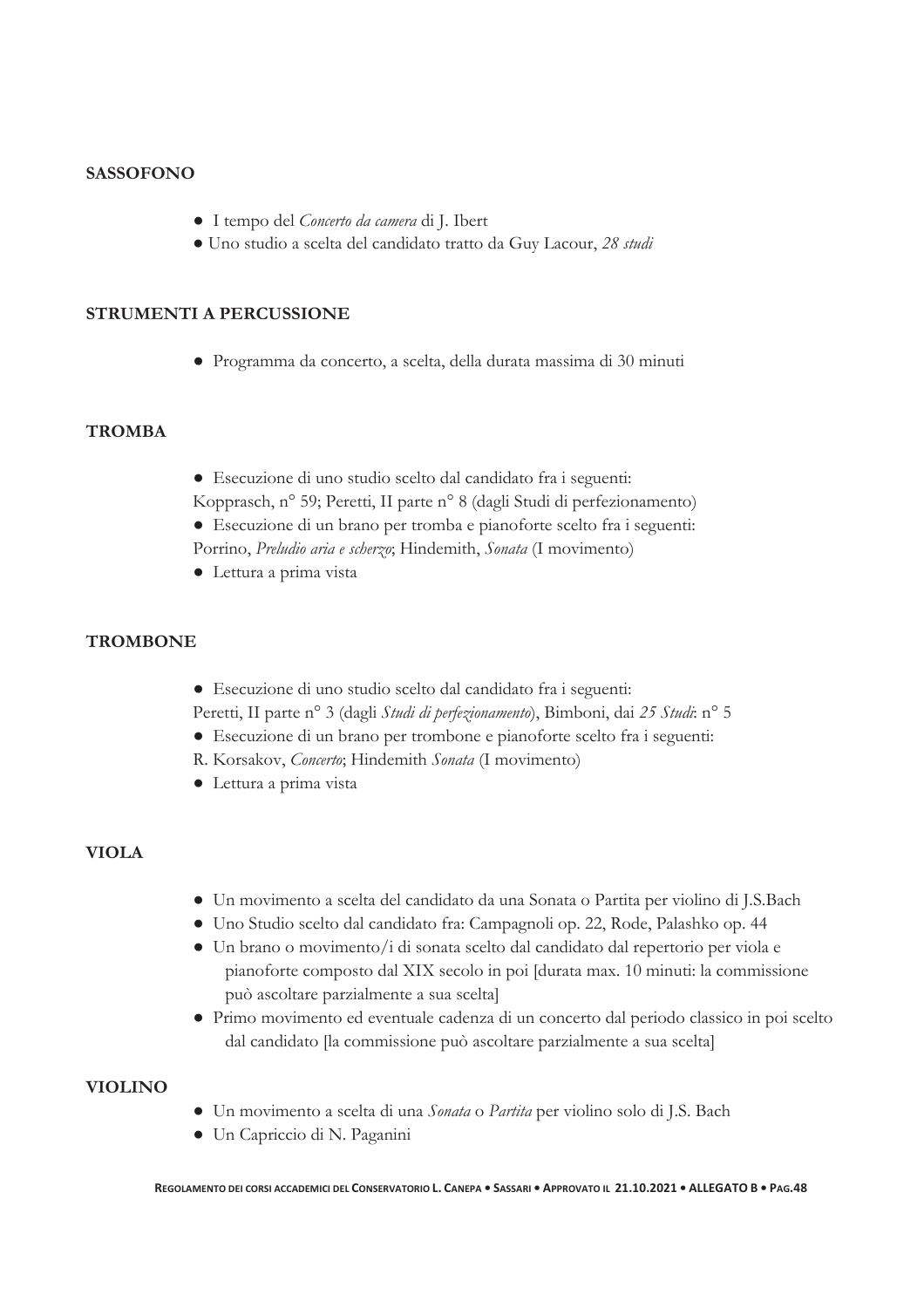**SASSOFONO**

- I tempo del *Concerto da camera* di J. Ibert
- Uno studio a scelta del candidato tratto da Guy Lacour, *28 studi*

**STRUMENTI A PERCUSSIONE**

- Programma da concerto, a scelta, della durata massima di 30 minuti

**TROMBA**

- Esecuzione di uno studio scelto dal candidato fra i seguenti:
Kopprasch, n° 59; Peretti, II parte n° 8 (dagli Studi di perfezionamento)
- Esecuzione di un brano per tromba e pianoforte scelto fra i seguenti:
Porrino, *Preludio aria e scherzo*; Hindemith, *Sonata* (I movimento)
- Lettura a prima vista

**TROMBONE**

- Esecuzione di uno studio scelto dal candidato fra i seguenti:
Peretti, II parte n° 3 (dagli *Studi di perfezionamento*), Bimboni, dai *25 Studi*: n° 5
- Esecuzione di un brano per trombone e pianoforte scelto fra i seguenti:
R. Korsakov, *Concerto*; Hindemith *Sonata* (I movimento)
- Lettura a prima vista

**VIOLA**

- Un movimento a scelta del candidato da una Sonata o Partita per violino di J.S.Bach
- Uno Studio scelto dal candidato fra: Campagnoli op. 22, Rode, Palashko op. 44
- Un brano o movimento/i di sonata scelto dal candidato dal repertorio per viola e pianoforte composto dal XIX secolo in poi [durata max. 10 minuti: la commissione può ascoltare parzialmente a sua scelta]
- Primo movimento ed eventuale cadenza di un concerto dal periodo classico in poi scelto dal candidato [la commissione può ascoltare parzialmente a sua scelta]

**VIOLINO**

- Un movimento a scelta di una *Sonata* o *Partita* per violino solo di J.S. Bach
- Un Capriccio di N. Paganini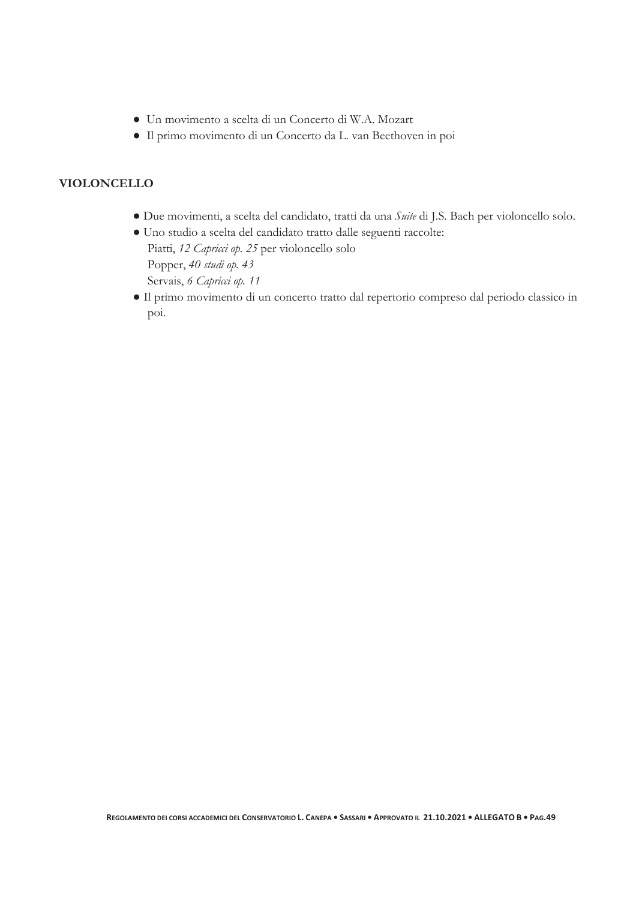- Un movimento a scelta di un Concerto di W.A. Mozart
- Il primo movimento di un Concerto da L. van Beethoven in poi

**VIOLONCELLO**

- Due movimenti, a scelta del candidato, tratti da una *Suite* di J.S. Bach per violoncello solo.
- Uno studio a scelta del candidato tratto dalle seguenti raccolte:
  Piatti, *12 Capricci op. 25* per violoncello solo
  Popper, *40 studi op. 43*
  Servais, *6 Capricci op. 11*
- Il primo movimento di un concerto tratto dal repertorio compreso dal periodo classico in poi.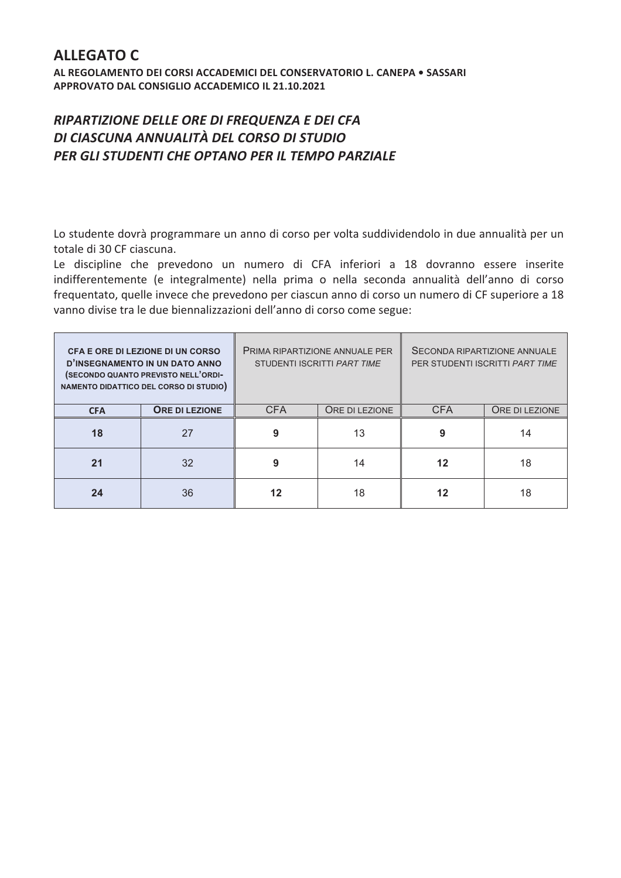## ALLEGATO C

**AL REGOLAMENTO DEI CORSI ACCADEMICI DEL CONSERVATORIO L. CANEPA • SASSARI**
**APPROVATO DAL CONSIGLIO ACCADEMICO IL 21.10.2021**

### *RIPARTIZIONE DELLE ORE DI FREQUENZA E DEI CFA DI CIASCUNA ANNUALITÀ DEL CORSO DI STUDIO PER GLI STUDENTI CHE OPTANO PER IL TEMPO PARZIALE*

Lo studente dovrà programmare un anno di corso per volta suddividendolo in due annualità per un totale di 30 CF ciascuna.

Le discipline che prevedono un numero di CFA inferiori a 18 dovranno essere inserite indifferentemente (e integralmente) nella prima o nella seconda annualità dell'anno di corso frequentato, quelle invece che prevedono per ciascun anno di corso un numero di CF superiore a 18 vanno divise tra le due biennalizzazioni dell'anno di corso come segue:

| CFA E ORE DI LEZIONE DI UN CORSO D'INSEGNAMENTO IN UN DATO ANNO (SECONDO QUANTO PREVISTO NELL'ORDINAMENTO DIDATTICO DEL CORSO DI STUDIO) | | PRIMA RIPARTIZIONE ANNUALE PER STUDENTI ISCRITTI *PART TIME* | | SECONDA RIPARTIZIONE ANNUALE PER STUDENTI ISCRITTI *PART TIME* | |
|---|---|---|---|---|---|
| **CFA** | **ORE DI LEZIONE** | CFA | ORE DI LEZIONE | CFA | ORE DI LEZIONE |
| **18** | 27 | **9** | 13 | **9** | 14 |
| **21** | 32 | **9** | 14 | **12** | 18 |
| **24** | 36 | **12** | 18 | **12** | 18 |